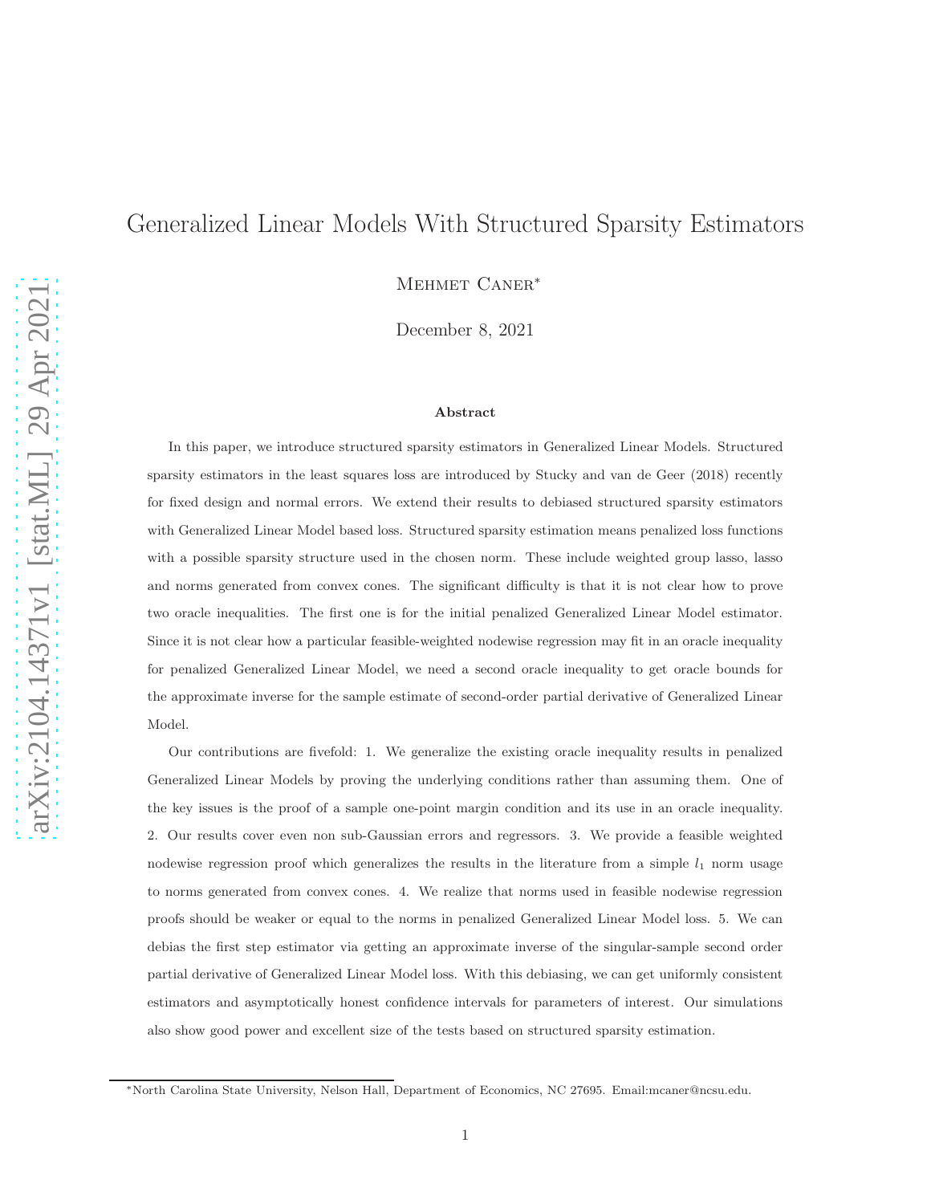# Generalized Linear Models With Structured Sparsity Estimators

Mehmet Caner[*]

December 8, 2021

**Abstract**

In this paper, we introduce structured sparsity estimators in Generalized Linear Models. Structured sparsity estimators in the least squares loss are introduced by Stucky and van de Geer (2018) recently for fixed design and normal errors. We extend their results to debiased structured sparsity estimators with Generalized Linear Model based loss. Structured sparsity estimation means penalized loss functions with a possible sparsity structure used in the chosen norm. These include weighted group lasso, lasso and norms generated from convex cones. The significant difficulty is that it is not clear how to prove two oracle inequalities. The first one is for the initial penalized Generalized Linear Model estimator. Since it is not clear how a particular feasible-weighted nodewise regression may fit in an oracle inequality for penalized Generalized Linear Model, we need a second oracle inequality to get oracle bounds for the approximate inverse for the sample estimate of second-order partial derivative of Generalized Linear Model.

Our contributions are fivefold: 1. We generalize the existing oracle inequality results in penalized Generalized Linear Models by proving the underlying conditions rather than assuming them. One of the key issues is the proof of a sample one-point margin condition and its use in an oracle inequality. 2. Our results cover even non sub-Gaussian errors and regressors. 3. We provide a feasible weighted nodewise regression proof which generalizes the results in the literature from a simple $l_1$ norm usage to norms generated from convex cones. 4. We realize that norms used in feasible nodewise regression proofs should be weaker or equal to the norms in penalized Generalized Linear Model loss. 5. We can debias the first step estimator via getting an approximate inverse of the singular-sample second order partial derivative of Generalized Linear Model loss. With this debiasing, we can get uniformly consistent estimators and asymptotically honest confidence intervals for parameters of interest. Our simulations also show good power and excellent size of the tests based on structured sparsity estimation.

---

[*] North Carolina State University, Nelson Hall, Department of Economics, NC 27695. Email:mcaner@ncsu.edu.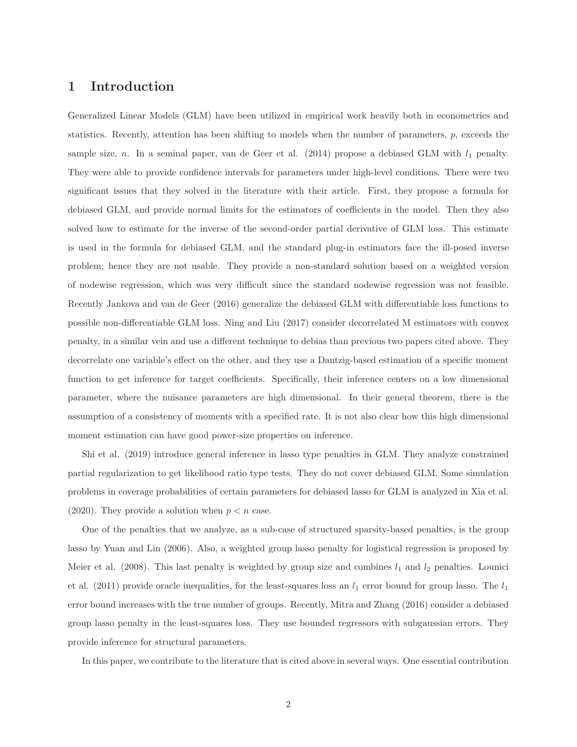# 1 Introduction

Generalized Linear Models (GLM) have been utilized in empirical work heavily both in econometrics and statistics. Recently, attention has been shifting to models when the number of parameters, $p$, exceeds the sample size, $n$. In a seminal paper, van de Geer et al. (2014) propose a debiased GLM with $l_1$ penalty. They were able to provide confidence intervals for parameters under high-level conditions. There were two significant issues that they solved in the literature with their article. First, they propose a formula for debiased GLM, and provide normal limits for the estimators of coefficients in the model. Then they also solved how to estimate for the inverse of the second-order partial derivative of GLM loss. This estimate is used in the formula for debiased GLM, and the standard plug-in estimators face the ill-posed inverse problem; hence they are not usable. They provide a non-standard solution based on a weighted version of nodewise regression, which was very difficult since the standard nodewise regression was not feasible. Recently Jankova and van de Geer (2016) generalize the debiased GLM with differentiable loss functions to possible non-differentiable GLM loss. Ning and Liu (2017) consider decorrelated M estimators with convex penalty, in a similar vein and use a different technique to debias than previous two papers cited above. They decorrelate one variable's effect on the other, and they use a Dantzig-based estimation of a specific moment function to get inference for target coefficients. Specifically, their inference centers on a low dimensional parameter, where the nuisance parameters are high dimensional. In their general theorem, there is the assumption of a consistency of moments with a specified rate. It is not also clear how this high dimensional moment estimation can have good power-size properties on inference.

Shi et al. (2019) introduce general inference in lasso type penalties in GLM. They analyze constrained partial regularization to get likelihood ratio type tests. They do not cover debiased GLM. Some simulation problems in coverage probabilities of certain parameters for debiased lasso for GLM is analyzed in Xia et al. (2020). They provide a solution when $p < n$ case.

One of the penalties that we analyze, as a sub-case of structured sparsity-based penalties, is the group lasso by Yuan and Lin (2006). Also, a weighted group lasso penalty for logistical regression is proposed by Meier et al. (2008). This last penalty is weighted by group size and combines $l_1$ and $l_2$ penalties. Lounici et al. (2011) provide oracle inequalities, for the least-squares loss an $l_1$ error bound for group lasso. The $l_1$ error bound increases with the true number of groups. Recently, Mitra and Zhang (2016) consider a debiased group lasso penalty in the least-squares loss. They use bounded regressors with subgaussian errors. They provide inference for structural parameters.

In this paper, we contribute to the literature that is cited above in several ways. One essential contribution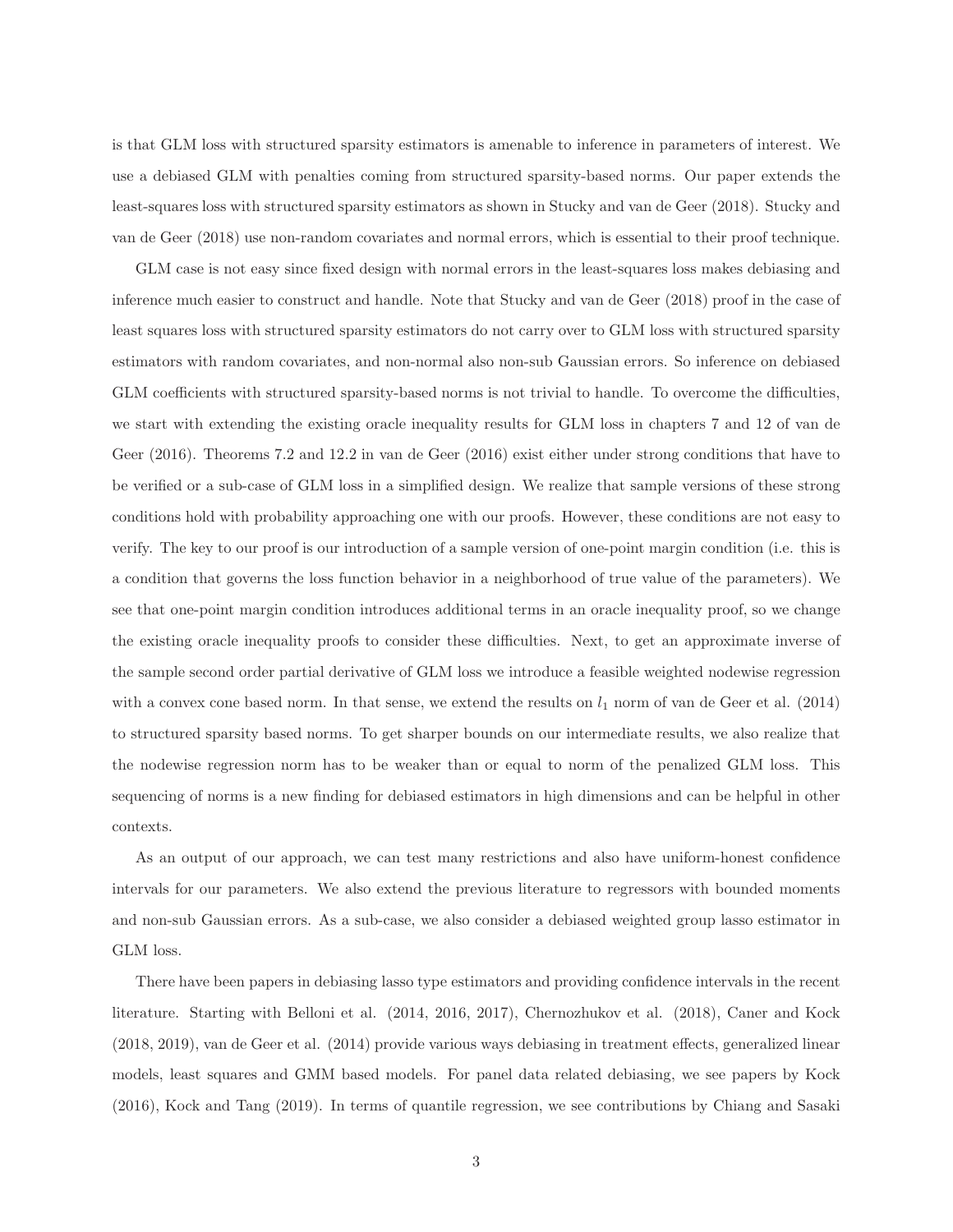is that GLM loss with structured sparsity estimators is amenable to inference in parameters of interest. We use a debiased GLM with penalties coming from structured sparsity-based norms. Our paper extends the least-squares loss with structured sparsity estimators as shown in Stucky and van de Geer (2018). Stucky and van de Geer (2018) use non-random covariates and normal errors, which is essential to their proof technique.

GLM case is not easy since fixed design with normal errors in the least-squares loss makes debiasing and inference much easier to construct and handle. Note that Stucky and van de Geer (2018) proof in the case of least squares loss with structured sparsity estimators do not carry over to GLM loss with structured sparsity estimators with random covariates, and non-normal also non-sub Gaussian errors. So inference on debiased GLM coefficients with structured sparsity-based norms is not trivial to handle. To overcome the difficulties, we start with extending the existing oracle inequality results for GLM loss in chapters 7 and 12 of van de Geer (2016). Theorems 7.2 and 12.2 in van de Geer (2016) exist either under strong conditions that have to be verified or a sub-case of GLM loss in a simplified design. We realize that sample versions of these strong conditions hold with probability approaching one with our proofs. However, these conditions are not easy to verify. The key to our proof is our introduction of a sample version of one-point margin condition (i.e. this is a condition that governs the loss function behavior in a neighborhood of true value of the parameters). We see that one-point margin condition introduces additional terms in an oracle inequality proof, so we change the existing oracle inequality proofs to consider these difficulties. Next, to get an approximate inverse of the sample second order partial derivative of GLM loss we introduce a feasible weighted nodewise regression with a convex cone based norm. In that sense, we extend the results on $l_1$ norm of van de Geer et al. (2014) to structured sparsity based norms. To get sharper bounds on our intermediate results, we also realize that the nodewise regression norm has to be weaker than or equal to norm of the penalized GLM loss. This sequencing of norms is a new finding for debiased estimators in high dimensions and can be helpful in other contexts.

As an output of our approach, we can test many restrictions and also have uniform-honest confidence intervals for our parameters. We also extend the previous literature to regressors with bounded moments and non-sub Gaussian errors. As a sub-case, we also consider a debiased weighted group lasso estimator in GLM loss.

There have been papers in debiasing lasso type estimators and providing confidence intervals in the recent literature. Starting with Belloni et al. (2014, 2016, 2017), Chernozhukov et al. (2018), Caner and Kock (2018, 2019), van de Geer et al. (2014) provide various ways debiasing in treatment effects, generalized linear models, least squares and GMM based models. For panel data related debiasing, we see papers by Kock (2016), Kock and Tang (2019). In terms of quantile regression, we see contributions by Chiang and Sasaki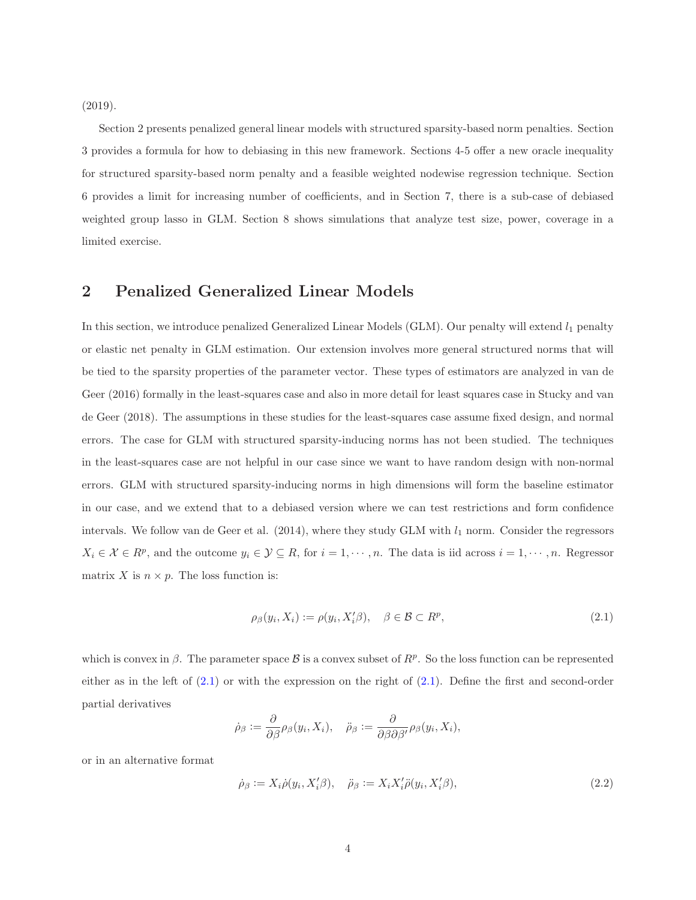(2019).

Section 2 presents penalized general linear models with structured sparsity-based norm penalties. Section 3 provides a formula for how to debiasing in this new framework. Sections 4-5 offer a new oracle inequality for structured sparsity-based norm penalty and a feasible weighted nodewise regression technique. Section 6 provides a limit for increasing number of coefficients, and in Section 7, there is a sub-case of debiased weighted group lasso in GLM. Section 8 shows simulations that analyze test size, power, coverage in a limited exercise.

## 2 Penalized Generalized Linear Models

In this section, we introduce penalized Generalized Linear Models (GLM). Our penalty will extend $l_1$ penalty or elastic net penalty in GLM estimation. Our extension involves more general structured norms that will be tied to the sparsity properties of the parameter vector. These types of estimators are analyzed in van de Geer (2016) formally in the least-squares case and also in more detail for least squares case in Stucky and van de Geer (2018). The assumptions in these studies for the least-squares case assume fixed design, and normal errors. The case for GLM with structured sparsity-inducing norms has not been studied. The techniques in the least-squares case are not helpful in our case since we want to have random design with non-normal errors. GLM with structured sparsity-inducing norms in high dimensions will form the baseline estimator in our case, and we extend that to a debiased version where we can test restrictions and form confidence intervals. We follow van de Geer et al. (2014), where they study GLM with $l_1$ norm. Consider the regressors $X_i \in \mathcal{X} \in R^p$, and the outcome $y_i \in \mathcal{Y} \subseteq R$, for $i = 1, \cdots, n$. The data is iid across $i = 1, \cdots, n$. Regressor matrix $X$ is $n \times p$. The loss function is:

$$\rho_\beta(y_i, X_i) := \rho(y_i, X_i'\beta), \quad \beta \in \mathcal{B} \subset R^p, \tag{2.1}$$

which is convex in $\beta$. The parameter space $\mathcal{B}$ is a convex subset of $R^p$. So the loss function can be represented either as in the left of (2.1) or with the expression on the right of (2.1). Define the first and second-order partial derivatives

$$\dot{\rho}_\beta := \frac{\partial}{\partial \beta} \rho_\beta(y_i, X_i), \quad \ddot{\rho}_\beta := \frac{\partial}{\partial \beta \partial \beta'} \rho_\beta(y_i, X_i),$$

or in an alternative format

$$\dot{\rho}_\beta := X_i \dot{\rho}(y_i, X_i'\beta), \quad \ddot{\rho}_\beta := X_i X_i' \ddot{\rho}(y_i, X_i'\beta), \tag{2.2}$$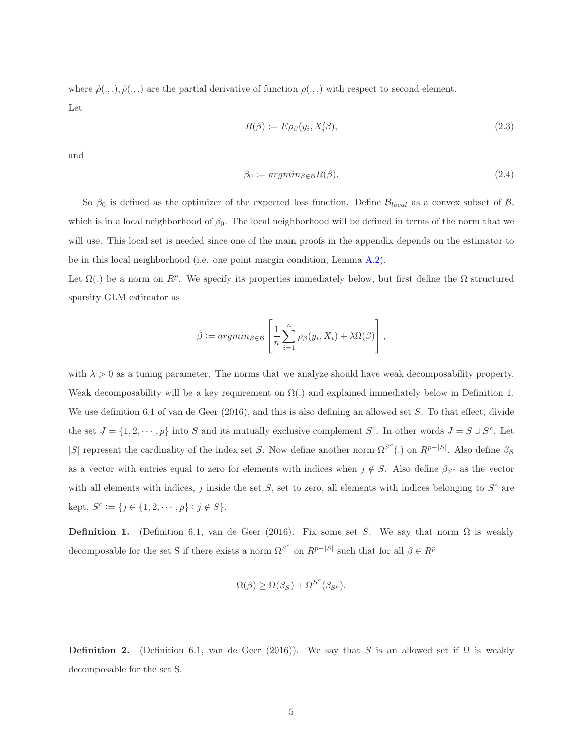where $\dot{\rho}(.,.), \ddot{\rho}(.,.)$ are the partial derivative of function $\rho(.,.)$ with respect to second element.

Let

$$R(\beta) := E\rho_\beta(y_i, X_i'\beta), \tag{2.3}$$

and

$$\beta_0 := argmin_{\beta \in \mathcal{B}} R(\beta). \tag{2.4}$$

So $\beta_0$ is defined as the optimizer of the expected loss function. Define $\mathcal{B}_{local}$ as a convex subset of $\mathcal{B}$, which is in a local neighborhood of $\beta_0$. The local neighborhood will be defined in terms of the norm that we will use. This local set is needed since one of the main proofs in the appendix depends on the estimator to be in this local neighborhood (i.e. one point margin condition, Lemma A.2).

Let $\Omega(.)$ be a norm on $R^p$. We specify its properties immediately below, but first define the $\Omega$ structured sparsity GLM estimator as

$$\hat{\beta} := argmin_{\beta \in \mathcal{B}} \left[ \frac{1}{n} \sum_{i=1}^{n} \rho_\beta(y_i, X_i) + \lambda \Omega(\beta) \right],$$

with $\lambda > 0$ as a tuning parameter. The norms that we analyze should have weak decomposability property. Weak decomposability will be a key requirement on $\Omega(.)$ and explained immediately below in Definition 1. We use definition 6.1 of van de Geer (2016), and this is also defining an allowed set $S$. To that effect, divide the set $J = \{1, 2, \cdots, p\}$ into $S$ and its mutually exclusive complement $S^c$. In other words $J = S \cup S^c$. Let $|S|$ represent the cardinality of the index set $S$. Now define another norm $\Omega^{S^c}(.)$ on $R^{p-|S|}$. Also define $\beta_S$ as a vector with entries equal to zero for elements with indices when $j \notin S$. Also define $\beta_{S^c}$ as the vector with all elements with indices, $j$ inside the set $S$, set to zero, all elements with indices belonging to $S^c$ are kept, $S^c := \{j \in \{1, 2, \cdots, p\} : j \notin S\}$.

**Definition 1.** (Definition 6.1, van de Geer (2016). Fix some set $S$. We say that norm $\Omega$ is weakly decomposable for the set S if there exists a norm $\Omega^{S^c}$ on $R^{p-|S|}$ such that for all $\beta \in R^p$

$$\Omega(\beta) \geq \Omega(\beta_S) + \Omega^{S^c}(\beta_{S^c}).$$

**Definition 2.** (Definition 6.1, van de Geer (2016)). We say that $S$ is an allowed set if $\Omega$ is weakly decomposable for the set S.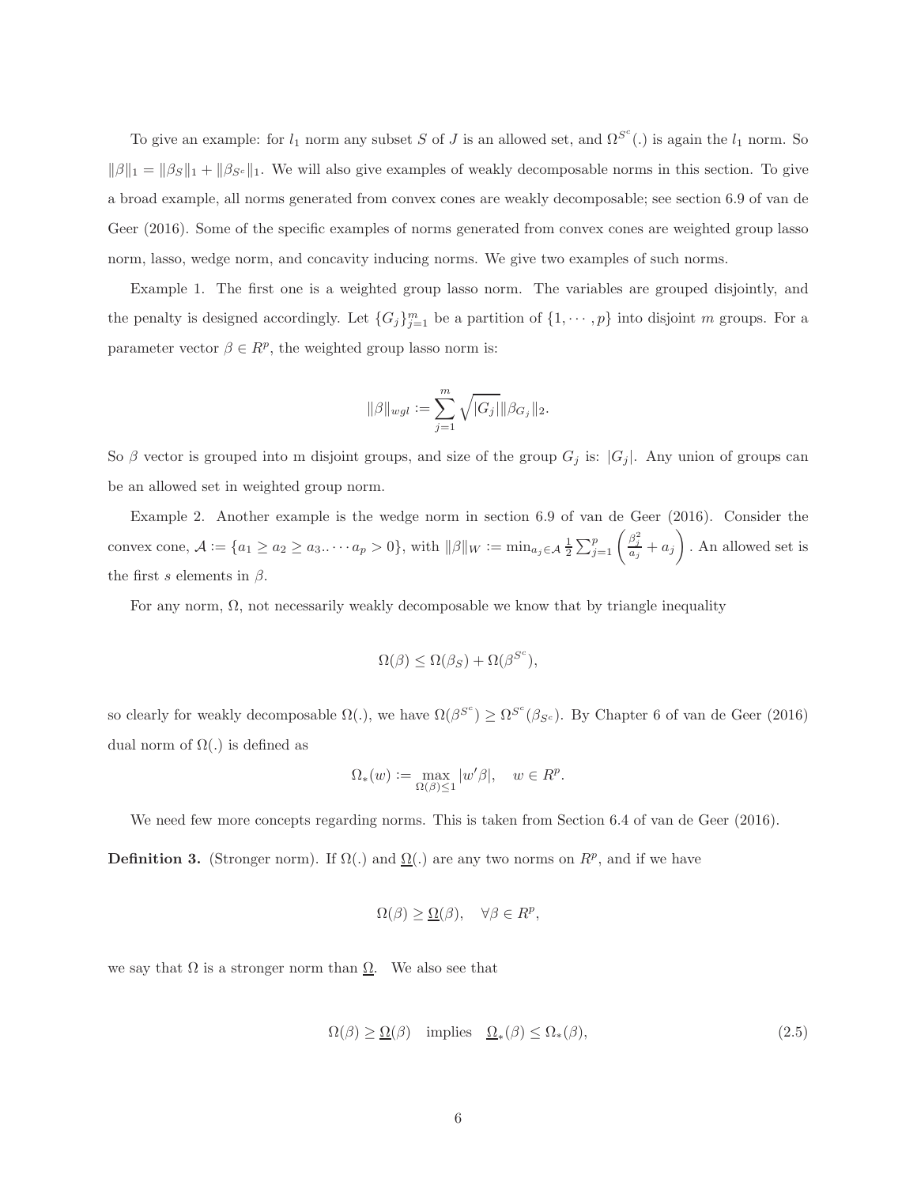To give an example: for $l_1$ norm any subset $S$ of $J$ is an allowed set, and $\Omega^{S^c}(.)$ is again the $l_1$ norm. So $\|\beta\|_1 = \|\beta_S\|_1 + \|\beta_{S^c}\|_1$. We will also give examples of weakly decomposable norms in this section. To give a broad example, all norms generated from convex cones are weakly decomposable; see section 6.9 of van de Geer (2016). Some of the specific examples of norms generated from convex cones are weighted group lasso norm, lasso, wedge norm, and concavity inducing norms. We give two examples of such norms.

Example 1. The first one is a weighted group lasso norm. The variables are grouped disjointly, and the penalty is designed accordingly. Let $\{G_j\}_{j=1}^m$ be a partition of $\{1, \cdots, p\}$ into disjoint $m$ groups. For a parameter vector $\beta \in R^p$, the weighted group lasso norm is:

$$\|\beta\|_{wgl} := \sum_{j=1}^{m} \sqrt{|G_j|} \|\beta_{G_j}\|_2.$$

So $\beta$ vector is grouped into m disjoint groups, and size of the group $G_j$ is: $|G_j|$. Any union of groups can be an allowed set in weighted group norm.

Example 2. Another example is the wedge norm in section 6.9 of van de Geer (2016). Consider the convex cone, $\mathcal{A} := \{a_1 \geq a_2 \geq a_3 .. \cdots a_p > 0\}$, with $\|\beta\|_W := \min_{a_j \in \mathcal{A}} \frac{1}{2} \sum_{j=1}^{p} \left( \frac{\beta_j^2}{a_j} + a_j \right)$. An allowed set is the first $s$ elements in $\beta$.

For any norm, $\Omega$, not necessarily weakly decomposable we know that by triangle inequality

$$\Omega(\beta) \leq \Omega(\beta_S) + \Omega(\beta^{S^c}),$$

so clearly for weakly decomposable $\Omega(.)$, we have $\Omega(\beta^{S^c}) \geq \Omega^{S^c}(\beta_{S^c})$. By Chapter 6 of van de Geer (2016) dual norm of $\Omega(.)$ is defined as

$$\Omega_*(w) := \max_{\Omega(\beta) \leq 1} |w'\beta|, \quad w \in R^p.$$

We need few more concepts regarding norms. This is taken from Section 6.4 of van de Geer (2016).

**Definition 3.** (Stronger norm). If $\Omega(.)$ and $\underline{\Omega}(.)$ are any two norms on $R^p$, and if we have

$$\Omega(\beta) \geq \underline{\Omega}(\beta), \quad \forall \beta \in R^p,$$

we say that $\Omega$ is a stronger norm than $\underline{\Omega}$. We also see that

$$\Omega(\beta) \geq \underline{\Omega}(\beta) \quad \text{implies} \quad \underline{\Omega}_*(\beta) \leq \Omega_*(\beta), \tag{2.5}$$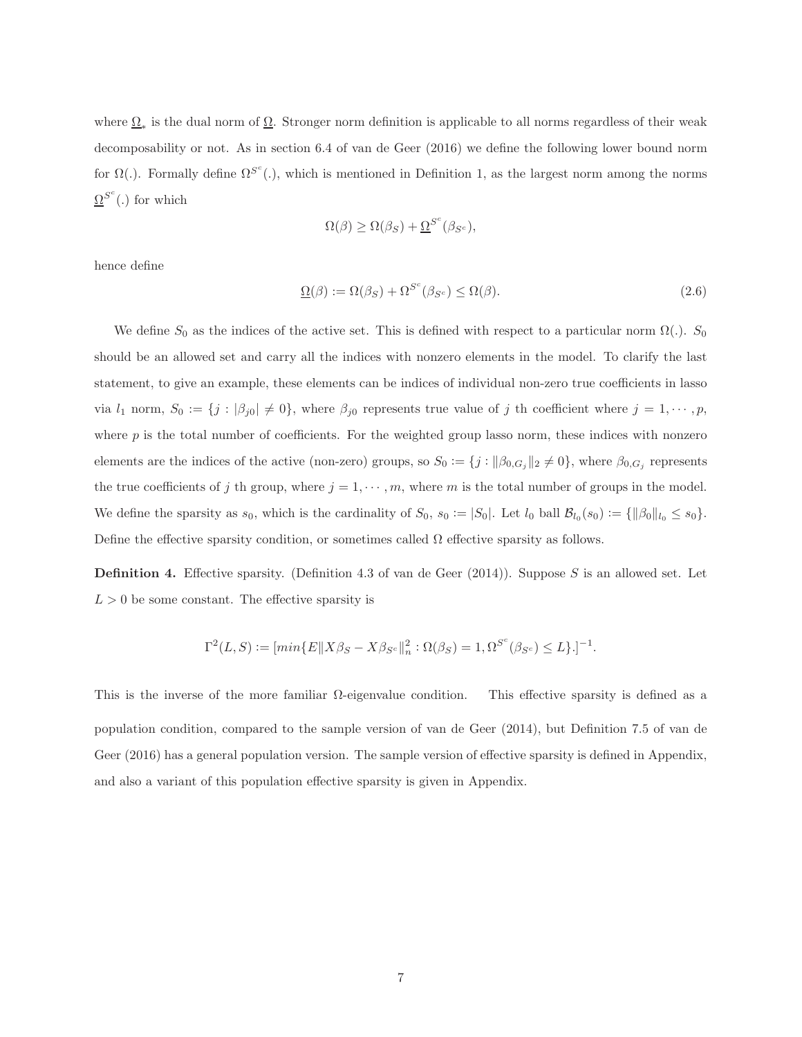where $\underline{\Omega}_*$ is the dual norm of $\underline{\Omega}$. Stronger norm definition is applicable to all norms regardless of their weak decomposability or not. As in section 6.4 of van de Geer (2016) we define the following lower bound norm for $\Omega(.)$. Formally define $\Omega^{S^c}(.)$, which is mentioned in Definition 1, as the largest norm among the norms $\underline{\Omega}^{S^c}(.)$ for which

$$\Omega(\beta) \geq \Omega(\beta_S) + \underline{\Omega}^{S^c}(\beta_{S^c}),$$

hence define

$$\underline{\Omega}(\beta) := \Omega(\beta_S) + \Omega^{S^c}(\beta_{S^c}) \leq \Omega(\beta). \tag{2.6}$$

We define $S_0$ as the indices of the active set. This is defined with respect to a particular norm $\Omega(.)$. $S_0$ should be an allowed set and carry all the indices with nonzero elements in the model. To clarify the last statement, to give an example, these elements can be indices of individual non-zero true coefficients in lasso via $l_1$ norm, $S_0 := \{j : |\beta_{j0}| \neq 0\}$, where $\beta_{j0}$ represents true value of $j$ th coefficient where $j = 1, \cdots, p$, where $p$ is the total number of coefficients. For the weighted group lasso norm, these indices with nonzero elements are the indices of the active (non-zero) groups, so $S_0 := \{j : \|\beta_{0,G_j}\|_2 \neq 0\}$, where $\beta_{0,G_j}$ represents the true coefficients of $j$ th group, where $j = 1, \cdots, m$, where $m$ is the total number of groups in the model. We define the sparsity as $s_0$, which is the cardinality of $S_0$, $s_0 := |S_0|$. Let $l_0$ ball $\mathcal{B}_{l_0}(s_0) := \{\|\beta_0\|_{l_0} \leq s_0\}$. Define the effective sparsity condition, or sometimes called $\Omega$ effective sparsity as follows.

**Definition 4.** Effective sparsity. (Definition 4.3 of van de Geer (2014)). Suppose $S$ is an allowed set. Let $L > 0$ be some constant. The effective sparsity is

$$\Gamma^2(L, S) := [min\{E\|X\beta_S - X\beta_{S^c}\|_n^2 : \Omega(\beta_S) = 1, \Omega^{S^c}(\beta_{S^c}) \leq L\}.]^{-1}.$$

This is the inverse of the more familiar $\Omega$-eigenvalue condition. This effective sparsity is defined as a population condition, compared to the sample version of van de Geer (2014), but Definition 7.5 of van de Geer (2016) has a general population version. The sample version of effective sparsity is defined in Appendix, and also a variant of this population effective sparsity is given in Appendix.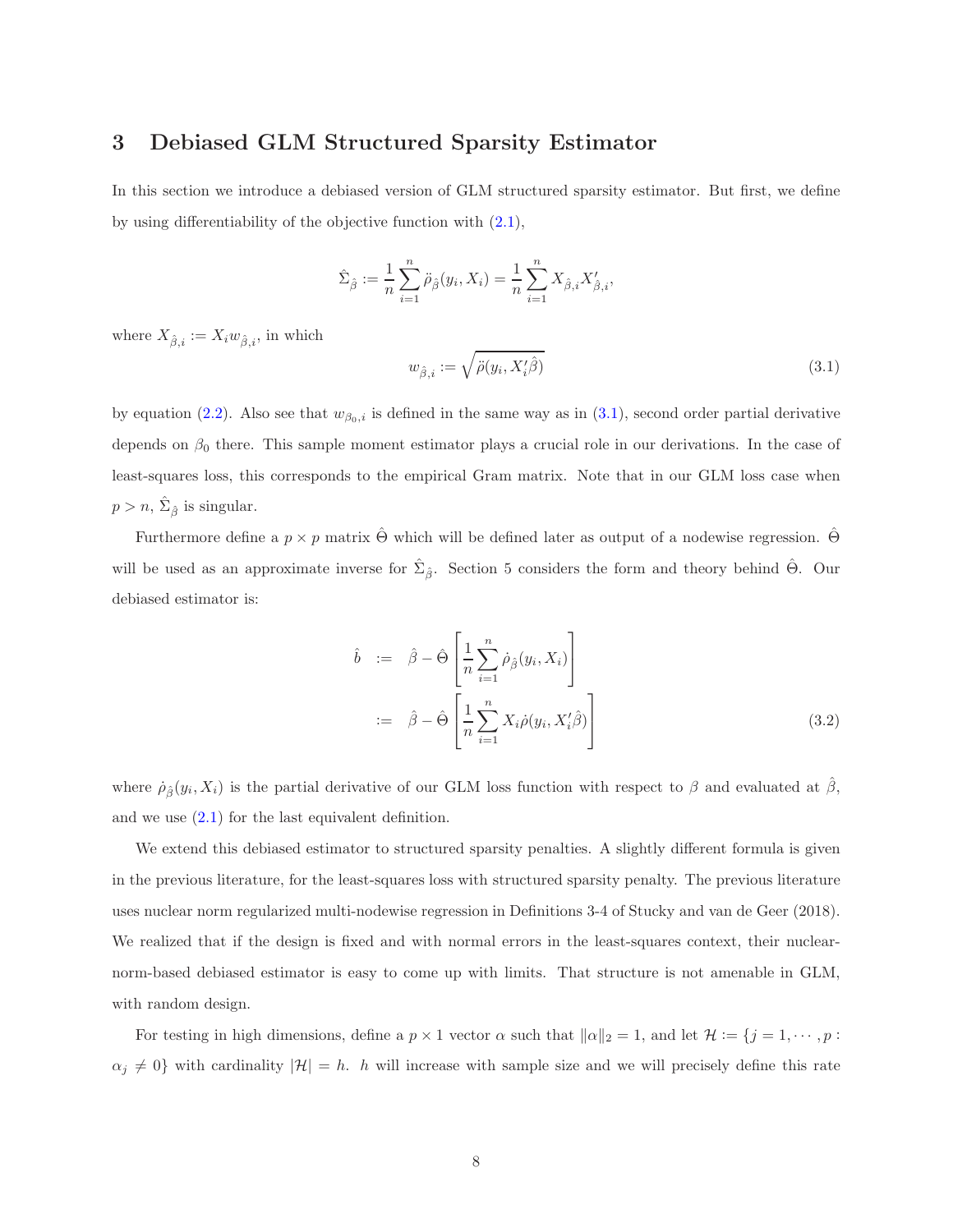## 3 Debiased GLM Structured Sparsity Estimator

In this section we introduce a debiased version of GLM structured sparsity estimator. But first, we define by using differentiability of the objective function with (2.1),

$$\hat{\Sigma}_{\hat{\beta}} := \frac{1}{n}\sum_{i=1}^{n} \ddot{\rho}_{\hat{\beta}}(y_i, X_i) = \frac{1}{n}\sum_{i=1}^{n} X_{\hat{\beta},i} X_{\hat{\beta},i}',$$

where $X_{\hat{\beta},i} := X_i w_{\hat{\beta},i}$, in which

$$w_{\hat{\beta},i} := \sqrt{\ddot{\rho}(y_i, X_i'\hat{\beta})} \tag{3.1}$$

by equation (2.2). Also see that $w_{\beta_0,i}$ is defined in the same way as in (3.1), second order partial derivative depends on $\beta_0$ there. This sample moment estimator plays a crucial role in our derivations. In the case of least-squares loss, this corresponds to the empirical Gram matrix. Note that in our GLM loss case when $p > n$, $\hat{\Sigma}_{\hat{\beta}}$ is singular.

Furthermore define a $p \times p$ matrix $\hat{\Theta}$ which will be defined later as output of a nodewise regression. $\hat{\Theta}$ will be used as an approximate inverse for $\hat{\Sigma}_{\hat{\beta}}$. Section 5 considers the form and theory behind $\hat{\Theta}$. Our debiased estimator is:

$$\begin{aligned}
\hat{b} &:= \hat{\beta} - \hat{\Theta}\left[\frac{1}{n}\sum_{i=1}^{n} \dot{\rho}_{\hat{\beta}}(y_i, X_i)\right] \\
&:= \hat{\beta} - \hat{\Theta}\left[\frac{1}{n}\sum_{i=1}^{n} X_i \dot{\rho}(y_i, X_i'\hat{\beta})\right]
\end{aligned} \tag{3.2}$$

where $\dot{\rho}_{\hat{\beta}}(y_i, X_i)$ is the partial derivative of our GLM loss function with respect to $\beta$ and evaluated at $\hat{\beta}$, and we use (2.1) for the last equivalent definition.

We extend this debiased estimator to structured sparsity penalties. A slightly different formula is given in the previous literature, for the least-squares loss with structured sparsity penalty. The previous literature uses nuclear norm regularized multi-nodewise regression in Definitions 3-4 of Stucky and van de Geer (2018). We realized that if the design is fixed and with normal errors in the least-squares context, their nuclear-norm-based debiased estimator is easy to come up with limits. That structure is not amenable in GLM, with random design.

For testing in high dimensions, define a $p \times 1$ vector $\alpha$ such that $\|\alpha\|_2 = 1$, and let $\mathcal{H} := \{j = 1, \cdots, p : \alpha_j \neq 0\}$ with cardinality $|\mathcal{H}| = h$. $h$ will increase with sample size and we will precisely define this rate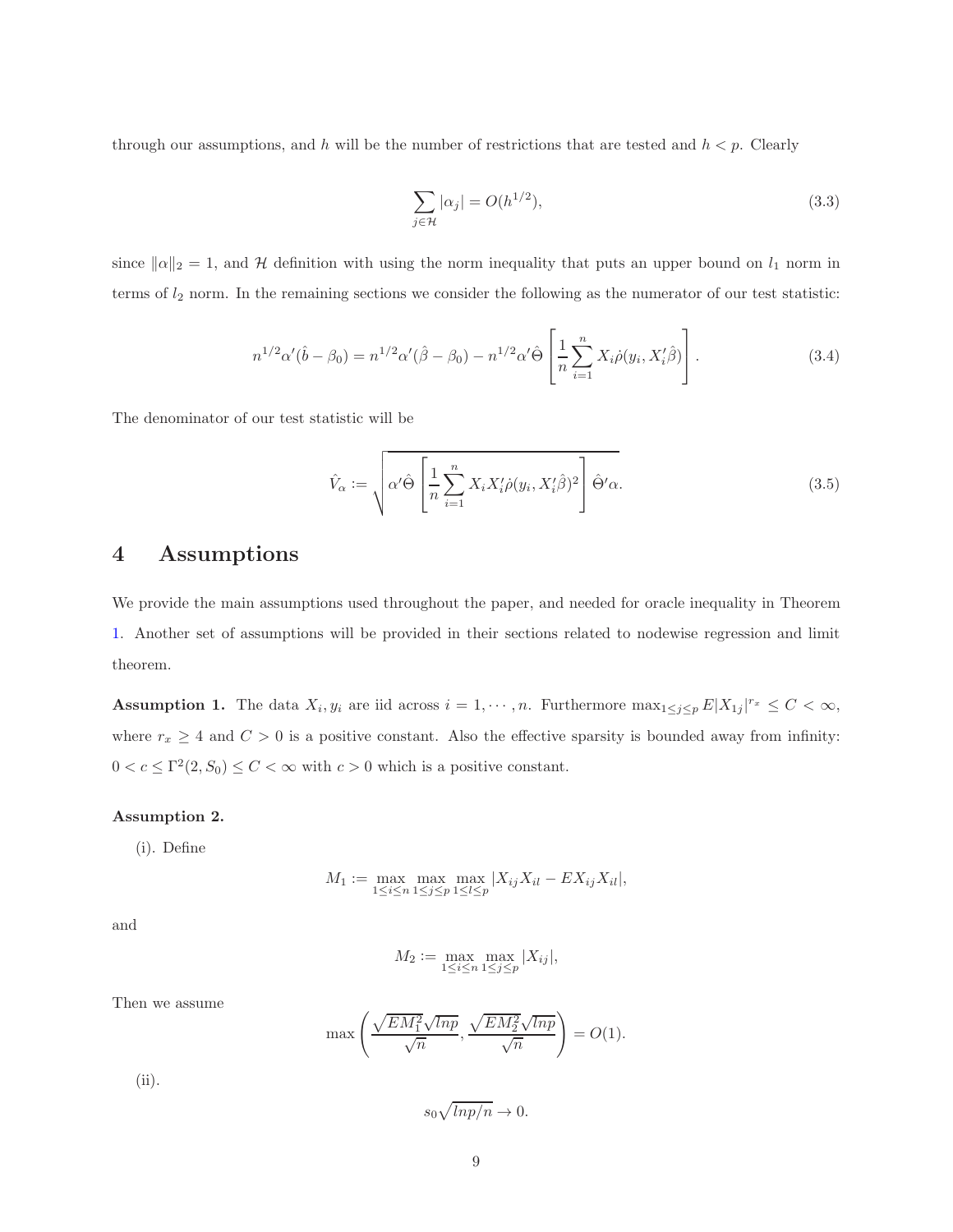through our assumptions, and $h$ will be the number of restrictions that are tested and $h < p$. Clearly

$$\sum_{j \in \mathcal{H}} |\alpha_j| = O(h^{1/2}), \tag{3.3}$$

since $\|\alpha\|_2 = 1$, and $\mathcal{H}$ definition with using the norm inequality that puts an upper bound on $l_1$ norm in terms of $l_2$ norm. In the remaining sections we consider the following as the numerator of our test statistic:

$$n^{1/2}\alpha'(\hat{b} - \beta_0) = n^{1/2}\alpha'(\hat{\beta} - \beta_0) - n^{1/2}\alpha'\hat{\Theta}\left[\frac{1}{n}\sum_{i=1}^{n} X_i \dot{\rho}(y_i, X_i'\hat{\beta})\right]. \tag{3.4}$$

The denominator of our test statistic will be

$$\hat{V}_\alpha := \sqrt{\alpha'\hat{\Theta}\left[\frac{1}{n}\sum_{i=1}^{n} X_i X_i' \dot{\rho}(y_i, X_i'\hat{\beta})^2\right]\hat{\Theta}'\alpha}. \tag{3.5}$$

# 4 Assumptions

We provide the main assumptions used throughout the paper, and needed for oracle inequality in Theorem 1. Another set of assumptions will be provided in their sections related to nodewise regression and limit theorem.

**Assumption 1.** The data $X_i, y_i$ are iid across $i = 1, \cdots, n$. Furthermore $\max_{1 \le j \le p} E|X_{1j}|^{r_x} \le C < \infty$, where $r_x \ge 4$ and $C > 0$ is a positive constant. Also the effective sparsity is bounded away from infinity: $0 < c \le \Gamma^2(2, S_0) \le C < \infty$ with $c > 0$ which is a positive constant.

**Assumption 2.**

(i). Define

$$M_1 := \max_{1 \le i \le n} \max_{1 \le j \le p} \max_{1 \le l \le p} |X_{ij}X_{il} - EX_{ij}X_{il}|,$$

and

$$M_2 := \max_{1 \le i \le n} \max_{1 \le j \le p} |X_{ij}|,$$

Then we assume

$$\max\left(\frac{\sqrt{EM_1^2}\sqrt{lnp}}{\sqrt{n}}, \frac{\sqrt{EM_2^2}\sqrt{lnp}}{\sqrt{n}}\right) = O(1).$$

(ii).

$$s_0\sqrt{lnp/n} \to 0.$$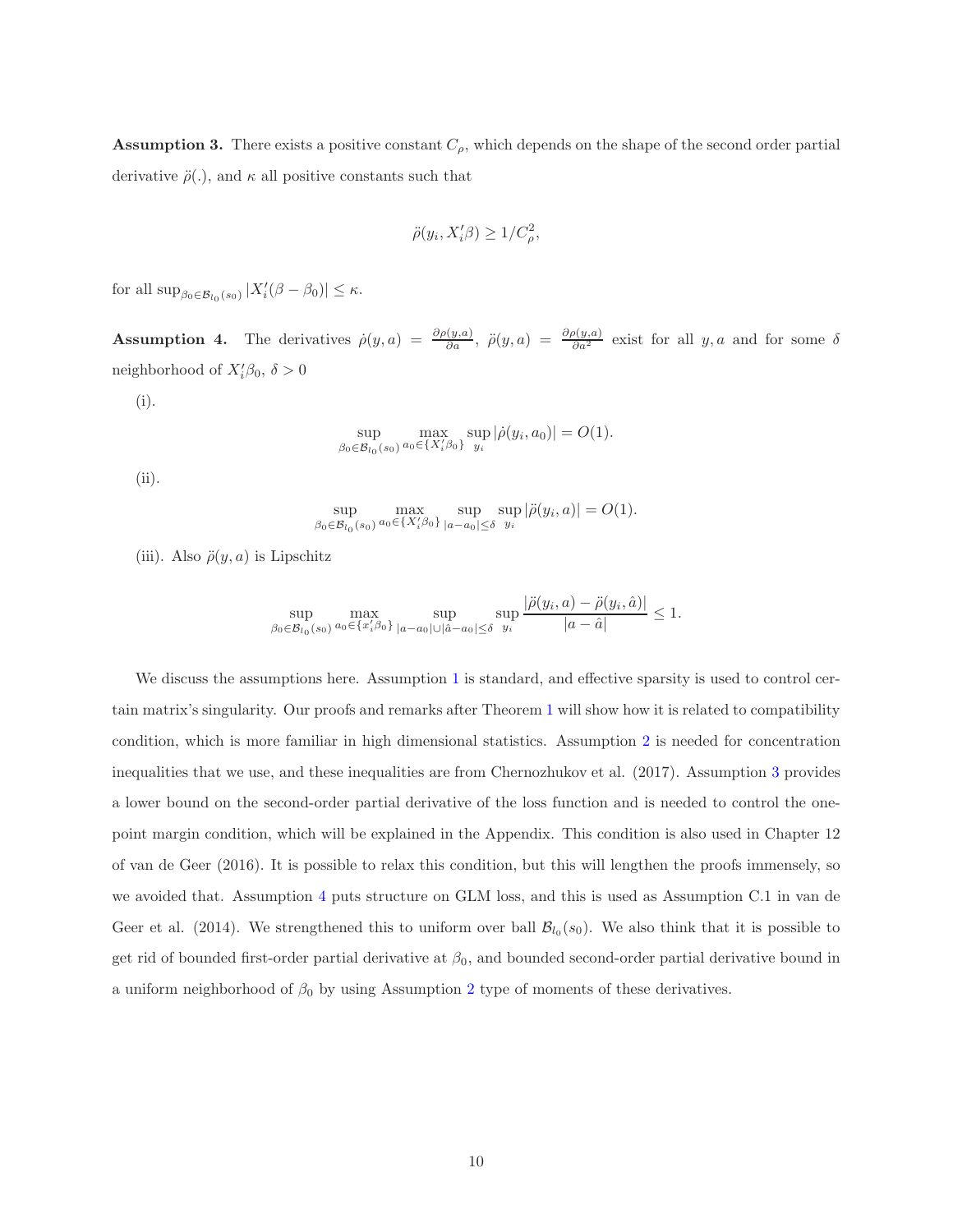**Assumption 3.** There exists a positive constant $C_\rho$, which depends on the shape of the second order partial derivative $\ddot{\rho}(.)$, and $\kappa$ all positive constants such that

$$\ddot{\rho}(y_i, X_i'\beta) \geq 1/C_\rho^2,$$

for all $\sup_{\beta_0 \in \mathcal{B}_{l_0}(s_0)} |X_i'(\beta - \beta_0)| \leq \kappa$.

**Assumption 4.** The derivatives $\dot{\rho}(y,a) = \frac{\partial \rho(y,a)}{\partial a}$, $\ddot{\rho}(y,a) = \frac{\partial \rho(y,a)}{\partial a^2}$ exist for all $y, a$ and for some $\delta$ neighborhood of $X_i'\beta_0$, $\delta > 0$

(i).

$$\sup_{\beta_0 \in \mathcal{B}_{l_0}(s_0)} \max_{a_0 \in \{X_i'\beta_0\}} \sup_{y_i} |\dot{\rho}(y_i, a_0)| = O(1).$$

(ii).

$$\sup_{\beta_0 \in \mathcal{B}_{l_0}(s_0)} \max_{a_0 \in \{X_i'\beta_0\}} \sup_{|a - a_0| \leq \delta} \sup_{y_i} |\ddot{\rho}(y_i, a)| = O(1).$$

(iii). Also $\ddot{\rho}(y,a)$ is Lipschitz

$$\sup_{\beta_0 \in \mathcal{B}_{l_0}(s_0)} \max_{a_0 \in \{x_i'\beta_0\}} \sup_{|a - a_0| \cup |\hat{a} - a_0| \leq \delta} \sup_{y_i} \frac{|\ddot{\rho}(y_i, a) - \ddot{\rho}(y_i, \hat{a})|}{|a - \hat{a}|} \leq 1.$$

We discuss the assumptions here. Assumption 1 is standard, and effective sparsity is used to control certain matrix's singularity. Our proofs and remarks after Theorem 1 will show how it is related to compatibility condition, which is more familiar in high dimensional statistics. Assumption 2 is needed for concentration inequalities that we use, and these inequalities are from Chernozhukov et al. (2017). Assumption 3 provides a lower bound on the second-order partial derivative of the loss function and is needed to control the one-point margin condition, which will be explained in the Appendix. This condition is also used in Chapter 12 of van de Geer (2016). It is possible to relax this condition, but this will lengthen the proofs immensely, so we avoided that. Assumption 4 puts structure on GLM loss, and this is used as Assumption C.1 in van de Geer et al. (2014). We strengthened this to uniform over ball $\mathcal{B}_{l_0}(s_0)$. We also think that it is possible to get rid of bounded first-order partial derivative at $\beta_0$, and bounded second-order partial derivative bound in a uniform neighborhood of $\beta_0$ by using Assumption 2 type of moments of these derivatives.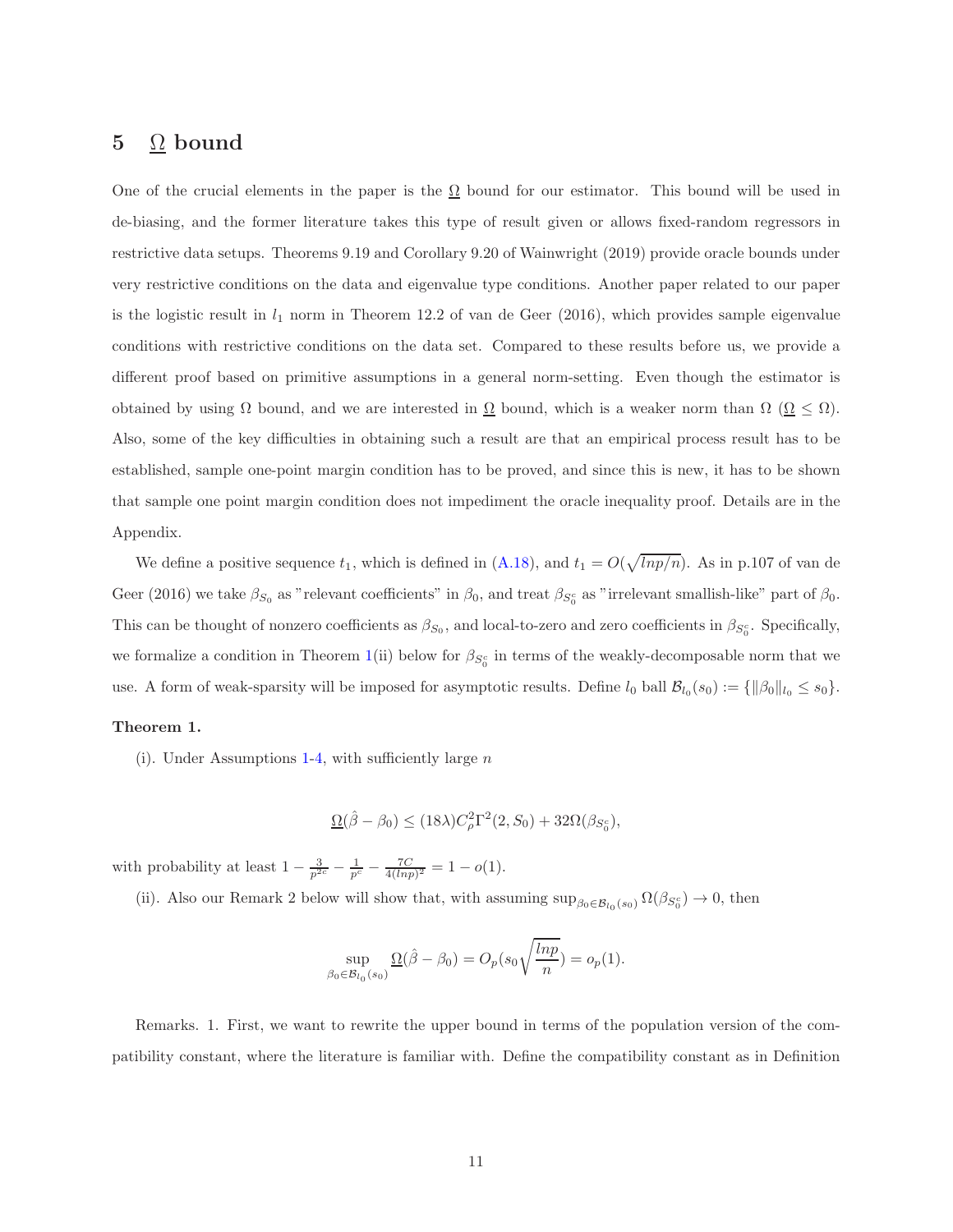# 5 $\underline{\Omega}$ bound

One of the crucial elements in the paper is the $\underline{\Omega}$ bound for our estimator. This bound will be used in de-biasing, and the former literature takes this type of result given or allows fixed-random regressors in restrictive data setups. Theorems 9.19 and Corollary 9.20 of Wainwright (2019) provide oracle bounds under very restrictive conditions on the data and eigenvalue type conditions. Another paper related to our paper is the logistic result in $l_1$ norm in Theorem 12.2 of van de Geer (2016), which provides sample eigenvalue conditions with restrictive conditions on the data set. Compared to these results before us, we provide a different proof based on primitive assumptions in a general norm-setting. Even though the estimator is obtained by using $\Omega$ bound, and we are interested in $\underline{\Omega}$ bound, which is a weaker norm than $\Omega$ ($\underline{\Omega} \leq \Omega$). Also, some of the key difficulties in obtaining such a result are that an empirical process result has to be established, sample one-point margin condition has to be proved, and since this is new, it has to be shown that sample one point margin condition does not impediment the oracle inequality proof. Details are in the Appendix.

We define a positive sequence $t_1$, which is defined in (A.18), and $t_1 = O(\sqrt{lnp/n})$. As in p.107 of van de Geer (2016) we take $\beta_{S_0}$ as "relevant coefficients" in $\beta_0$, and treat $\beta_{S_0^c}$ as "irrelevant smallish-like" part of $\beta_0$. This can be thought of nonzero coefficients as $\beta_{S_0}$, and local-to-zero and zero coefficients in $\beta_{S_0^c}$. Specifically, we formalize a condition in Theorem 1(ii) below for $\beta_{S_0^c}$ in terms of the weakly-decomposable norm that we use. A form of weak-sparsity will be imposed for asymptotic results. Define $l_0$ ball $\mathcal{B}_{l_0}(s_0) := \{\|\beta_0\|_{l_0} \leq s_0\}$.

**Theorem 1.**

(i). Under Assumptions 1-4, with sufficiently large $n$

$$\underline{\Omega}(\hat{\beta} - \beta_0) \leq (18\lambda) C_\rho^2 \Gamma^2(2, S_0) + 32\Omega(\beta_{S_0^c}),$$

with probability at least $1 - \frac{3}{p^{2c}} - \frac{1}{p^c} - \frac{7C}{4(lnp)^2} = 1 - o(1)$.

(ii). Also our Remark 2 below will show that, with assuming $\sup_{\beta_0 \in \mathcal{B}_{l_0}(s_0)} \Omega(\beta_{S_0^c}) \to 0$, then

$$\sup_{\beta_0 \in \mathcal{B}_{l_0}(s_0)} \underline{\Omega}(\hat{\beta} - \beta_0) = O_p(s_0 \sqrt{\frac{lnp}{n}}) = o_p(1).$$

Remarks. 1. First, we want to rewrite the upper bound in terms of the population version of the compatibility constant, where the literature is familiar with. Define the compatibility constant as in Definition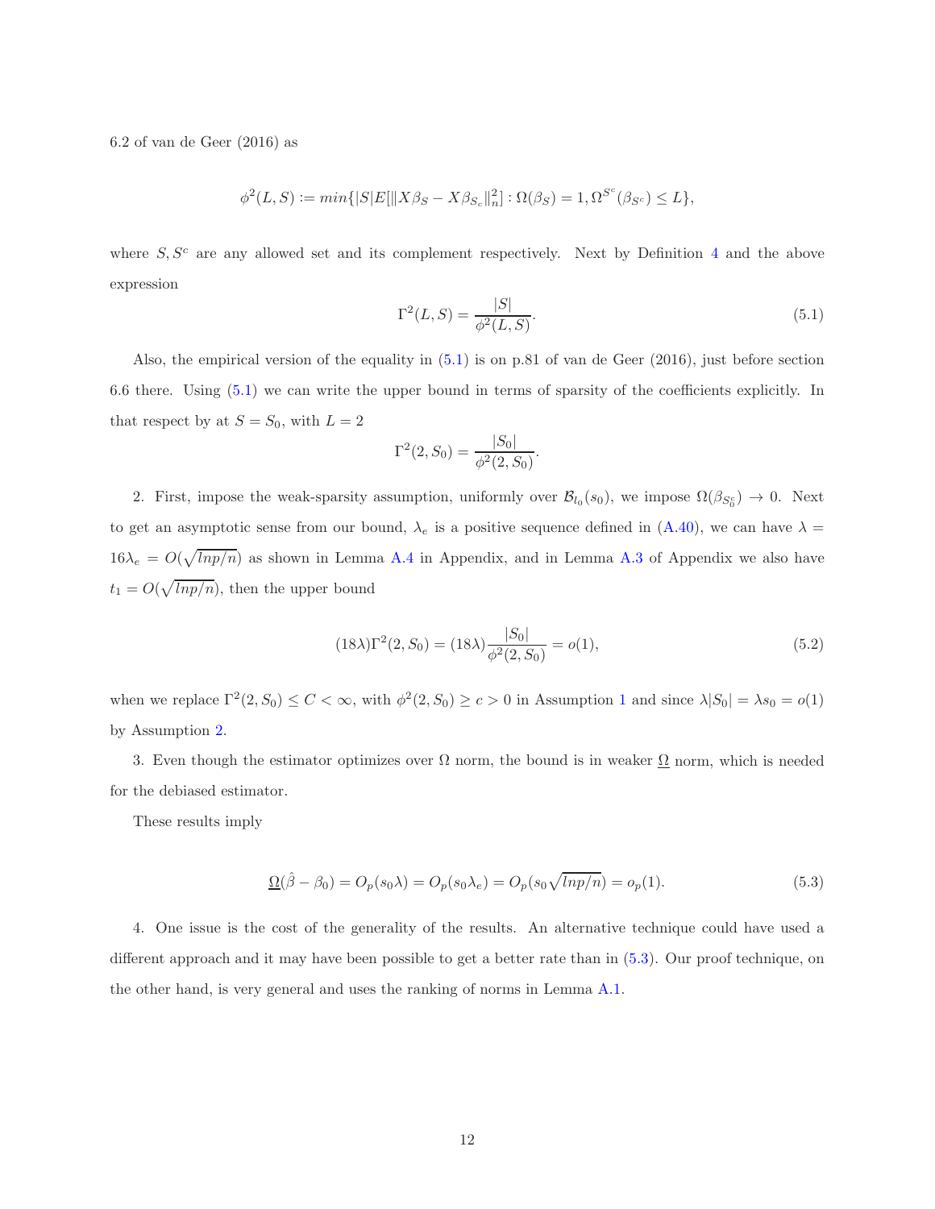6.2 of van de Geer (2016) as

$$\phi^2(L, S) := min\{|S|E[\|X\beta_S - X\beta_{S_c}\|_n^2] : \Omega(\beta_S) = 1, \Omega^{S^c}(\beta_{S^c}) \leq L\},$$

where $S, S^c$ are any allowed set and its complement respectively. Next by Definition 4 and the above expression

$$\Gamma^2(L, S) = \frac{|S|}{\phi^2(L, S)}. \tag{5.1}$$

Also, the empirical version of the equality in (5.1) is on p.81 of van de Geer (2016), just before section 6.6 there. Using (5.1) we can write the upper bound in terms of sparsity of the coefficients explicitly. In that respect by at $S = S_0$, with $L = 2$

$$\Gamma^2(2, S_0) = \frac{|S_0|}{\phi^2(2, S_0)}.$$

2. First, impose the weak-sparsity assumption, uniformly over $\mathcal{B}_{l_0}(s_0)$, we impose $\Omega(\beta_{S_0^c}) \to 0$. Next to get an asymptotic sense from our bound, $\lambda_e$ is a positive sequence defined in (A.40), we can have $\lambda = 16\lambda_e = O(\sqrt{lnp/n})$ as shown in Lemma A.4 in Appendix, and in Lemma A.3 of Appendix we also have $t_1 = O(\sqrt{lnp/n})$, then the upper bound

$$(18\lambda)\Gamma^2(2, S_0) = (18\lambda)\frac{|S_0|}{\phi^2(2, S_0)} = o(1), \tag{5.2}$$

when we replace $\Gamma^2(2, S_0) \leq C < \infty$, with $\phi^2(2, S_0) \geq c > 0$ in Assumption 1 and since $\lambda|S_0| = \lambda s_0 = o(1)$ by Assumption 2.

3. Even though the estimator optimizes over $\Omega$ norm, the bound is in weaker $\underline{\Omega}$ norm, which is needed for the debiased estimator.

These results imply

$$\underline{\Omega}(\hat{\beta} - \beta_0) = O_p(s_0\lambda) = O_p(s_0\lambda_e) = O_p(s_0\sqrt{lnp/n}) = o_p(1). \tag{5.3}$$

4. One issue is the cost of the generality of the results. An alternative technique could have used a different approach and it may have been possible to get a better rate than in (5.3). Our proof technique, on the other hand, is very general and uses the ranking of norms in Lemma A.1.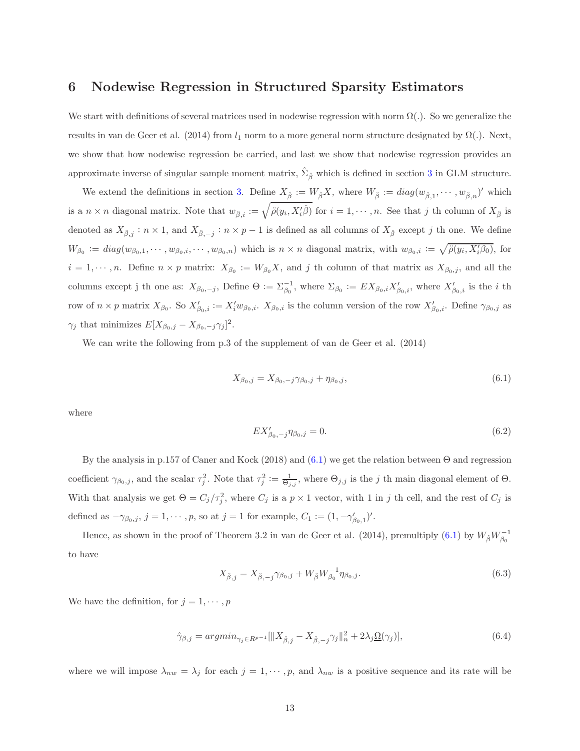# 6 Nodewise Regression in Structured Sparsity Estimators

We start with definitions of several matrices used in nodewise regression with norm $\Omega(.)$. So we generalize the results in van de Geer et al. (2014) from $l_1$ norm to a more general norm structure designated by $\Omega(.)$. Next, we show that how nodewise regression be carried, and last we show that nodewise regression provides an approximate inverse of singular sample moment matrix, $\hat{\Sigma}_{\hat{\beta}}$ which is defined in section 3 in GLM structure.

We extend the definitions in section 3. Define $X_{\hat{\beta}} := W_{\hat{\beta}} X$, where $W_{\hat{\beta}} := diag(w_{\hat{\beta},1}, \cdots, w_{\hat{\beta},n})'$ which is a $n \times n$ diagonal matrix. Note that $w_{\hat{\beta},i} := \sqrt{\ddot{\rho}(y_i, X_i'\hat{\beta})}$ for $i = 1, \cdots, n$. See that $j$ th column of $X_{\hat{\beta}}$ is denoted as $X_{\hat{\beta},j} : n \times 1$, and $X_{\hat{\beta},-j} : n \times p-1$ is defined as all columns of $X_{\hat{\beta}}$ except $j$ th one. We define $W_{\beta_0} := diag(w_{\beta_0,1}, \cdots, w_{\beta_0,i}, \cdots, w_{\beta_0,n})$ which is $n \times n$ diagonal matrix, with $w_{\beta_0,i} := \sqrt{\ddot{\rho}(y_i, X_i'\beta_0)}$, for $i = 1, \cdots, n$. Define $n \times p$ matrix: $X_{\beta_0} := W_{\beta_0} X$, and $j$ th column of that matrix as $X_{\beta_0,j}$, and all the columns except j th one as: $X_{\beta_0,-j}$, Define $\Theta := \Sigma_{\beta_0}^{-1}$, where $\Sigma_{\beta_0} := E X_{\beta_0,i} X_{\beta_0,i}'$, where $X_{\beta_0,i}'$ is the $i$ th row of $n \times p$ matrix $X_{\beta_0}$. So $X_{\beta_0,i}' := X_i' w_{\beta_0,i}$. $X_{\beta_0,i}$ is the column version of the row $X_{\beta_0,i}'$. Define $\gamma_{\beta_0,j}$ as $\gamma_j$ that minimizes $E[X_{\beta_0,j} - X_{\beta_0,-j}\gamma_j]^2$.

We can write the following from p.3 of the supplement of van de Geer et al. (2014)

$$X_{\beta_0,j} = X_{\beta_0,-j}\gamma_{\beta_0,j} + \eta_{\beta_0,j}, \tag{6.1}$$

where

$$E X_{\beta_0,-j}' \eta_{\beta_0,j} = 0. \tag{6.2}$$

By the analysis in p.157 of Caner and Kock (2018) and (6.1) we get the relation between $\Theta$ and regression coefficient $\gamma_{\beta_0,j}$, and the scalar $\tau_j^2$. Note that $\tau_j^2 := \frac{1}{\Theta_{j,j}}$, where $\Theta_{j,j}$ is the $j$ th main diagonal element of $\Theta$. With that analysis we get $\Theta = C_j/\tau_j^2$, where $C_j$ is a $p \times 1$ vector, with 1 in $j$ th cell, and the rest of $C_j$ is defined as $-\gamma_{\beta_0,j}$, $j = 1, \cdots, p$, so at $j = 1$ for example, $C_1 := (1, -\gamma_{\beta_0,1}')'$.

Hence, as shown in the proof of Theorem 3.2 in van de Geer et al. (2014), premultiply (6.1) by $W_{\hat{\beta}} W_{\beta_0}^{-1}$ to have

$$X_{\hat{\beta},j} = X_{\hat{\beta},-j}\gamma_{\beta_0,j} + W_{\hat{\beta}} W_{\beta_0}^{-1} \eta_{\beta_0,j}. \tag{6.3}$$

We have the definition, for $j = 1, \cdots, p$

$$\hat{\gamma}_{\beta,j} = argmin_{\gamma_j \in R^{p-1}} [\| X_{\hat{\beta},j} - X_{\hat{\beta},-j}\gamma_j \|_n^2 + 2\lambda_j \underline{\Omega}(\gamma_j)], \tag{6.4}$$

where we will impose $\lambda_{nw} = \lambda_j$ for each $j = 1, \cdots, p$, and $\lambda_{nw}$ is a positive sequence and its rate will be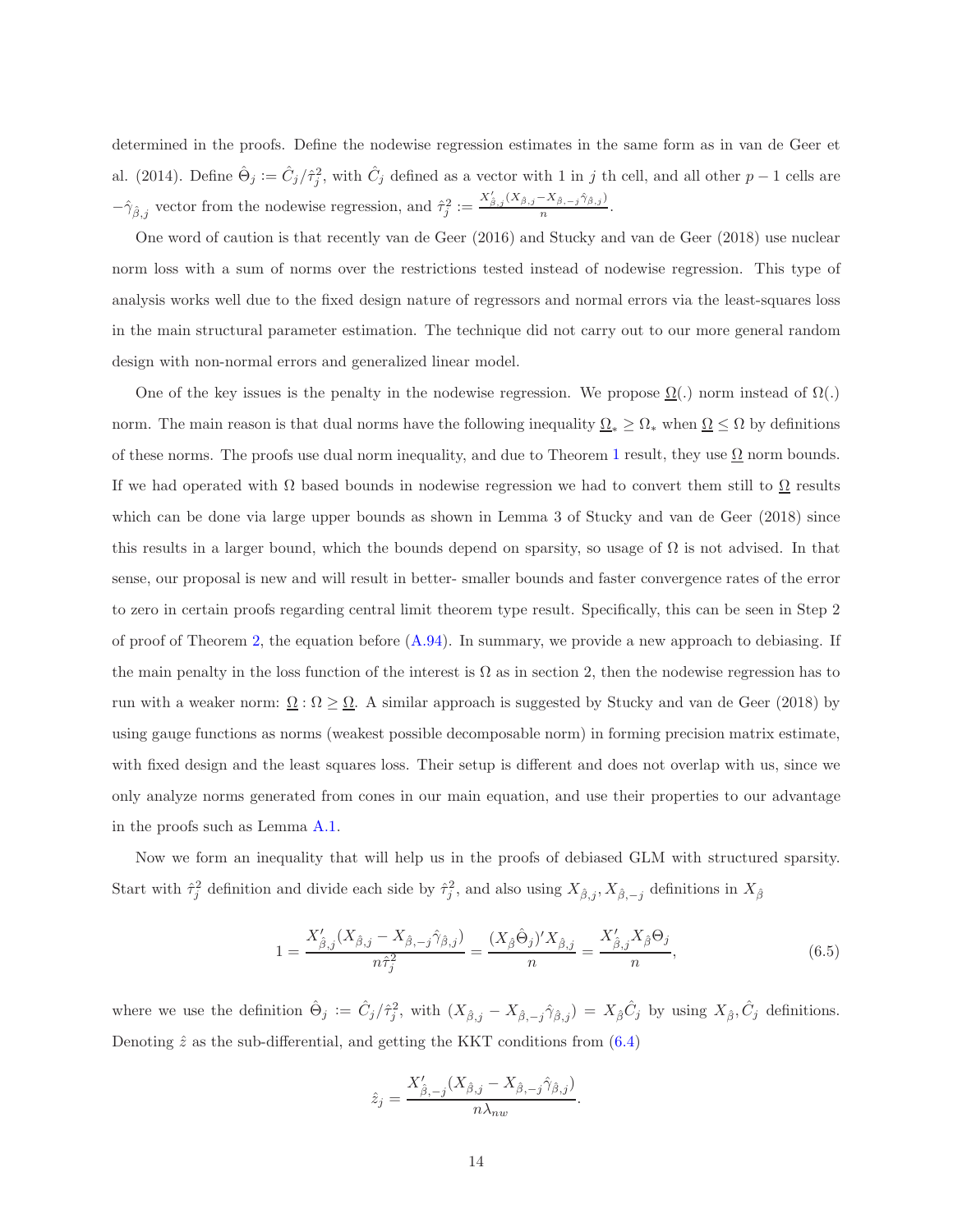determined in the proofs. Define the nodewise regression estimates in the same form as in van de Geer et al. (2014). Define $\hat{\Theta}_j := \hat{C}_j/\hat{\tau}_j^2$, with $\hat{C}_j$ defined as a vector with 1 in $j$ th cell, and all other $p-1$ cells are $-\hat{\gamma}_{\hat{\beta},j}$ vector from the nodewise regression, and $\hat{\tau}_j^2 := \frac{X'_{\hat{\beta},j}(X_{\hat{\beta},j} - X_{\hat{\beta},-j}\hat{\gamma}_{\hat{\beta},j})}{n}$.

One word of caution is that recently van de Geer (2016) and Stucky and van de Geer (2018) use nuclear norm loss with a sum of norms over the restrictions tested instead of nodewise regression. This type of analysis works well due to the fixed design nature of regressors and normal errors via the least-squares loss in the main structural parameter estimation. The technique did not carry out to our more general random design with non-normal errors and generalized linear model.

One of the key issues is the penalty in the nodewise regression. We propose $\underline{\Omega}(.)$ norm instead of $\Omega(.)$ norm. The main reason is that dual norms have the following inequality $\underline{\Omega}_* \geq \Omega_*$ when $\underline{\Omega} \leq \Omega$ by definitions of these norms. The proofs use dual norm inequality, and due to Theorem 1 result, they use $\underline{\Omega}$ norm bounds. If we had operated with $\Omega$ based bounds in nodewise regression we had to convert them still to $\underline{\Omega}$ results which can be done via large upper bounds as shown in Lemma 3 of Stucky and van de Geer (2018) since this results in a larger bound, which the bounds depend on sparsity, so usage of $\Omega$ is not advised. In that sense, our proposal is new and will result in better- smaller bounds and faster convergence rates of the error to zero in certain proofs regarding central limit theorem type result. Specifically, this can be seen in Step 2 of proof of Theorem 2, the equation before (A.94). In summary, we provide a new approach to debiasing. If the main penalty in the loss function of the interest is $\Omega$ as in section 2, then the nodewise regression has to run with a weaker norm: $\underline{\Omega} : \Omega \geq \underline{\Omega}$. A similar approach is suggested by Stucky and van de Geer (2018) by using gauge functions as norms (weakest possible decomposable norm) in forming precision matrix estimate, with fixed design and the least squares loss. Their setup is different and does not overlap with us, since we only analyze norms generated from cones in our main equation, and use their properties to our advantage in the proofs such as Lemma A.1.

Now we form an inequality that will help us in the proofs of debiased GLM with structured sparsity. Start with $\hat{\tau}_j^2$ definition and divide each side by $\hat{\tau}_j^2$, and also using $X_{\hat{\beta},j}, X_{\hat{\beta},-j}$ definitions in $X_{\hat{\beta}}$

$$1 = \frac{X'_{\hat{\beta},j}(X_{\hat{\beta},j} - X_{\hat{\beta},-j}\hat{\gamma}_{\hat{\beta},j})}{n\hat{\tau}_j^2} = \frac{(X_{\hat{\beta}}\hat{\Theta}_j)'X_{\hat{\beta},j}}{n} = \frac{X'_{\hat{\beta},j}X_{\hat{\beta}}\Theta_j}{n}, \tag{6.5}$$

where we use the definition $\hat{\Theta}_j := \hat{C}_j/\hat{\tau}_j^2$, with $(X_{\hat{\beta},j} - X_{\hat{\beta},-j}\hat{\gamma}_{\hat{\beta},j}) = X_{\hat{\beta}}\hat{C}_j$ by using $X_{\hat{\beta}}, \hat{C}_j$ definitions. Denoting $\hat{z}$ as the sub-differential, and getting the KKT conditions from (6.4)

$$\hat{z}_j = \frac{X'_{\hat{\beta},-j}(X_{\hat{\beta},j} - X_{\hat{\beta},-j}\hat{\gamma}_{\hat{\beta},j})}{n\lambda_{nw}}.$$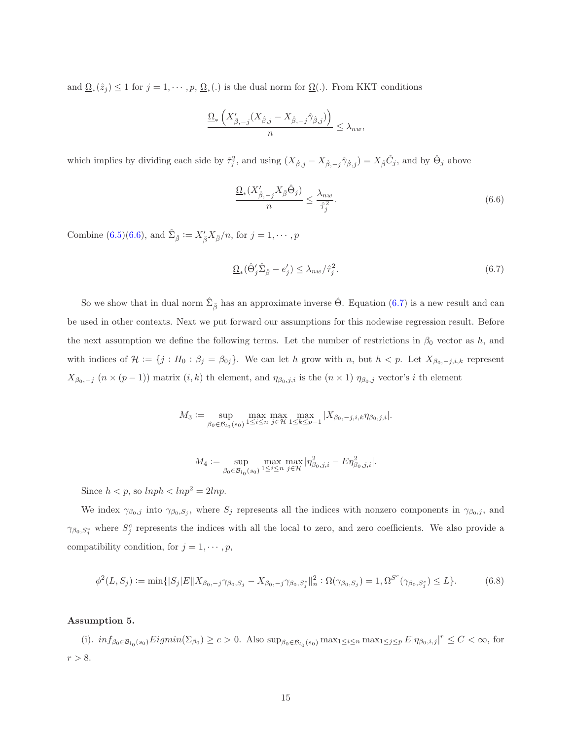and $\underline{\Omega}_*(\hat{z}_j) \leq 1$ for $j = 1, \cdots, p$, $\underline{\Omega}_*(.)$ is the dual norm for $\underline{\Omega}(.)$. From KKT conditions

$$\frac{\underline{\Omega}_* \left( X'_{\hat{\beta},-j}(X_{\hat{\beta},j} - X_{\hat{\beta},-j}\hat{\gamma}_{\hat{\beta},j}) \right)}{n} \leq \lambda_{nw},$$

which implies by dividing each side by $\hat{\tau}_j^2$, and using $(X_{\hat{\beta},j} - X_{\hat{\beta},-j}\hat{\gamma}_{\hat{\beta},j}) = X_{\hat{\beta}}\hat{C}_j$, and by $\hat{\Theta}_j$ above

$$\frac{\underline{\Omega}_*(X'_{\hat{\beta},-j}X_{\hat{\beta}}\hat{\Theta}_j)}{n} \leq \frac{\lambda_{nw}}{\hat{\tau}_j^2}. \tag{6.6}$$

Combine (6.5)(6.6), and $\hat{\Sigma}_{\hat{\beta}} := X'_{\hat{\beta}}X_{\hat{\beta}}/n$, for $j = 1, \cdots, p$

$$\underline{\Omega}_*(\hat{\Theta}'_j\hat{\Sigma}_{\hat{\beta}} - e'_j) \leq \lambda_{nw}/\hat{\tau}_j^2. \tag{6.7}$$

So we show that in dual norm $\hat{\Sigma}_{\hat{\beta}}$ has an approximate inverse $\hat{\Theta}$. Equation (6.7) is a new result and can be used in other contexts. Next we put forward our assumptions for this nodewise regression result. Before the next assumption we define the following terms. Let the number of restrictions in $\beta_0$ vector as $h$, and with indices of $\mathcal{H} := \{j : H_0 : \beta_j = \beta_{0j}\}$. We can let $h$ grow with $n$, but $h < p$. Let $X_{\beta_0,-j,i,k}$ represent $X_{\beta_0,-j}$ $(n \times (p-1))$ matrix $(i,k)$ th element, and $\eta_{\beta_0,j,i}$ is the $(n \times 1)$ $\eta_{\beta_0,j}$ vector's $i$ th element

$$M_3 := \sup_{\beta_0 \in \mathcal{B}_{l_0}(s_0)} \max_{1 \leq i \leq n} \max_{j \in \mathcal{H}} \max_{1 \leq k \leq p-1} |X_{\beta_0,-j,i,k}\eta_{\beta_0,j,i}|.$$

$$M_4 := \sup_{\beta_0 \in \mathcal{B}_{l_0}(s_0)} \max_{1 \leq i \leq n} \max_{j \in \mathcal{H}} |\eta^2_{\beta_0,j,i} - E\eta^2_{\beta_0,j,i}|.$$

Since $h < p$, so $lnph < lnp^2 = 2lnp$.

We index $\gamma_{\beta_0,j}$ into $\gamma_{\beta_0,S_j}$, where $S_j$ represents all the indices with nonzero components in $\gamma_{\beta_0,j}$, and $\gamma_{\beta_0,S_j^c}$ where $S_j^c$ represents the indices with all the local to zero, and zero coefficients. We also provide a compatibility condition, for $j = 1, \cdots, p$,

$$\phi^2(L, S_j) := \min\{|S_j|E\|X_{\beta_0,-j}\gamma_{\beta_0,S_j} - X_{\beta_0,-j}\gamma_{\beta_0,S_j^c}\|_n^2 : \Omega(\gamma_{\beta_0,S_j}) = 1, \Omega^{S^c}(\gamma_{\beta_0,S_j^c}) \leq L\}. \tag{6.8}$$

**Assumption 5.**

(i). $inf_{\beta_0 \in \mathcal{B}_{l_0}(s_0)} Eigmin(\Sigma_{\beta_0}) \geq c > 0$. Also $\sup_{\beta_0 \in \mathcal{B}_{l_0}(s_0)} \max_{1 \leq i \leq n} \max_{1 \leq j \leq p} E|\eta_{\beta_0,i,j}|^r \leq C < \infty$, for $r > 8$.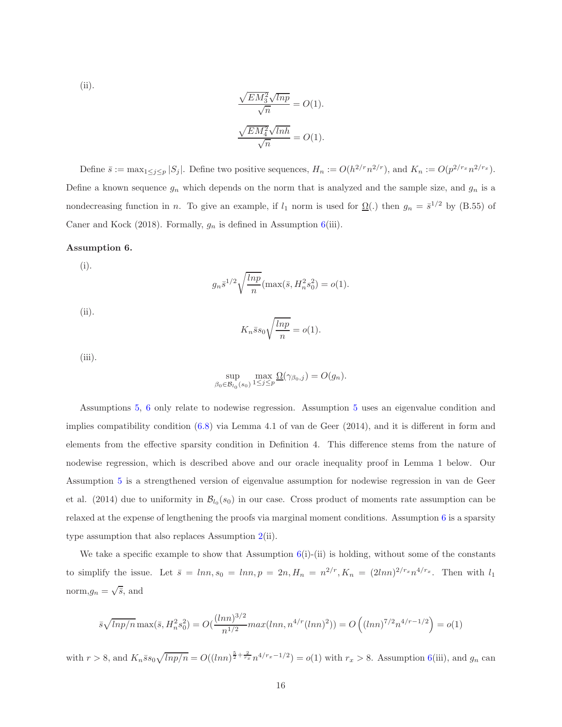(ii).

$$\frac{\sqrt{EM_3^2}\sqrt{lnp}}{\sqrt{n}} = O(1).$$

$$\frac{\sqrt{EM_4^2}\sqrt{lnh}}{\sqrt{n}} = O(1).$$

Define $\bar{s} := \max_{1 \leq j \leq p} |S_j|$. Define two positive sequences, $H_n := O(h^{2/r} n^{2/r})$, and $K_n := O(p^{2/r_x} n^{2/r_x})$. Define a known sequence $g_n$ which depends on the norm that is analyzed and the sample size, and $g_n$ is a nondecreasing function in $n$. To give an example, if $l_1$ norm is used for $\underline{\Omega}(.)$ then $g_n = \bar{s}^{1/2}$ by (B.55) of Caner and Kock (2018). Formally, $g_n$ is defined in Assumption 6(iii).

**Assumption 6.**

(i).

$$g_n \bar{s}^{1/2} \sqrt{\frac{lnp}{n}} (\max(\bar{s}, H_n^2 s_0^2) = o(1).$$

(ii).

$$K_n \bar{s} s_0 \sqrt{\frac{lnp}{n}} = o(1).$$

(iii).

$$\sup_{\beta_0 \in \mathcal{B}_{l_0}(s_0)} \max_{1 \leq j \leq p} \underline{\Omega}(\gamma_{\beta_0, j}) = O(g_n).$$

Assumptions 5, 6 only relate to nodewise regression. Assumption 5 uses an eigenvalue condition and implies compatibility condition (6.8) via Lemma 4.1 of van de Geer (2014), and it is different in form and elements from the effective sparsity condition in Definition 4. This difference stems from the nature of nodewise regression, which is described above and our oracle inequality proof in Lemma 1 below. Our Assumption 5 is a strengthened version of eigenvalue assumption for nodewise regression in van de Geer et al. (2014) due to uniformity in $\mathcal{B}_{l_0}(s_0)$ in our case. Cross product of moments rate assumption can be relaxed at the expense of lengthening the proofs via marginal moment conditions. Assumption 6 is a sparsity type assumption that also replaces Assumption 2(ii).

We take a specific example to show that Assumption 6(i)-(ii) is holding, without some of the constants to simplify the issue. Let $\bar{s} = lnn, s_0 = lnn, p = 2n, H_n = n^{2/r}, K_n = (2lnn)^{2/r_x} n^{4/r_x}$. Then with $l_1$ norm,$g_n = \sqrt{\bar{s}}$, and

$$\bar{s}\sqrt{lnp/n} \max(\bar{s}, H_n^2 s_0^2) = O(\frac{(lnn)^{3/2}}{n^{1/2}} max(lnn, n^{4/r}(lnn)^2)) = O\left((lnn)^{7/2} n^{4/r - 1/2}\right) = o(1)$$

with $r > 8$, and $K_n \bar{s} s_0 \sqrt{lnp/n} = O((lnn)^{\frac{5}{2} + \frac{2}{r_x}} n^{4/r_x - 1/2}) = o(1)$ with $r_x > 8$. Assumption 6(iii), and $g_n$ can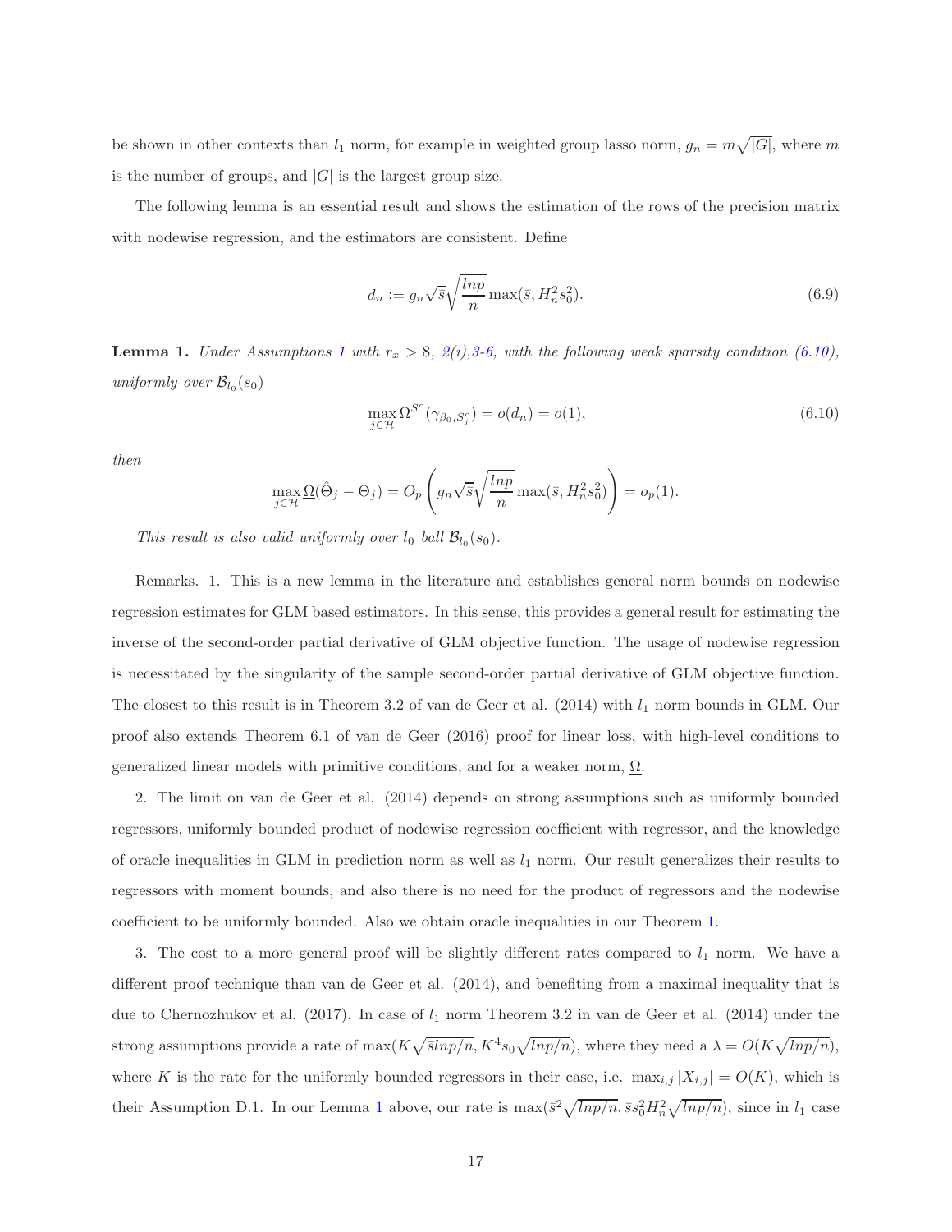be shown in other contexts than $l_1$ norm, for example in weighted group lasso norm, $g_n = m\sqrt{|G|}$, where $m$ is the number of groups, and $|G|$ is the largest group size.

The following lemma is an essential result and shows the estimation of the rows of the precision matrix with nodewise regression, and the estimators are consistent. Define

$$d_n := g_n \sqrt{\bar{s}} \sqrt{\frac{lnp}{n}} \max(\bar{s}, H_n^2 s_0^2). \tag{6.9}$$

**Lemma 1.** *Under Assumptions 1 with $r_x > 8$, 2(i),3-6, with the following weak sparsity condition (6.10), uniformly over $\mathcal{B}_{l_0}(s_0)$*

$$\max_{j \in \mathcal{H}} \Omega^{S^c}(\gamma_{\beta_0, S_j^c}) = o(d_n) = o(1), \tag{6.10}$$

*then*

$$\max_{j \in \mathcal{H}} \underline{\Omega}(\hat{\Theta}_j - \Theta_j) = O_p\left( g_n \sqrt{\bar{s}} \sqrt{\frac{lnp}{n}} \max(\bar{s}, H_n^2 s_0^2) \right) = o_p(1).$$

*This result is also valid uniformly over $l_0$ ball $\mathcal{B}_{l_0}(s_0)$.*

Remarks. 1. This is a new lemma in the literature and establishes general norm bounds on nodewise regression estimates for GLM based estimators. In this sense, this provides a general result for estimating the inverse of the second-order partial derivative of GLM objective function. The usage of nodewise regression is necessitated by the singularity of the sample second-order partial derivative of GLM objective function. The closest to this result is in Theorem 3.2 of van de Geer et al. (2014) with $l_1$ norm bounds in GLM. Our proof also extends Theorem 6.1 of van de Geer (2016) proof for linear loss, with high-level conditions to generalized linear models with primitive conditions, and for a weaker norm, $\underline{\Omega}$.

2. The limit on van de Geer et al. (2014) depends on strong assumptions such as uniformly bounded regressors, uniformly bounded product of nodewise regression coefficient with regressor, and the knowledge of oracle inequalities in GLM in prediction norm as well as $l_1$ norm. Our result generalizes their results to regressors with moment bounds, and also there is no need for the product of regressors and the nodewise coefficient to be uniformly bounded. Also we obtain oracle inequalities in our Theorem 1.

3. The cost to a more general proof will be slightly different rates compared to $l_1$ norm. We have a different proof technique than van de Geer et al. (2014), and benefiting from a maximal inequality that is due to Chernozhukov et al. (2017). In case of $l_1$ norm Theorem 3.2 in van de Geer et al. (2014) under the strong assumptions provide a rate of $\max(K\sqrt{\bar{s}lnp/n}, K^4 s_0 \sqrt{lnp/n})$, where they need a $\lambda = O(K\sqrt{lnp/n})$, where $K$ is the rate for the uniformly bounded regressors in their case, i.e. $\max_{i,j} |X_{i,j}| = O(K)$, which is their Assumption D.1. In our Lemma 1 above, our rate is $\max(\bar{s}^2\sqrt{lnp/n}, \bar{s}s_0^2 H_n^2 \sqrt{lnp/n})$, since in $l_1$ case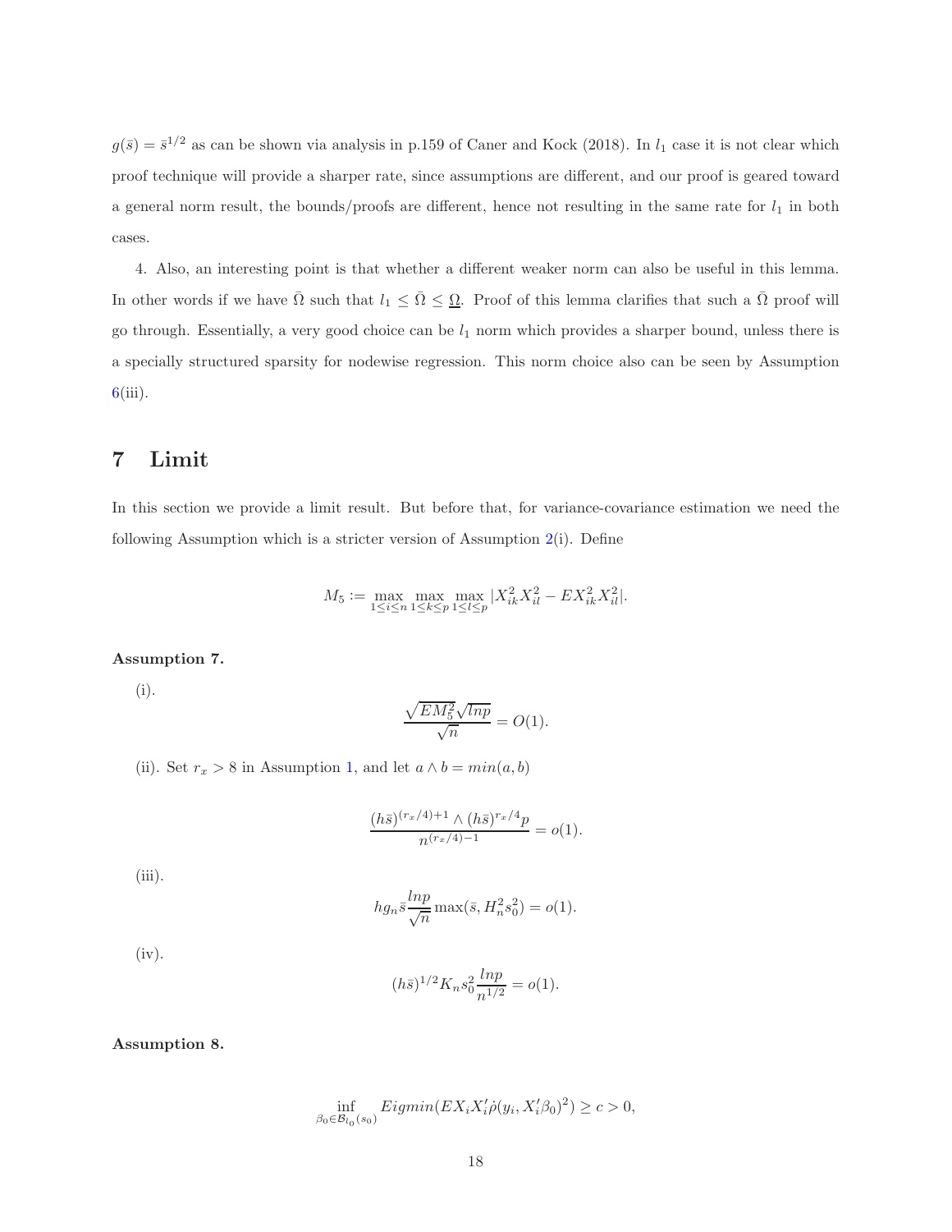$g(\bar{s}) = \bar{s}^{1/2}$ as can be shown via analysis in p.159 of Caner and Kock (2018). In $l_1$ case it is not clear which proof technique will provide a sharper rate, since assumptions are different, and our proof is geared toward a general norm result, the bounds/proofs are different, hence not resulting in the same rate for $l_1$ in both cases.

4. Also, an interesting point is that whether a different weaker norm can also be useful in this lemma. In other words if we have $\bar{\Omega}$ such that $l_1 \leq \bar{\Omega} \leq \underline{\Omega}$. Proof of this lemma clarifies that such a $\bar{\Omega}$ proof will go through. Essentially, a very good choice can be $l_1$ norm which provides a sharper bound, unless there is a specially structured sparsity for nodewise regression. This norm choice also can be seen by Assumption 6(iii).

# 7 Limit

In this section we provide a limit result. But before that, for variance-covariance estimation we need the following Assumption which is a stricter version of Assumption 2(i). Define

$$M_5 := \max_{1 \leq i \leq n} \max_{1 \leq k \leq p} \max_{1 \leq l \leq p} |X_{ik}^2 X_{il}^2 - EX_{ik}^2 X_{il}^2|.$$

**Assumption 7.**

(i).

$$\frac{\sqrt{EM_5^2}\sqrt{lnp}}{\sqrt{n}} = O(1).$$

(ii). Set $r_x > 8$ in Assumption 1, and let $a \wedge b = min(a, b)$

$$\frac{(h\bar{s})^{(r_x/4)+1} \wedge (h\bar{s})^{r_x/4} p}{n^{(r_x/4)-1}} = o(1).$$

(iii).

$$h g_n \bar{s} \frac{lnp}{\sqrt{n}} \max(\bar{s}, H_n^2 s_0^2) = o(1).$$

(iv).

$$(h\bar{s})^{1/2} K_n s_0^2 \frac{lnp}{n^{1/2}} = o(1).$$

**Assumption 8.**

$$\inf_{\beta_0 \in \mathcal{B}_{l_0}(s_0)} Eigmin(EX_i X_i' \dot{\rho}(y_i, X_i'\beta_0)^2) \geq c > 0,$$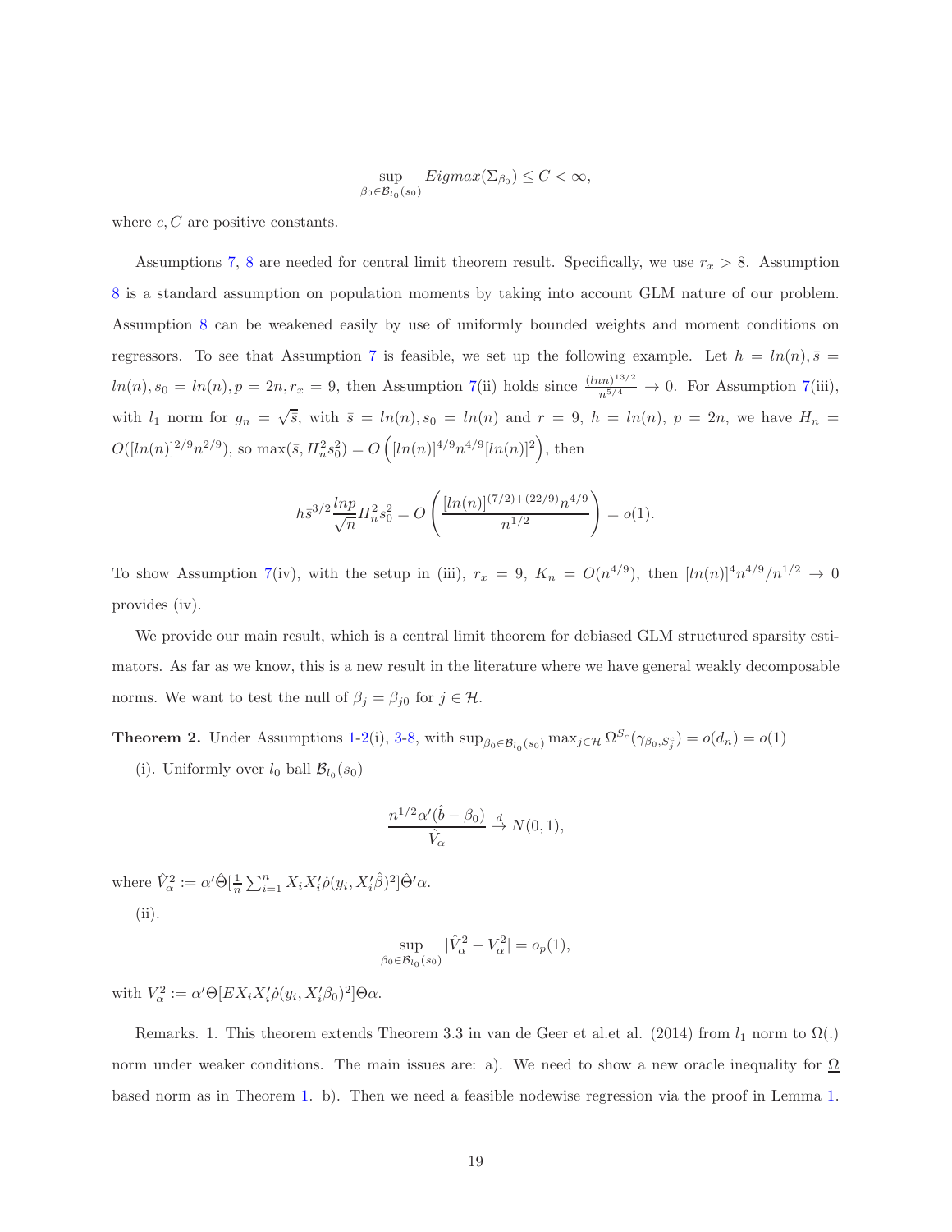$$\sup_{\beta_0 \in \mathcal{B}_{l_0}(s_0)} Eigmax(\Sigma_{\beta_0}) \leq C < \infty,$$

where $c, C$ are positive constants.

Assumptions 7, 8 are needed for central limit theorem result. Specifically, we use $r_x > 8$. Assumption 8 is a standard assumption on population moments by taking into account GLM nature of our problem. Assumption 8 can be weakened easily by use of uniformly bounded weights and moment conditions on regressors. To see that Assumption 7 is feasible, we set up the following example. Let $h = ln(n), \bar{s} = ln(n), s_0 = ln(n), p = 2n, r_x = 9$, then Assumption 7(ii) holds since $\frac{(lnn)^{13/2}}{n^{5/4}} \to 0$. For Assumption 7(iii), with $l_1$ norm for $g_n = \sqrt{\bar{s}}$, with $\bar{s} = ln(n), s_0 = ln(n)$ and $r = 9$, $h = ln(n)$, $p = 2n$, we have $H_n = O([ln(n)]^{2/9} n^{2/9})$, so $\max(\bar{s}, H_n^2 s_0^2) = O\left([ln(n)]^{4/9} n^{4/9} [ln(n)]^2\right)$, then

$$h \bar{s}^{3/2} \frac{lnp}{\sqrt{n}} H_n^2 s_0^2 = O\left(\frac{[ln(n)]^{(7/2)+(22/9)} n^{4/9}}{n^{1/2}}\right) = o(1).$$

To show Assumption 7(iv), with the setup in (iii), $r_x = 9$, $K_n = O(n^{4/9})$, then $[ln(n)]^4 n^{4/9}/n^{1/2} \to 0$ provides (iv).

We provide our main result, which is a central limit theorem for debiased GLM structured sparsity estimators. As far as we know, this is a new result in the literature where we have general weakly decomposable norms. We want to test the null of $\beta_j = \beta_{j0}$ for $j \in \mathcal{H}$.

**Theorem 2.** Under Assumptions 1-2(i), 3-8, with $\sup_{\beta_0 \in \mathcal{B}_{l_0}(s_0)} \max_{j \in \mathcal{H}} \Omega^{S^c}(\gamma_{\beta_0, S_j^c}) = o(d_n) = o(1)$

(i). Uniformly over $l_0$ ball $\mathcal{B}_{l_0}(s_0)$

$$\frac{n^{1/2} \alpha' (\hat{b} - \beta_0)}{\hat{V}_\alpha} \xrightarrow{d} N(0, 1),$$

where $\hat{V}_\alpha^2 := \alpha' \hat{\Theta} [\frac{1}{n} \sum_{i=1}^n X_i X_i' \dot{\rho}(y_i, X_i' \hat{\beta})^2] \hat{\Theta}' \alpha$.

(ii).

$$\sup_{\beta_0 \in \mathcal{B}_{l_0}(s_0)} |\hat{V}_\alpha^2 - V_\alpha^2| = o_p(1),$$

with $V_\alpha^2 := \alpha' \Theta [E X_i X_i' \dot{\rho}(y_i, X_i' \beta_0)^2] \Theta \alpha$.

Remarks. 1. This theorem extends Theorem 3.3 in van de Geer et al.et al. (2014) from $l_1$ norm to $\Omega(.)$ norm under weaker conditions. The main issues are: a). We need to show a new oracle inequality for $\underline{\Omega}$ based norm as in Theorem 1. b). Then we need a feasible nodewise regression via the proof in Lemma 1.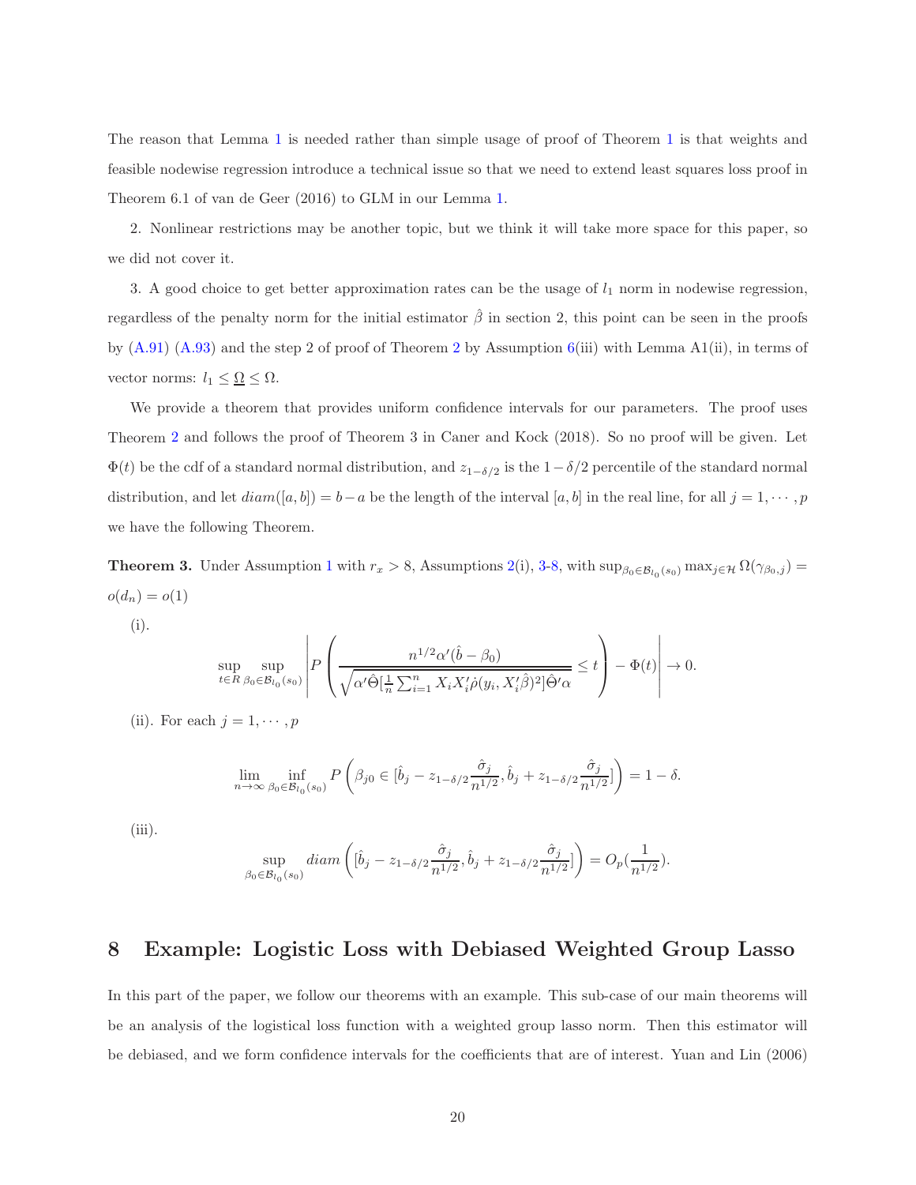The reason that Lemma 1 is needed rather than simple usage of proof of Theorem 1 is that weights and feasible nodewise regression introduce a technical issue so that we need to extend least squares loss proof in Theorem 6.1 of van de Geer (2016) to GLM in our Lemma 1.

2. Nonlinear restrictions may be another topic, but we think it will take more space for this paper, so we did not cover it.

3. A good choice to get better approximation rates can be the usage of $l_1$ norm in nodewise regression, regardless of the penalty norm for the initial estimator $\hat{\beta}$ in section 2, this point can be seen in the proofs by (A.91) (A.93) and the step 2 of proof of Theorem 2 by Assumption 6(iii) with Lemma A1(ii), in terms of vector norms: $l_1 \leq \underline{\Omega} \leq \Omega$.

We provide a theorem that provides uniform confidence intervals for our parameters. The proof uses Theorem 2 and follows the proof of Theorem 3 in Caner and Kock (2018). So no proof will be given. Let $\Phi(t)$ be the cdf of a standard normal distribution, and $z_{1-\delta/2}$ is the $1-\delta/2$ percentile of the standard normal distribution, and let $diam([a,b]) = b - a$ be the length of the interval $[a,b]$ in the real line, for all $j = 1, \cdots, p$ we have the following Theorem.

**Theorem 3.** Under Assumption 1 with $r_x > 8$, Assumptions 2(i), 3-8, with $\sup_{\beta_0 \in \mathcal{B}_{l_0}(s_0)} \max_{j \in \mathcal{H}} \Omega(\gamma_{\beta_0, j}) = o(d_n) = o(1)$

(i).

$$\sup_{t \in R} \sup_{\beta_0 \in \mathcal{B}_{l_0}(s_0)} \left| P\left( \frac{n^{1/2} \alpha'(\hat{b} - \beta_0)}{\sqrt{\alpha' \hat{\Theta} [\frac{1}{n} \sum_{i=1}^n X_i X_i' \dot{\rho}(y_i, X_i' \hat{\beta})^2] \hat{\Theta}' \alpha}} \leq t \right) - \Phi(t) \right| \to 0.$$

(ii). For each $j = 1, \cdots, p$

$$\lim_{n \to \infty} \inf_{\beta_0 \in \mathcal{B}_{l_0}(s_0)} P\left( \beta_{j0} \in [\hat{b}_j - z_{1-\delta/2} \frac{\hat{\sigma}_j}{n^{1/2}}, \hat{b}_j + z_{1-\delta/2} \frac{\hat{\sigma}_j}{n^{1/2}}] \right) = 1 - \delta.$$

(iii).

$$\sup_{\beta_0 \in \mathcal{B}_{l_0}(s_0)} diam\left( [\hat{b}_j - z_{1-\delta/2} \frac{\hat{\sigma}_j}{n^{1/2}}, \hat{b}_j + z_{1-\delta/2} \frac{\hat{\sigma}_j}{n^{1/2}}] \right) = O_p(\frac{1}{n^{1/2}}).$$

# 8 Example: Logistic Loss with Debiased Weighted Group Lasso

In this part of the paper, we follow our theorems with an example. This sub-case of our main theorems will be an analysis of the logistical loss function with a weighted group lasso norm. Then this estimator will be debiased, and we form confidence intervals for the coefficients that are of interest. Yuan and Lin (2006)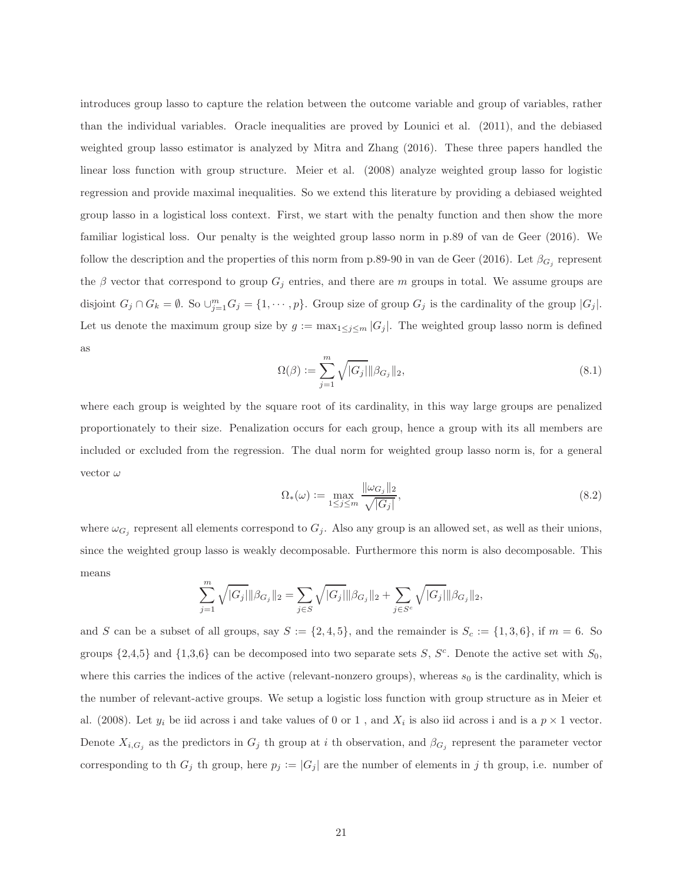introduces group lasso to capture the relation between the outcome variable and group of variables, rather than the individual variables. Oracle inequalities are proved by Lounici et al. (2011), and the debiased weighted group lasso estimator is analyzed by Mitra and Zhang (2016). These three papers handled the linear loss function with group structure. Meier et al. (2008) analyze weighted group lasso for logistic regression and provide maximal inequalities. So we extend this literature by providing a debiased weighted group lasso in a logistical loss context. First, we start with the penalty function and then show the more familiar logistical loss. Our penalty is the weighted group lasso norm in p.89 of van de Geer (2016). We follow the description and the properties of this norm from p.89-90 in van de Geer (2016). Let $\beta_{G_j}$ represent the $\beta$ vector that correspond to group $G_j$ entries, and there are $m$ groups in total. We assume groups are disjoint $G_j \cap G_k = \emptyset$. So $\cup_{j=1}^m G_j = \{1, \cdots, p\}$. Group size of group $G_j$ is the cardinality of the group $|G_j|$. Let us denote the maximum group size by $g := \max_{1 \leq j \leq m} |G_j|$. The weighted group lasso norm is defined as

$$\Omega(\beta) := \sum_{j=1}^{m} \sqrt{|G_j|} \|\beta_{G_j}\|_2, \tag{8.1}$$

where each group is weighted by the square root of its cardinality, in this way large groups are penalized proportionately to their size. Penalization occurs for each group, hence a group with its all members are included or excluded from the regression. The dual norm for weighted group lasso norm is, for a general vector $\omega$

$$\Omega_*(\omega) := \max_{1 \leq j \leq m} \frac{\|\omega_{G_j}\|_2}{\sqrt{|G_j|}}, \tag{8.2}$$

where $\omega_{G_j}$ represent all elements correspond to $G_j$. Also any group is an allowed set, as well as their unions, since the weighted group lasso is weakly decomposable. Furthermore this norm is also decomposable. This means

$$\sum_{j=1}^{m} \sqrt{|G_j|} \|\beta_{G_j}\|_2 = \sum_{j \in S} \sqrt{|G_j|} \|\beta_{G_j}\|_2 + \sum_{j \in S^c} \sqrt{|G_j|} \|\beta_{G_j}\|_2,$$

and $S$ can be a subset of all groups, say $S := \{2, 4, 5\}$, and the remainder is $S_c := \{1, 3, 6\}$, if $m = 6$. So groups {2,4,5} and {1,3,6} can be decomposed into two separate sets $S$, $S^c$. Denote the active set with $S_0$, where this carries the indices of the active (relevant-nonzero groups), whereas $s_0$ is the cardinality, which is the number of relevant-active groups. We setup a logistic loss function with group structure as in Meier et al. (2008). Let $y_i$ be iid across i and take values of 0 or 1 , and $X_i$ is also iid across i and is a $p \times 1$ vector. Denote $X_{i,G_j}$ as the predictors in $G_j$ th group at $i$ th observation, and $\beta_{G_j}$ represent the parameter vector corresponding to th $G_j$ th group, here $p_j := |G_j|$ are the number of elements in $j$ th group, i.e. number of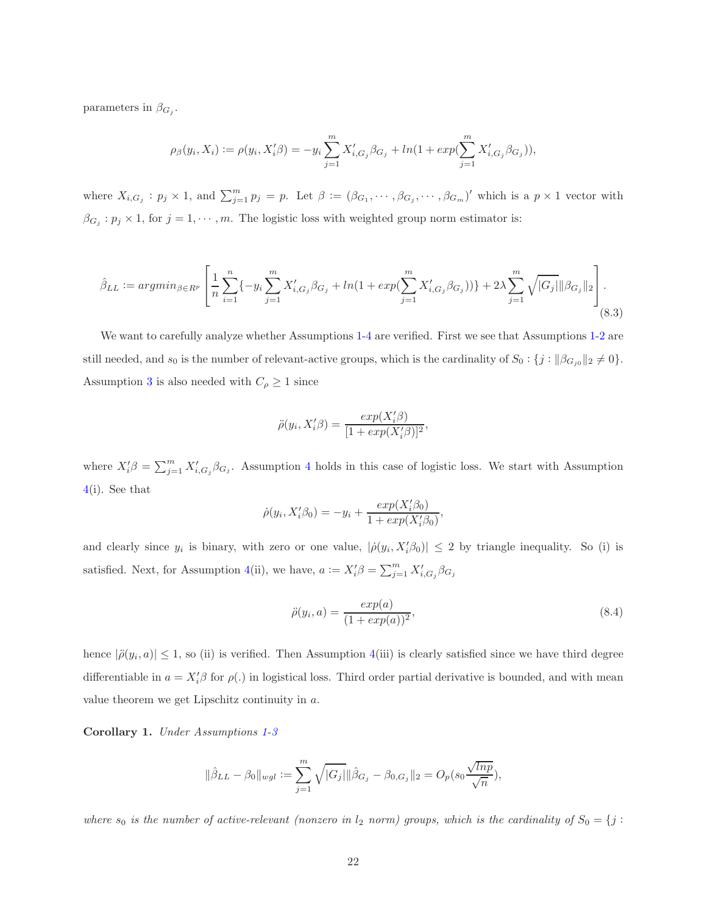parameters in $\beta_{G_j}$.

$$\rho_\beta(y_i, X_i) := \rho(y_i, X_i'\beta) = -y_i \sum_{j=1}^m X_{i,G_j}' \beta_{G_j} + ln(1 + exp(\sum_{j=1}^m X_{i,G_j}'\beta_{G_j})),$$

where $X_{i,G_j} : p_j \times 1$, and $\sum_{j=1}^m p_j = p$. Let $\beta := (\beta_{G_1}, \cdots, \beta_{G_j}, \cdots, \beta_{G_m})'$ which is a $p \times 1$ vector with $\beta_{G_j} : p_j \times 1$, for $j = 1, \cdots, m$. The logistic loss with weighted group norm estimator is:

$$\hat{\beta}_{LL} := argmin_{\beta \in R^p} \left[ \frac{1}{n} \sum_{i=1}^n \{ -y_i \sum_{j=1}^m X_{i,G_j}'\beta_{G_j} + ln(1 + exp(\sum_{j=1}^m X_{i,G_j}'\beta_{G_j}))\} + 2\lambda \sum_{j=1}^m \sqrt{|G_j|} \|\beta_{G_j}\|_2 \right]. \tag{8.3}$$

We want to carefully analyze whether Assumptions 1-4 are verified. First we see that Assumptions 1-2 are still needed, and $s_0$ is the number of relevant-active groups, which is the cardinality of $S_0 : \{j : \|\beta_{G_{j0}}\|_2 \neq 0\}$. Assumption 3 is also needed with $C_\rho \geq 1$ since

$$\ddot{\rho}(y_i, X_i'\beta) = \frac{exp(X_i'\beta)}{[1 + exp(X_i'\beta)]^2},$$

where $X_i'\beta = \sum_{j=1}^m X_{i,G_j}'\beta_{G_j}$. Assumption 4 holds in this case of logistic loss. We start with Assumption 4(i). See that

$$\dot{\rho}(y_i, X_i'\beta_0) = -y_i + \frac{exp(X_i'\beta_0)}{1 + exp(X_i'\beta_0)},$$

and clearly since $y_i$ is binary, with zero or one value, $|\dot{\rho}(y_i, X_i'\beta_0)| \leq 2$ by triangle inequality. So (i) is satisfied. Next, for Assumption 4(ii), we have, $a := X_i'\beta = \sum_{j=1}^m X_{i,G_j}'\beta_{G_j}$

$$\ddot{\rho}(y_i, a) = \frac{exp(a)}{(1 + exp(a))^2}, \tag{8.4}$$

hence $|\ddot{\rho}(y_i, a)| \leq 1$, so (ii) is verified. Then Assumption 4(iii) is clearly satisfied since we have third degree differentiable in $a = X_i'\beta$ for $\rho(.)$ in logistical loss. Third order partial derivative is bounded, and with mean value theorem we get Lipschitz continuity in $a$.

**Corollary 1.** *Under Assumptions 1-3*

$$\|\hat{\beta}_{LL} - \beta_0\|_{wgl} := \sum_{j=1}^m \sqrt{|G_j|} \|\hat{\beta}_{G_j} - \beta_{0,G_j}\|_2 = O_p(s_0 \frac{\sqrt{lnp}}{\sqrt{n}}),$$

*where $s_0$ is the number of active-relevant (nonzero in $l_2$ norm) groups, which is the cardinality of $S_0 = \{j :$*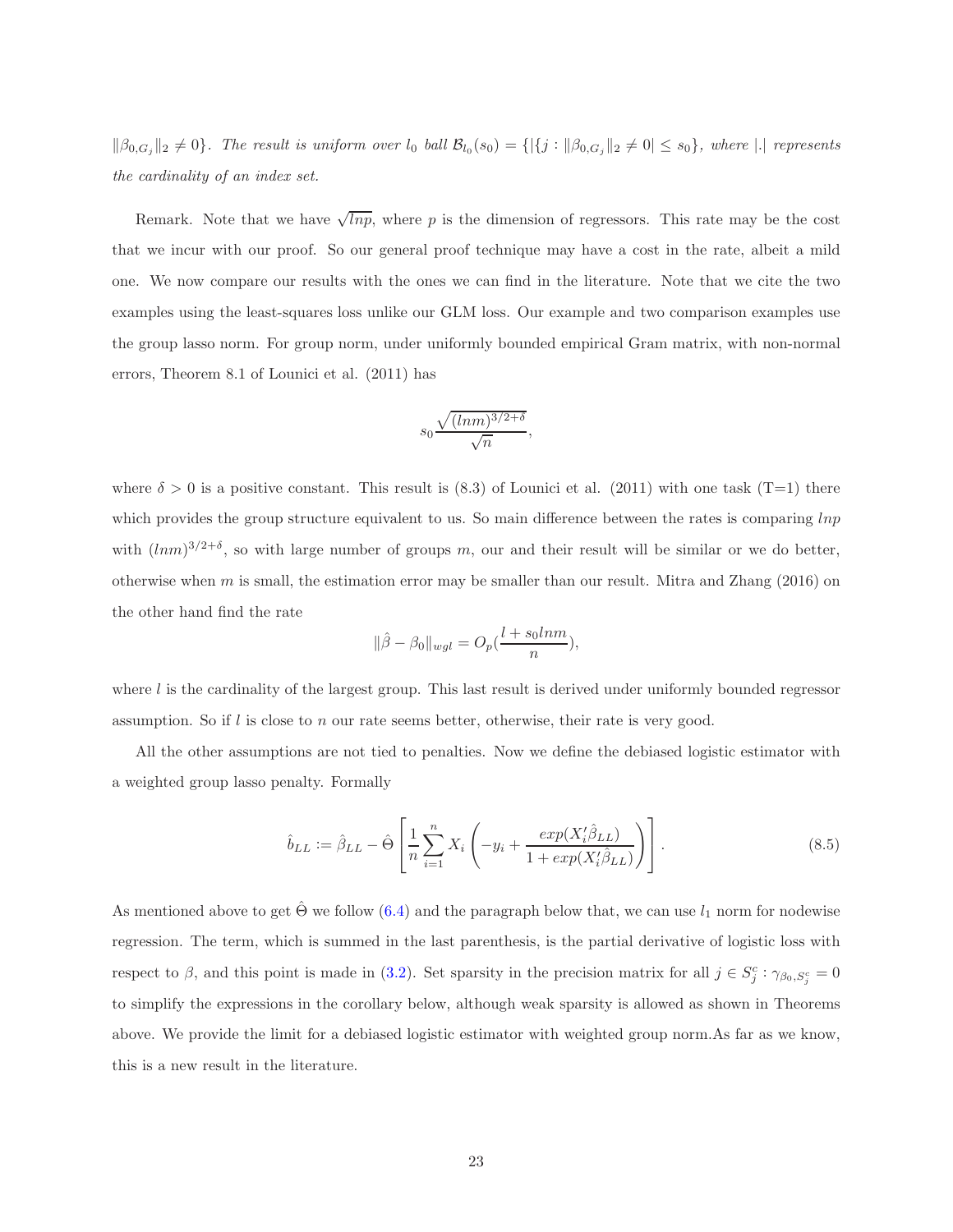$\|\beta_{0,G_j}\|_2 \neq 0\}$. *The result is uniform over* $l_0$ *ball* $\mathcal{B}_{l_0}(s_0) = \{|\{j : \|\beta_{0,G_j}\|_2 \neq 0| \leq s_0\}$, *where* $|.|$ *represents the cardinality of an index set.*

Remark. Note that we have $\sqrt{lnp}$, where $p$ is the dimension of regressors. This rate may be the cost that we incur with our proof. So our general proof technique may have a cost in the rate, albeit a mild one. We now compare our results with the ones we can find in the literature. Note that we cite the two examples using the least-squares loss unlike our GLM loss. Our example and two comparison examples use the group lasso norm. For group norm, under uniformly bounded empirical Gram matrix, with non-normal errors, Theorem 8.1 of Lounici et al. (2011) has

$$s_0 \frac{\sqrt{(lnm)^{3/2+\delta}}}{\sqrt{n}},$$

where $\delta > 0$ is a positive constant. This result is (8.3) of Lounici et al. (2011) with one task (T=1) there which provides the group structure equivalent to us. So main difference between the rates is comparing $lnp$ with $(lnm)^{3/2+\delta}$, so with large number of groups $m$, our and their result will be similar or we do better, otherwise when $m$ is small, the estimation error may be smaller than our result. Mitra and Zhang (2016) on the other hand find the rate

$$\|\hat{\beta} - \beta_0\|_{wgl} = O_p\left(\frac{l + s_0 lnm}{n}\right),$$

where $l$ is the cardinality of the largest group. This last result is derived under uniformly bounded regressor assumption. So if $l$ is close to $n$ our rate seems better, otherwise, their rate is very good.

All the other assumptions are not tied to penalties. Now we define the debiased logistic estimator with a weighted group lasso penalty. Formally

$$\hat{b}_{LL} := \hat{\beta}_{LL} - \hat{\Theta}\left[\frac{1}{n}\sum_{i=1}^{n} X_i \left(-y_i + \frac{exp(X_i'\hat{\beta}_{LL})}{1 + exp(X_i'\hat{\beta}_{LL})}\right)\right]. \tag{8.5}$$

As mentioned above to get $\hat{\Theta}$ we follow (6.4) and the paragraph below that, we can use $l_1$ norm for nodewise regression. The term, which is summed in the last parenthesis, is the partial derivative of logistic loss with respect to $\beta$, and this point is made in (3.2). Set sparsity in the precision matrix for all $j \in S_j^c : \gamma_{\beta_0, S_j^c} = 0$ to simplify the expressions in the corollary below, although weak sparsity is allowed as shown in Theorems above. We provide the limit for a debiased logistic estimator with weighted group norm.As far as we know, this is a new result in the literature.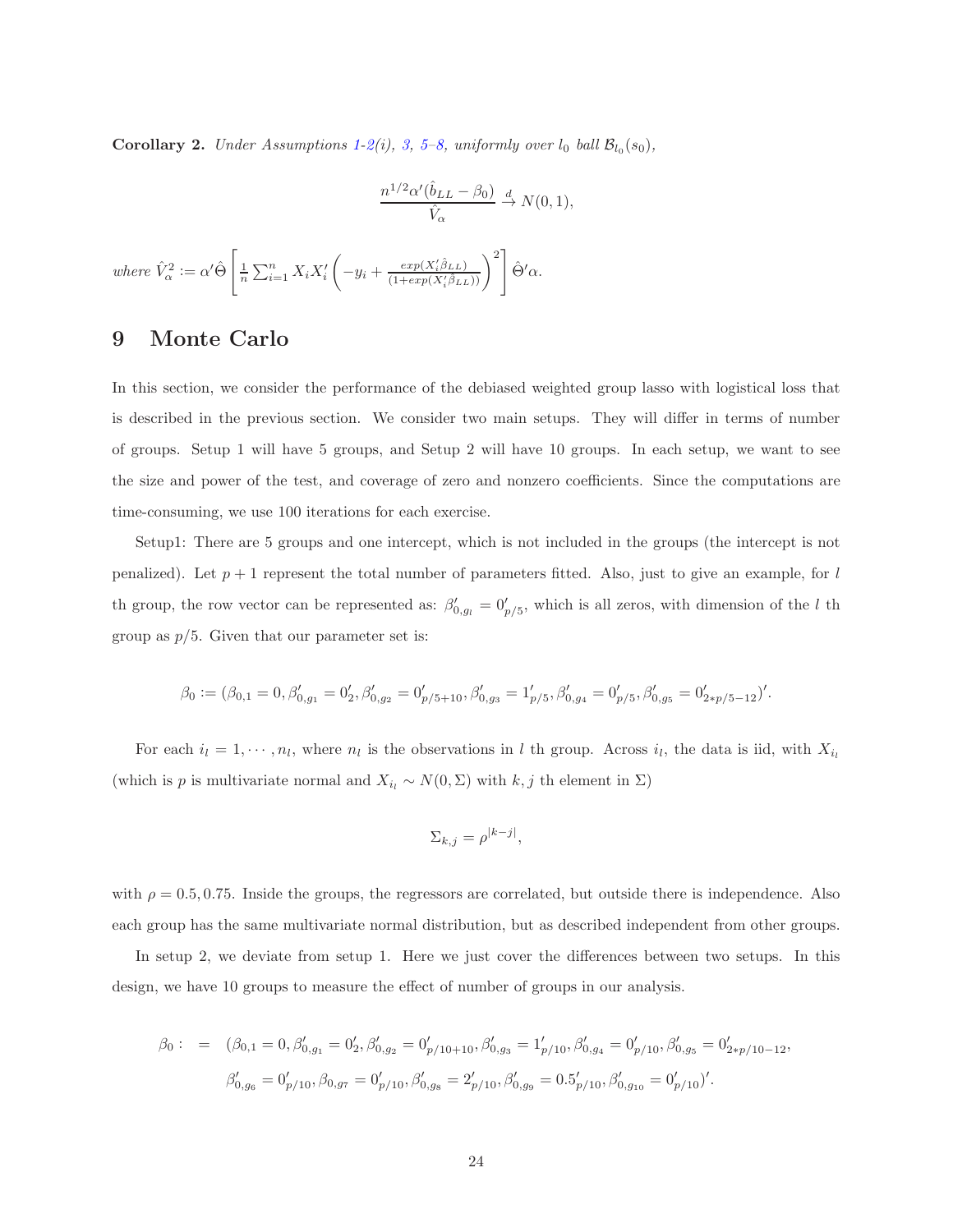**Corollary 2.** *Under Assumptions 1-2(i), 3, 5–8, uniformly over $l_0$ ball $\mathcal{B}_{l_0}(s_0)$,*

$$\frac{n^{1/2}\alpha'(\hat{b}_{LL} - \beta_0)}{\hat{V}_\alpha} \xrightarrow{d} N(0,1),$$

*where* $\hat{V}_\alpha^2 := \alpha'\hat{\Theta}\left[\frac{1}{n}\sum_{i=1}^n X_i X_i' \left(-y_i + \frac{exp(X_i'\hat{\beta}_{LL})}{(1+exp(X_i'\hat{\beta}_{LL}))}\right)^2\right]\hat{\Theta}'\alpha.$

# 9 Monte Carlo

In this section, we consider the performance of the debiased weighted group lasso with logistical loss that is described in the previous section. We consider two main setups. They will differ in terms of number of groups. Setup 1 will have 5 groups, and Setup 2 will have 10 groups. In each setup, we want to see the size and power of the test, and coverage of zero and nonzero coefficients. Since the computations are time-consuming, we use 100 iterations for each exercise.

Setup1: There are 5 groups and one intercept, which is not included in the groups (the intercept is not penalized). Let $p+1$ represent the total number of parameters fitted. Also, just to give an example, for $l$ th group, the row vector can be represented as: $\beta_{0,g_l}' = 0_{p/5}'$, which is all zeros, with dimension of the $l$ th group as $p/5$. Given that our parameter set is:

$$\beta_0 := (\beta_{0,1} = 0, \beta_{0,g_1}' = 0_2', \beta_{0,g_2}' = 0_{p/5+10}', \beta_{0,g_3}' = 1_{p/5}', \beta_{0,g_4}' = 0_{p/5}', \beta_{0,g_5}' = 0_{2*p/5-12}')'.$$

For each $i_l = 1, \cdots, n_l$, where $n_l$ is the observations in $l$ th group. Across $i_l$, the data is iid, with $X_{i_l}$ (which is $p$ is multivariate normal and $X_{i_l} \sim N(0, \Sigma)$ with $k, j$ th element in $\Sigma$)

$$\Sigma_{k,j} = \rho^{|k-j|},$$

with $\rho = 0.5, 0.75$. Inside the groups, the regressors are correlated, but outside there is independence. Also each group has the same multivariate normal distribution, but as described independent from other groups.

In setup 2, we deviate from setup 1. Here we just cover the differences between two setups. In this design, we have 10 groups to measure the effect of number of groups in our analysis.

$$\begin{aligned}
\beta_0 : &= (\beta_{0,1} = 0, \beta_{0,g_1}' = 0_2', \beta_{0,g_2}' = 0_{p/10+10}', \beta_{0,g_3}' = 1_{p/10}', \beta_{0,g_4}' = 0_{p/10}', \beta_{0,g_5}' = 0_{2*p/10-12}', \\
&\quad \beta_{0,g_6}' = 0_{p/10}', \beta_{0,g_7} = 0_{p/10}', \beta_{0,g_8}' = 2_{p/10}', \beta_{0,g_9}' = 0.5_{p/10}', \beta_{0,g_{10}}' = 0_{p/10}')'.
\end{aligned}$$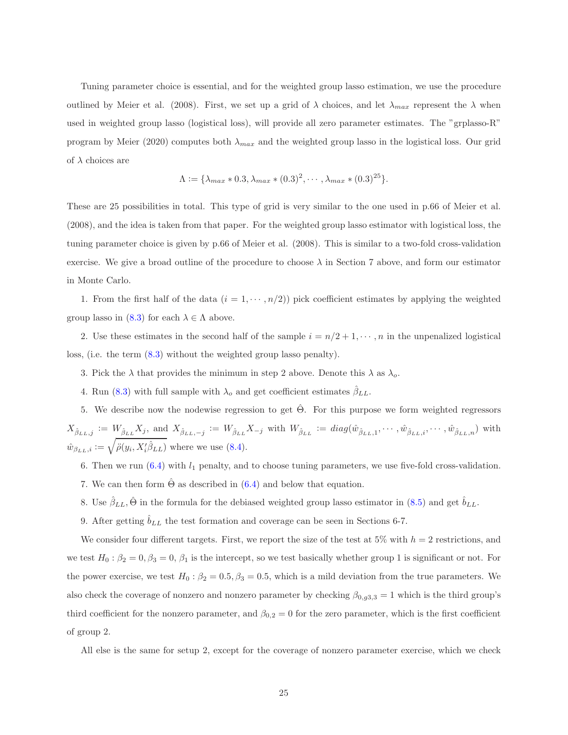Tuning parameter choice is essential, and for the weighted group lasso estimation, we use the procedure outlined by Meier et al. (2008). First, we set up a grid of $\lambda$ choices, and let $\lambda_{max}$ represent the $\lambda$ when used in weighted group lasso (logistical loss), will provide all zero parameter estimates. The "grplasso-R" program by Meier (2020) computes both $\lambda_{max}$ and the weighted group lasso in the logistical loss. Our grid of $\lambda$ choices are

$$\Lambda := \{\lambda_{max} * 0.3, \lambda_{max} * (0.3)^2, \cdots, \lambda_{max} * (0.3)^{25}\}.$$

These are 25 possibilities in total. This type of grid is very similar to the one used in p.66 of Meier et al. (2008), and the idea is taken from that paper. For the weighted group lasso estimator with logistical loss, the tuning parameter choice is given by p.66 of Meier et al. (2008). This is similar to a two-fold cross-validation exercise. We give a broad outline of the procedure to choose $\lambda$ in Section 7 above, and form our estimator in Monte Carlo.

1. From the first half of the data ($i = 1, \cdots, n/2$)) pick coefficient estimates by applying the weighted group lasso in (8.3) for each $\lambda \in \Lambda$ above.

2. Use these estimates in the second half of the sample $i = n/2 + 1, \cdots, n$ in the unpenalized logistical loss, (i.e. the term (8.3) without the weighted group lasso penalty).

3. Pick the $\lambda$ that provides the minimum in step 2 above. Denote this $\lambda$ as $\lambda_o$.

4. Run (8.3) with full sample with $\lambda_o$ and get coefficient estimates $\hat{\beta}_{LL}$.

5. We describe now the nodewise regression to get $\hat{\Theta}$. For this purpose we form weighted regressors $X_{\hat{\beta}_{LL},j} := W_{\hat{\beta}_{LL}} X_j$, and $X_{\hat{\beta}_{LL},-j} := W_{\hat{\beta}_{LL}} X_{-j}$ with $W_{\hat{\beta}_{LL}} := diag(\hat{w}_{\hat{\beta}_{LL},1}, \cdots, \hat{w}_{\hat{\beta}_{LL},i}, \cdots, \hat{w}_{\hat{\beta}_{LL},n})$ with $\hat{w}_{\beta_{LL},i} := \sqrt{\ddot{\rho}(y_i, X_i'\hat{\beta}_{LL})}$ where we use (8.4).

6. Then we run (6.4) with $l_1$ penalty, and to choose tuning parameters, we use five-fold cross-validation.

7. We can then form $\hat{\Theta}$ as described in (6.4) and below that equation.

8. Use $\hat{\beta}_{LL}, \hat{\Theta}$ in the formula for the debiased weighted group lasso estimator in (8.5) and get $\hat{b}_{LL}$.

9. After getting $\hat{b}_{LL}$ the test formation and coverage can be seen in Sections 6-7.

We consider four different targets. First, we report the size of the test at 5% with $h = 2$ restrictions, and we test $H_0 : \beta_2 = 0, \beta_3 = 0$, $\beta_1$ is the intercept, so we test basically whether group 1 is significant or not. For the power exercise, we test $H_0 : \beta_2 = 0.5, \beta_3 = 0.5$, which is a mild deviation from the true parameters. We also check the coverage of nonzero and nonzero parameter by checking $\beta_{0,g3,3} = 1$ which is the third group's third coefficient for the nonzero parameter, and $\beta_{0,2} = 0$ for the zero parameter, which is the first coefficient of group 2.

All else is the same for setup 2, except for the coverage of nonzero parameter exercise, which we check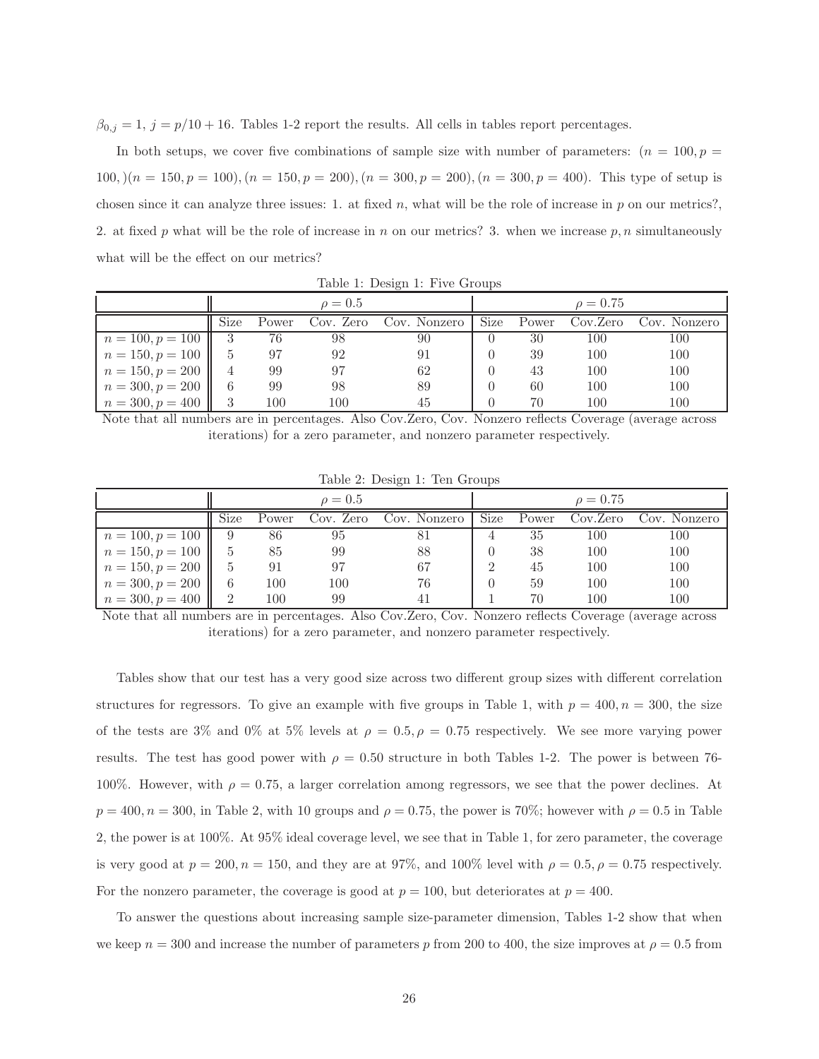$\beta_{0,j} = 1$, $j = p/10 + 16$. Tables 1-2 report the results. All cells in tables report percentages.

In both setups, we cover five combinations of sample size with number of parameters: $(n = 100, p = 100, )(n = 150, p = 100), (n = 150, p = 200), (n = 300, p = 200), (n = 300, p = 400)$. This type of setup is chosen since it can analyze three issues: 1. at fixed $n$, what will be the role of increase in $p$ on our metrics?, 2. at fixed $p$ what will be the role of increase in $n$ on our metrics? 3. when we increase $p, n$ simultaneously what will be the effect on our metrics?

Table 1: Design 1: Five Groups

| | $\rho = 0.5$ | | | | $\rho = 0.75$ | | | |
|---|---|---|---|---|---|---|---|---|
| | Size | Power | Cov. Zero | Cov. Nonzero | Size | Power | Cov.Zero | Cov. Nonzero |
| $n = 100, p = 100$ | 3 | 76 | 98 | 90 | 0 | 30 | 100 | 100 |
| $n = 150, p = 100$ | 5 | 97 | 92 | 91 | 0 | 39 | 100 | 100 |
| $n = 150, p = 200$ | 4 | 99 | 97 | 62 | 0 | 43 | 100 | 100 |
| $n = 300, p = 200$ | 6 | 99 | 98 | 89 | 0 | 60 | 100 | 100 |
| $n = 300, p = 400$ | 3 | 100 | 100 | 45 | 0 | 70 | 100 | 100 |

Note that all numbers are in percentages. Also Cov.Zero, Cov. Nonzero reflects Coverage (average across iterations) for a zero parameter, and nonzero parameter respectively.

Table 2: Design 1: Ten Groups

| | $\rho = 0.5$ | | | | $\rho = 0.75$ | | | |
|---|---|---|---|---|---|---|---|---|
| | Size | Power | Cov. Zero | Cov. Nonzero | Size | Power | Cov.Zero | Cov. Nonzero |
| $n = 100, p = 100$ | 9 | 86 | 95 | 81 | 4 | 35 | 100 | 100 |
| $n = 150, p = 100$ | 5 | 85 | 99 | 88 | 0 | 38 | 100 | 100 |
| $n = 150, p = 200$ | 5 | 91 | 97 | 67 | 2 | 45 | 100 | 100 |
| $n = 300, p = 200$ | 6 | 100 | 100 | 76 | 0 | 59 | 100 | 100 |
| $n = 300, p = 400$ | 2 | 100 | 99 | 41 | 1 | 70 | 100 | 100 |

Note that all numbers are in percentages. Also Cov.Zero, Cov. Nonzero reflects Coverage (average across iterations) for a zero parameter, and nonzero parameter respectively.

Tables show that our test has a very good size across two different group sizes with different correlation structures for regressors. To give an example with five groups in Table 1, with $p = 400, n = 300$, the size of the tests are 3% and 0% at 5% levels at $\rho = 0.5, \rho = 0.75$ respectively. We see more varying power results. The test has good power with $\rho = 0.50$ structure in both Tables 1-2. The power is between 76-100%. However, with $\rho = 0.75$, a larger correlation among regressors, we see that the power declines. At $p = 400, n = 300$, in Table 2, with 10 groups and $\rho = 0.75$, the power is 70%; however with $\rho = 0.5$ in Table 2, the power is at 100%. At 95% ideal coverage level, we see that in Table 1, for zero parameter, the coverage is very good at $p = 200, n = 150$, and they are at 97%, and 100% level with $\rho = 0.5, \rho = 0.75$ respectively. For the nonzero parameter, the coverage is good at $p = 100$, but deteriorates at $p = 400$.

To answer the questions about increasing sample size-parameter dimension, Tables 1-2 show that when we keep $n = 300$ and increase the number of parameters $p$ from 200 to 400, the size improves at $\rho = 0.5$ from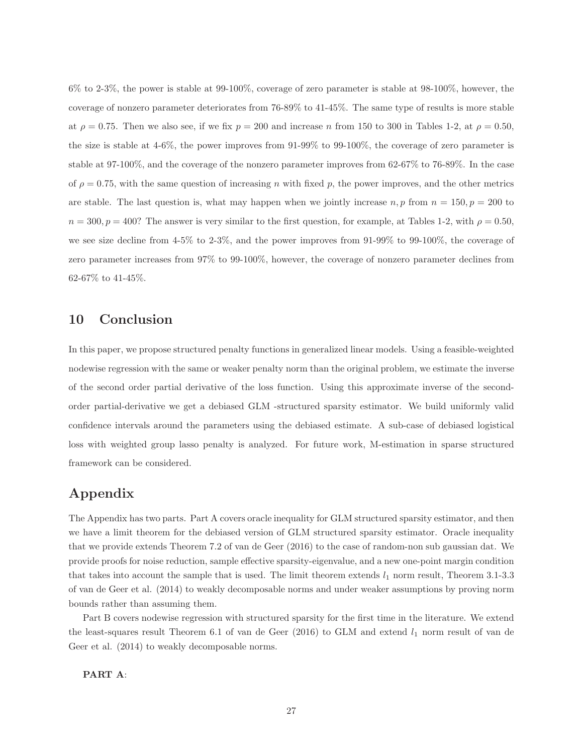6% to 2-3%, the power is stable at 99-100%, coverage of zero parameter is stable at 98-100%, however, the coverage of nonzero parameter deteriorates from 76-89% to 41-45%. The same type of results is more stable at $\rho = 0.75$. Then we also see, if we fix $p = 200$ and increase $n$ from 150 to 300 in Tables 1-2, at $\rho = 0.50$, the size is stable at 4-6%, the power improves from 91-99% to 99-100%, the coverage of zero parameter is stable at 97-100%, and the coverage of the nonzero parameter improves from 62-67% to 76-89%. In the case of $\rho = 0.75$, with the same question of increasing $n$ with fixed $p$, the power improves, and the other metrics are stable. The last question is, what may happen when we jointly increase $n, p$ from $n = 150, p = 200$ to $n = 300, p = 400$? The answer is very similar to the first question, for example, at Tables 1-2, with $\rho = 0.50$, we see size decline from 4-5% to 2-3%, and the power improves from 91-99% to 99-100%, the coverage of zero parameter increases from 97% to 99-100%, however, the coverage of nonzero parameter declines from 62-67% to 41-45%.

## 10 Conclusion

In this paper, we propose structured penalty functions in generalized linear models. Using a feasible-weighted nodewise regression with the same or weaker penalty norm than the original problem, we estimate the inverse of the second order partial derivative of the loss function. Using this approximate inverse of the second-order partial-derivative we get a debiased GLM -structured sparsity estimator. We build uniformly valid confidence intervals around the parameters using the debiased estimate. A sub-case of debiased logistical loss with weighted group lasso penalty is analyzed. For future work, M-estimation in sparse structured framework can be considered.

# Appendix

The Appendix has two parts. Part A covers oracle inequality for GLM structured sparsity estimator, and then we have a limit theorem for the debiased version of GLM structured sparsity estimator. Oracle inequality that we provide extends Theorem 7.2 of van de Geer (2016) to the case of random-non sub gaussian dat. We provide proofs for noise reduction, sample effective sparsity-eigenvalue, and a new one-point margin condition that takes into account the sample that is used. The limit theorem extends $l_1$ norm result, Theorem 3.1-3.3 of van de Geer et al. (2014) to weakly decomposable norms and under weaker assumptions by proving norm bounds rather than assuming them.

Part B covers nodewise regression with structured sparsity for the first time in the literature. We extend the least-squares result Theorem 6.1 of van de Geer (2016) to GLM and extend $l_1$ norm result of van de Geer et al. (2014) to weakly decomposable norms.

**PART A**: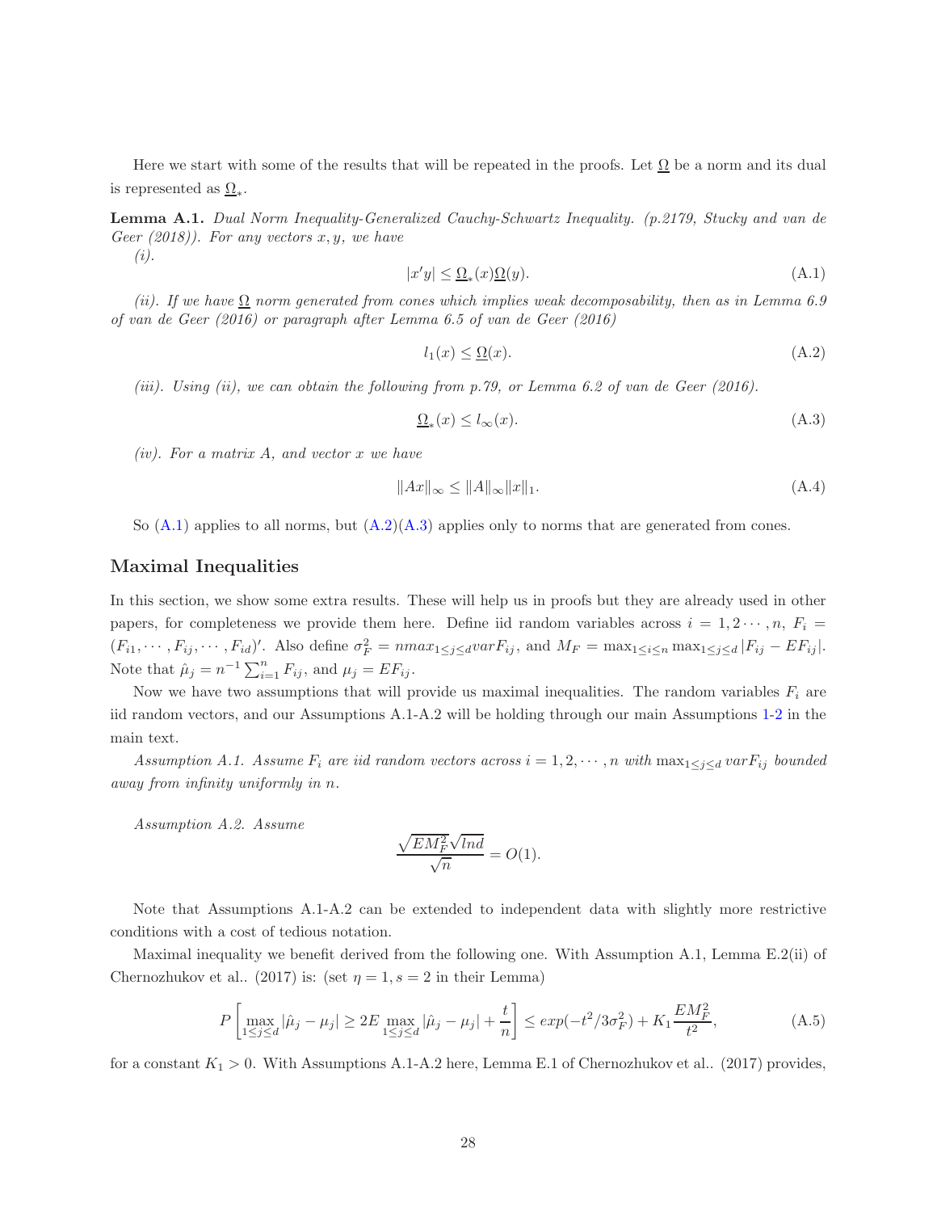Here we start with some of the results that will be repeated in the proofs. Let $\underline{\Omega}$ be a norm and its dual is represented as $\underline{\Omega}_*$.

**Lemma A.1.** *Dual Norm Inequality-Generalized Cauchy-Schwartz Inequality. (p.2179, Stucky and van de Geer (2018)). For any vectors $x, y$, we have*

*(i).*

$$|x'y| \leq \underline{\Omega}_*(x)\underline{\Omega}(y). \tag{A.1}$$

*(ii). If we have $\underline{\Omega}$ norm generated from cones which implies weak decomposability, then as in Lemma 6.9 of van de Geer (2016) or paragraph after Lemma 6.5 of van de Geer (2016)*

$$l_1(x) \leq \underline{\Omega}(x). \tag{A.2}$$

*(iii). Using (ii), we can obtain the following from p.79, or Lemma 6.2 of van de Geer (2016).*

$$\underline{\Omega}_*(x) \leq l_\infty(x). \tag{A.3}$$

*(iv). For a matrix A, and vector x we have*

$$\|Ax\|_\infty \leq \|A\|_\infty \|x\|_1. \tag{A.4}$$

So (A.1) applies to all norms, but (A.2)(A.3) applies only to norms that are generated from cones.

## Maximal Inequalities

In this section, we show some extra results. These will help us in proofs but they are already used in other papers, for completeness we provide them here. Define iid random variables across $i = 1, 2 \cdots, n$, $F_i = (F_{i1}, \cdots, F_{ij}, \cdots, F_{id})'$. Also define $\sigma_F^2 = n max_{1 \leq j \leq d} var F_{ij}$, and $M_F = \max_{1 \leq i \leq n} \max_{1 \leq j \leq d} |F_{ij} - EF_{ij}|$. Note that $\hat{\mu}_j = n^{-1} \sum_{i=1}^n F_{ij}$, and $\mu_j = EF_{ij}$.

Now we have two assumptions that will provide us maximal inequalities. The random variables $F_i$ are iid random vectors, and our Assumptions A.1-A.2 will be holding through our main Assumptions 1-2 in the main text.

*Assumption A.1. Assume $F_i$ are iid random vectors across $i = 1, 2, \cdots, n$ with $\max_{1 \leq j \leq d} var F_{ij}$ bounded away from infinity uniformly in $n$.*

*Assumption A.2. Assume*

$$\frac{\sqrt{EM_F^2}\sqrt{lnd}}{\sqrt{n}} = O(1).$$

Note that Assumptions A.1-A.2 can be extended to independent data with slightly more restrictive conditions with a cost of tedious notation.

Maximal inequality we benefit derived from the following one. With Assumption A.1, Lemma E.2(ii) of Chernozhukov et al.. (2017) is: (set $\eta = 1, s = 2$ in their Lemma)

$$P\left[\max_{1 \leq j \leq d} |\hat{\mu}_j - \mu_j| \geq 2E \max_{1 \leq j \leq d} |\hat{\mu}_j - \mu_j| + \frac{t}{n}\right] \leq exp(-t^2/3\sigma_F^2) + K_1 \frac{EM_F^2}{t^2}, \tag{A.5}$$

for a constant $K_1 > 0$. With Assumptions A.1-A.2 here, Lemma E.1 of Chernozhukov et al.. (2017) provides,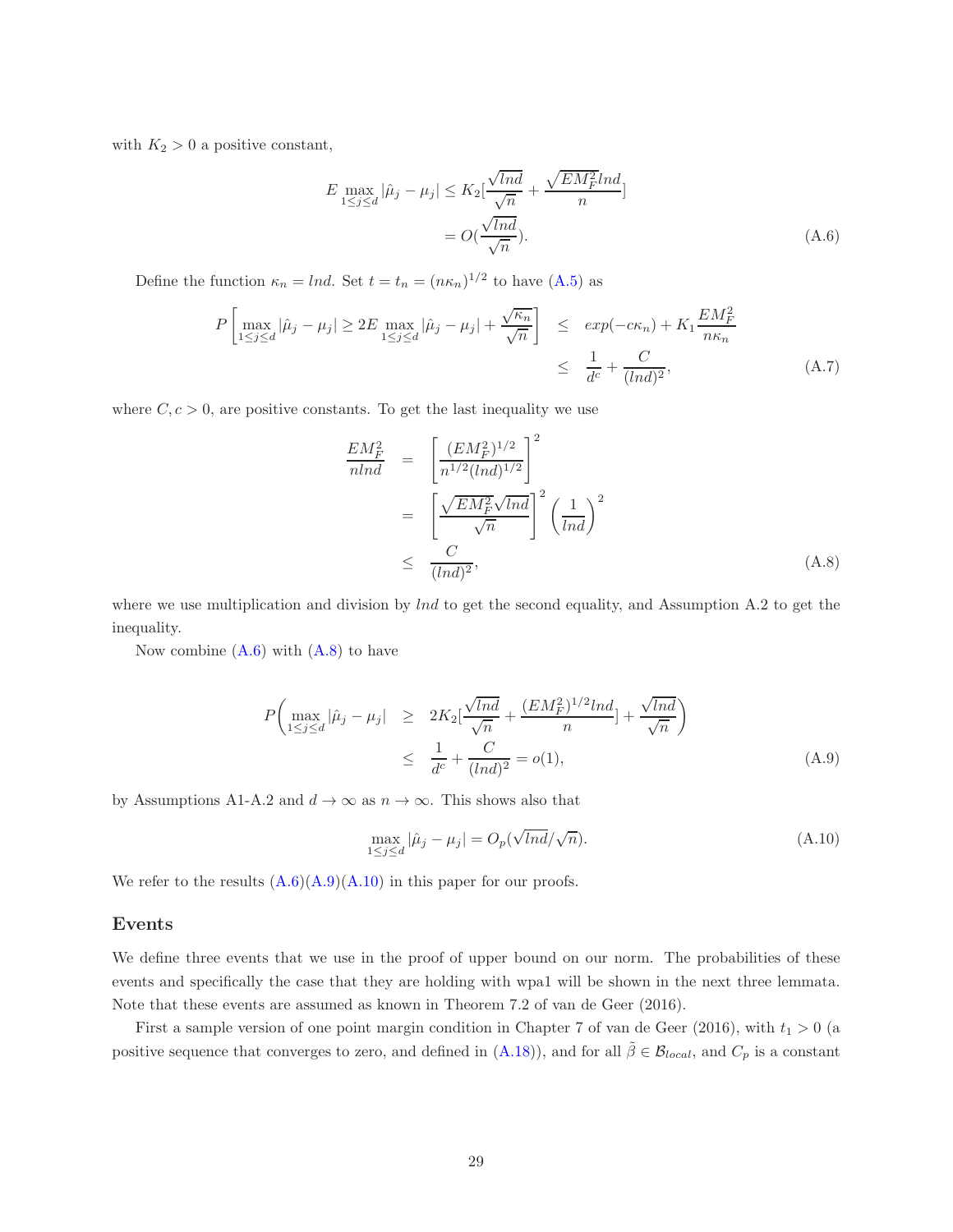with $K_2 > 0$ a positive constant,

$$
\begin{aligned}
E \max_{1\le j\le d} |\hat{\mu}_j - \mu_j| &\le K_2 [\frac{\sqrt{lnd}}{\sqrt{n}} + \frac{\sqrt{EM_F^2} lnd}{n}] \\
&= O(\frac{\sqrt{lnd}}{\sqrt{n}}). 
\end{aligned}
\tag{A.6}
$$

Define the function $\kappa_n = lnd$. Set $t = t_n = (n\kappa_n)^{1/2}$ to have (A.5) as

$$
\begin{aligned}
P\left[\max_{1\le j\le d} |\hat{\mu}_j - \mu_j| \ge 2E \max_{1\le j\le d} |\hat{\mu}_j - \mu_j| + \frac{\sqrt{\kappa_n}}{\sqrt{n}}\right] &\le exp(-c\kappa_n) + K_1 \frac{EM_F^2}{n\kappa_n} \\
&\le \frac{1}{d^c} + \frac{C}{(lnd)^2},
\end{aligned}
\tag{A.7}
$$

where $C, c > 0$, are positive constants. To get the last inequality we use

$$
\begin{aligned}
\frac{EM_F^2}{nlnd} &= \left[\frac{(EM_F^2)^{1/2}}{n^{1/2}(lnd)^{1/2}}\right]^2 \\
&= \left[\frac{\sqrt{EM_F^2}\sqrt{lnd}}{\sqrt{n}}\right]^2 \left(\frac{1}{lnd}\right)^2 \\
&\le \frac{C}{(lnd)^2},
\end{aligned}
\tag{A.8}
$$

where we use multiplication and division by $lnd$ to get the second equality, and Assumption A.2 to get the inequality.

Now combine (A.6) with (A.8) to have

$$
\begin{aligned}
P\bigg(\max_{1\le j\le d} |\hat{\mu}_j - \mu_j| &\ge 2K_2[\frac{\sqrt{lnd}}{\sqrt{n}} + \frac{(EM_F^2)^{1/2} lnd}{n}] + \frac{\sqrt{lnd}}{\sqrt{n}}\bigg) \\
&\le \frac{1}{d^c} + \frac{C}{(lnd)^2} = o(1),
\end{aligned}
\tag{A.9}
$$

by Assumptions A1-A.2 and $d \to \infty$ as $n \to \infty$. This shows also that

$$
\max_{1\le j\le d} |\hat{\mu}_j - \mu_j| = O_p(\sqrt{lnd}/\sqrt{n}). \tag{A.10}
$$

We refer to the results (A.6)(A.9)(A.10) in this paper for our proofs.

## Events

We define three events that we use in the proof of upper bound on our norm. The probabilities of these events and specifically the case that they are holding with wpa1 will be shown in the next three lemmata. Note that these events are assumed as known in Theorem 7.2 of van de Geer (2016).

First a sample version of one point margin condition in Chapter 7 of van de Geer (2016), with $t_1 > 0$ (a positive sequence that converges to zero, and defined in (A.18)), and for all $\tilde{\beta} \in \mathcal{B}_{local}$, and $C_p$ is a constant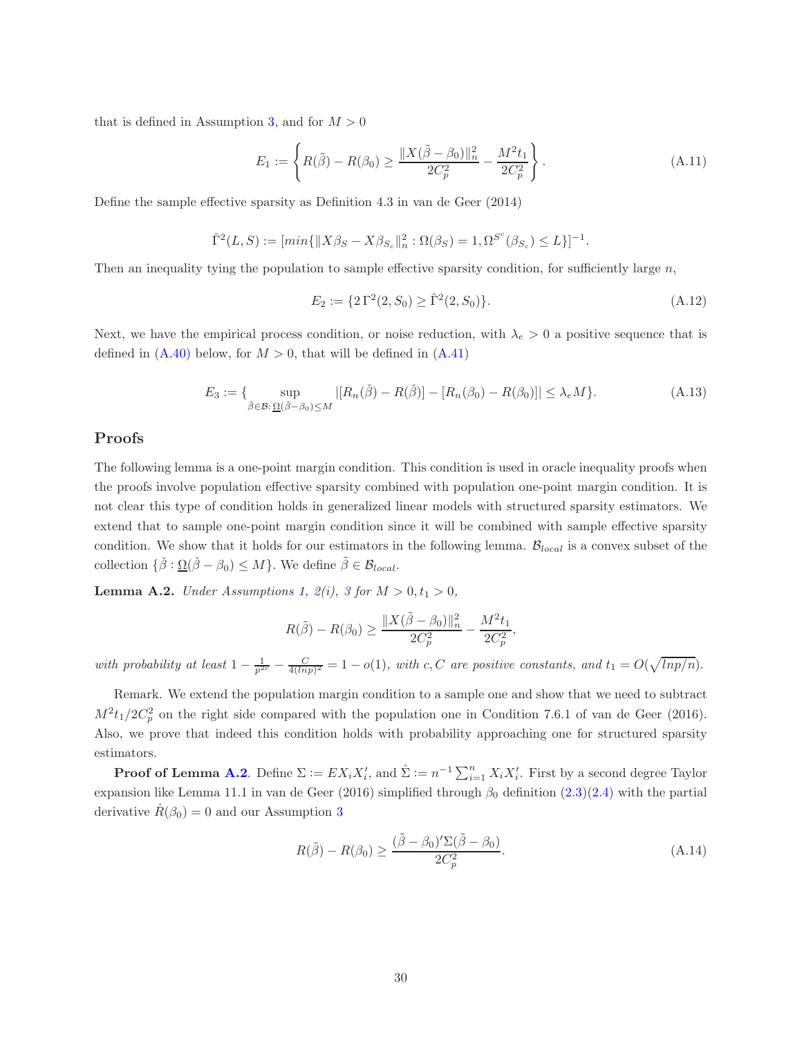that is defined in Assumption 3, and for $M > 0$

$$E_1 := \left\{ R(\tilde{\beta}) - R(\beta_0) \geq \frac{\|X(\tilde{\beta} - \beta_0)\|_n^2}{2C_p^2} - \frac{M^2 t_1}{2C_p^2} \right\}. \tag{A.11}$$

Define the sample effective sparsity as Definition 4.3 in van de Geer (2014)

$$\hat{\Gamma}^2(L, S) := [min\{\|X\beta_S - X\beta_{S_c}\|_n^2 : \Omega(\beta_S) = 1, \Omega^{S^c}(\beta_{S_c}) \leq L\}]^{-1}.$$

Then an inequality tying the population to sample effective sparsity condition, for sufficiently large $n$,

$$E_2 := \{2\,\Gamma^2(2, S_0) \geq \hat{\Gamma}^2(2, S_0)\}. \tag{A.12}$$

Next, we have the empirical process condition, or noise reduction, with $\lambda_e > 0$ a positive sequence that is defined in (A.40) below, for $M > 0$, that will be defined in (A.41)

$$E_3 := \{ \sup_{\check{\beta} \in \mathcal{B}: \underline{\Omega}(\check{\beta} - \beta_0) \leq M} |[R_n(\check{\beta}) - R(\check{\beta})] - [R_n(\beta_0) - R(\beta_0)]| \leq \lambda_e M \}. \tag{A.13}$$

## Proofs

The following lemma is a one-point margin condition. This condition is used in oracle inequality proofs when the proofs involve population effective sparsity combined with population one-point margin condition. It is not clear this type of condition holds in generalized linear models with structured sparsity estimators. We extend that to sample one-point margin condition since it will be combined with sample effective sparsity condition. We show that it holds for our estimators in the following lemma. $\mathcal{B}_{local}$ is a convex subset of the collection $\{\check{\beta} : \underline{\Omega}(\check{\beta} - \beta_0) \leq M\}$. We define $\tilde{\beta} \in \mathcal{B}_{local}$.

**Lemma A.2.** *Under Assumptions 1, 2(i), 3 for $M > 0, t_1 > 0$,*

$$R(\tilde{\beta}) - R(\beta_0) \geq \frac{\|X(\tilde{\beta} - \beta_0)\|_n^2}{2C_p^2} - \frac{M^2 t_1}{2C_p^2},$$

*with probability at least $1 - \frac{1}{p^{2c}} - \frac{C}{4(lnp)^2} = 1 - o(1)$, with $c, C$ are positive constants, and $t_1 = O(\sqrt{lnp/n})$.*

Remark. We extend the population margin condition to a sample one and show that we need to subtract $M^2 t_1/2C_p^2$ on the right side compared with the population one in Condition 7.6.1 of van de Geer (2016). Also, we prove that indeed this condition holds with probability approaching one for structured sparsity estimators.

**Proof of Lemma A.2**. Define $\Sigma := EX_iX_i'$, and $\hat{\Sigma} := n^{-1} \sum_{i=1}^n X_iX_i'$. First by a second degree Taylor expansion like Lemma 11.1 in van de Geer (2016) simplified through $\beta_0$ definition (2.3)(2.4) with the partial derivative $\dot{R}(\beta_0) = 0$ and our Assumption 3

$$R(\tilde{\beta}) - R(\beta_0) \geq \frac{(\tilde{\beta} - \beta_0)'\Sigma(\tilde{\beta} - \beta_0)}{2C_p^2}. \tag{A.14}$$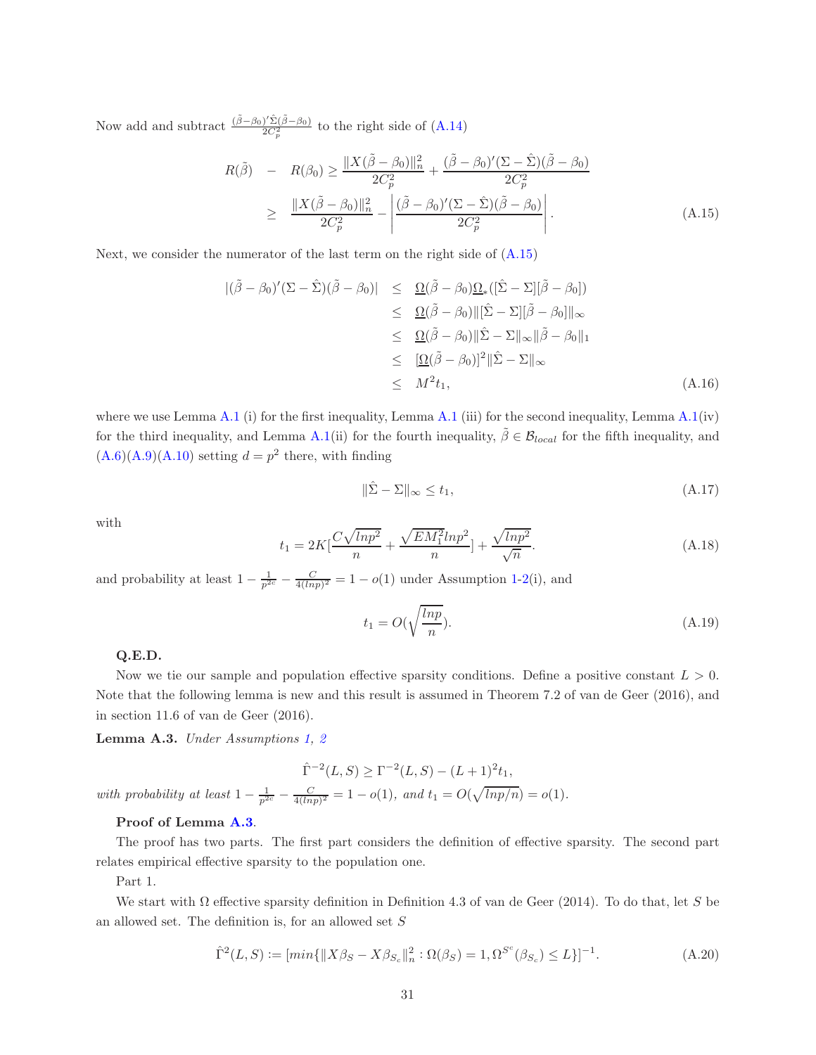Now add and subtract $\frac{(\tilde{\beta}-\beta_0)'\hat{\Sigma}(\tilde{\beta}-\beta_0)}{2C_p^2}$ to the right side of (A.14)

$$
\begin{aligned}
R(\tilde{\beta}) \quad - \quad R(\beta_0) &\geq \frac{\|X(\tilde{\beta}-\beta_0)\|_n^2}{2C_p^2} + \frac{(\tilde{\beta}-\beta_0)'(\Sigma-\hat{\Sigma})(\tilde{\beta}-\beta_0)}{2C_p^2} \\
&\geq \quad \frac{\|X(\tilde{\beta}-\beta_0)\|_n^2}{2C_p^2} - \left|\frac{(\tilde{\beta}-\beta_0)'(\Sigma-\hat{\Sigma})(\tilde{\beta}-\beta_0)}{2C_p^2}\right|. \qquad \text{(A.15)}
\end{aligned}
$$

Next, we consider the numerator of the last term on the right side of (A.15)

$$
\begin{aligned}
|(\tilde{\beta}-\beta_0)'(\Sigma-\hat{\Sigma})(\tilde{\beta}-\beta_0)| \quad &\leq \quad \underline{\Omega}(\tilde{\beta}-\beta_0)\underline{\Omega}_*([\hat{\Sigma}-\Sigma][\tilde{\beta}-\beta_0]) \\
&\leq \quad \underline{\Omega}(\tilde{\beta}-\beta_0)\|[\hat{\Sigma}-\Sigma][\tilde{\beta}-\beta_0]\|_\infty \\
&\leq \quad \underline{\Omega}(\tilde{\beta}-\beta_0)\|\hat{\Sigma}-\Sigma\|_\infty\|\tilde{\beta}-\beta_0\|_1 \\
&\leq \quad [\underline{\Omega}(\tilde{\beta}-\beta_0)]^2\|\hat{\Sigma}-\Sigma\|_\infty \\
&\leq \quad M^2 t_1, \qquad \text{(A.16)}
\end{aligned}
$$

where we use Lemma A.1 (i) for the first inequality, Lemma A.1 (iii) for the second inequality, Lemma A.1(iv) for the third inequality, and Lemma A.1(ii) for the fourth inequality, $\tilde{\beta} \in \mathcal{B}_{local}$ for the fifth inequality, and (A.6)(A.9)(A.10) setting $d = p^2$ there, with finding

$$
\|\hat{\Sigma}-\Sigma\|_\infty \leq t_1, \qquad \text{(A.17)}
$$

with

$$
t_1 = 2K\Big[\frac{C\sqrt{lnp^2}}{n} + \frac{\sqrt{EM_1^2 lnp^2}}{n}\Big] + \frac{\sqrt{lnp^2}}{\sqrt{n}}. \qquad \text{(A.18)}
$$

and probability at least $1 - \frac{1}{p^{2c}} - \frac{C}{4(lnp)^2} = 1 - o(1)$ under Assumption 1-2(i), and

$$
t_1 = O\Big(\sqrt{\frac{lnp}{n}}\Big). \qquad \text{(A.19)}
$$

**Q.E.D.**

Now we tie our sample and population effective sparsity conditions. Define a positive constant $L > 0$. Note that the following lemma is new and this result is assumed in Theorem 7.2 of van de Geer (2016), and in section 11.6 of van de Geer (2016).

**Lemma A.3.** *Under Assumptions 1, 2*

$$
\hat{\Gamma}^{-2}(L,S) \geq \Gamma^{-2}(L,S) - (L+1)^2 t_1,
$$

*with probability at least* $1 - \frac{1}{p^{2c}} - \frac{C}{4(lnp)^2} = 1 - o(1)$, *and* $t_1 = O(\sqrt{lnp/n}) = o(1)$.

**Proof of Lemma A.3.**

The proof has two parts. The first part considers the definition of effective sparsity. The second part relates empirical effective sparsity to the population one.

Part 1.

We start with $\Omega$ effective sparsity definition in Definition 4.3 of van de Geer (2014). To do that, let $S$ be an allowed set. The definition is, for an allowed set $S$

$$
\hat{\Gamma}^2(L,S) := [min\{\|X\beta_S - X\beta_{S_c}\|_n^2 : \Omega(\beta_S) = 1, \Omega^{S^c}(\beta_{S_c}) \leq L\}]^{-1}. \qquad \text{(A.20)}
$$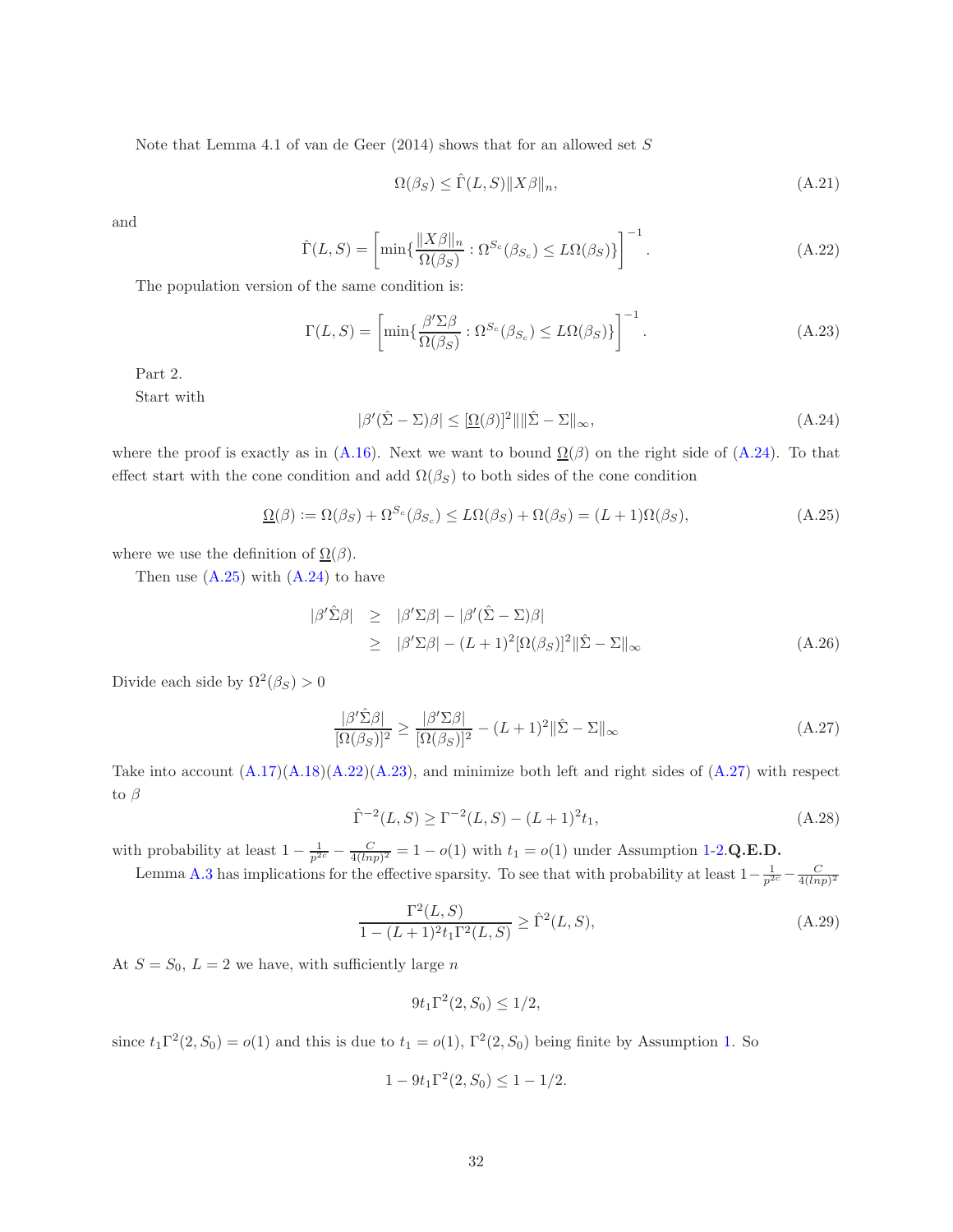Note that Lemma 4.1 of van de Geer (2014) shows that for an allowed set $S$

$$\Omega(\beta_S) \leq \hat{\Gamma}(L,S)\|X\beta\|_n, \tag{A.21}$$

and

$$\hat{\Gamma}(L,S) = \left[\min\{\frac{\|X\beta\|_n}{\Omega(\beta_S)} : \Omega^{S_c}(\beta_{S_c}) \leq L\Omega(\beta_S)\}\right]^{-1}. \tag{A.22}$$

The population version of the same condition is:

$$\Gamma(L,S) = \left[\min\{\frac{\beta'\Sigma\beta}{\Omega(\beta_S)} : \Omega^{S_c}(\beta_{S_c}) \leq L\Omega(\beta_S)\}\right]^{-1}. \tag{A.23}$$

Part 2.

Start with

$$|\beta'(\hat{\Sigma} - \Sigma)\beta| \leq [\underline{\Omega}(\beta)]^2 \|\|\hat{\Sigma} - \Sigma\|_\infty, \tag{A.24}$$

where the proof is exactly as in (A.16). Next we want to bound $\underline{\Omega}(\beta)$ on the right side of (A.24). To that effect start with the cone condition and add $\Omega(\beta_S)$ to both sides of the cone condition

$$\underline{\Omega}(\beta) := \Omega(\beta_S) + \Omega^{S_c}(\beta_{S_c}) \leq L\Omega(\beta_S) + \Omega(\beta_S) = (L+1)\Omega(\beta_S), \tag{A.25}$$

where we use the definition of $\underline{\Omega}(\beta)$.

Then use (A.25) with (A.24) to have

$$\begin{aligned} |\beta'\hat{\Sigma}\beta| &\geq |\beta'\Sigma\beta| - |\beta'(\hat{\Sigma} - \Sigma)\beta| \\ &\geq |\beta'\Sigma\beta| - (L+1)^2[\Omega(\beta_S)]^2\|\hat{\Sigma} - \Sigma\|_\infty \end{aligned} \tag{A.26}$$

Divide each side by $\Omega^2(\beta_S) > 0$

$$\frac{|\beta'\hat{\Sigma}\beta|}{[\Omega(\beta_S)]^2} \geq \frac{|\beta'\Sigma\beta|}{[\Omega(\beta_S)]^2} - (L+1)^2\|\hat{\Sigma} - \Sigma\|_\infty \tag{A.27}$$

Take into account (A.17)(A.18)(A.22)(A.23), and minimize both left and right sides of (A.27) with respect to $\beta$

$$\hat{\Gamma}^{-2}(L,S) \geq \Gamma^{-2}(L,S) - (L+1)^2 t_1, \tag{A.28}$$

with probability at least $1 - \frac{1}{p^{2c}} - \frac{C}{4(lnp)^2} = 1 - o(1)$ with $t_1 = o(1)$ under Assumption 1-2.**Q.E.D.**

Lemma A.3 has implications for the effective sparsity. To see that with probability at least $1 - \frac{1}{p^{2c}} - \frac{C}{4(lnp)^2}$

$$\frac{\Gamma^2(L,S)}{1 - (L+1)^2 t_1 \Gamma^2(L,S)} \geq \hat{\Gamma}^2(L,S), \tag{A.29}$$

At $S = S_0$, $L = 2$ we have, with sufficiently large $n$

$$9t_1\Gamma^2(2,S_0) \leq 1/2,$$

since $t_1\Gamma^2(2,S_0) = o(1)$ and this is due to $t_1 = o(1)$, $\Gamma^2(2,S_0)$ being finite by Assumption 1. So

$$1 - 9t_1\Gamma^2(2,S_0) \leq 1 - 1/2.$$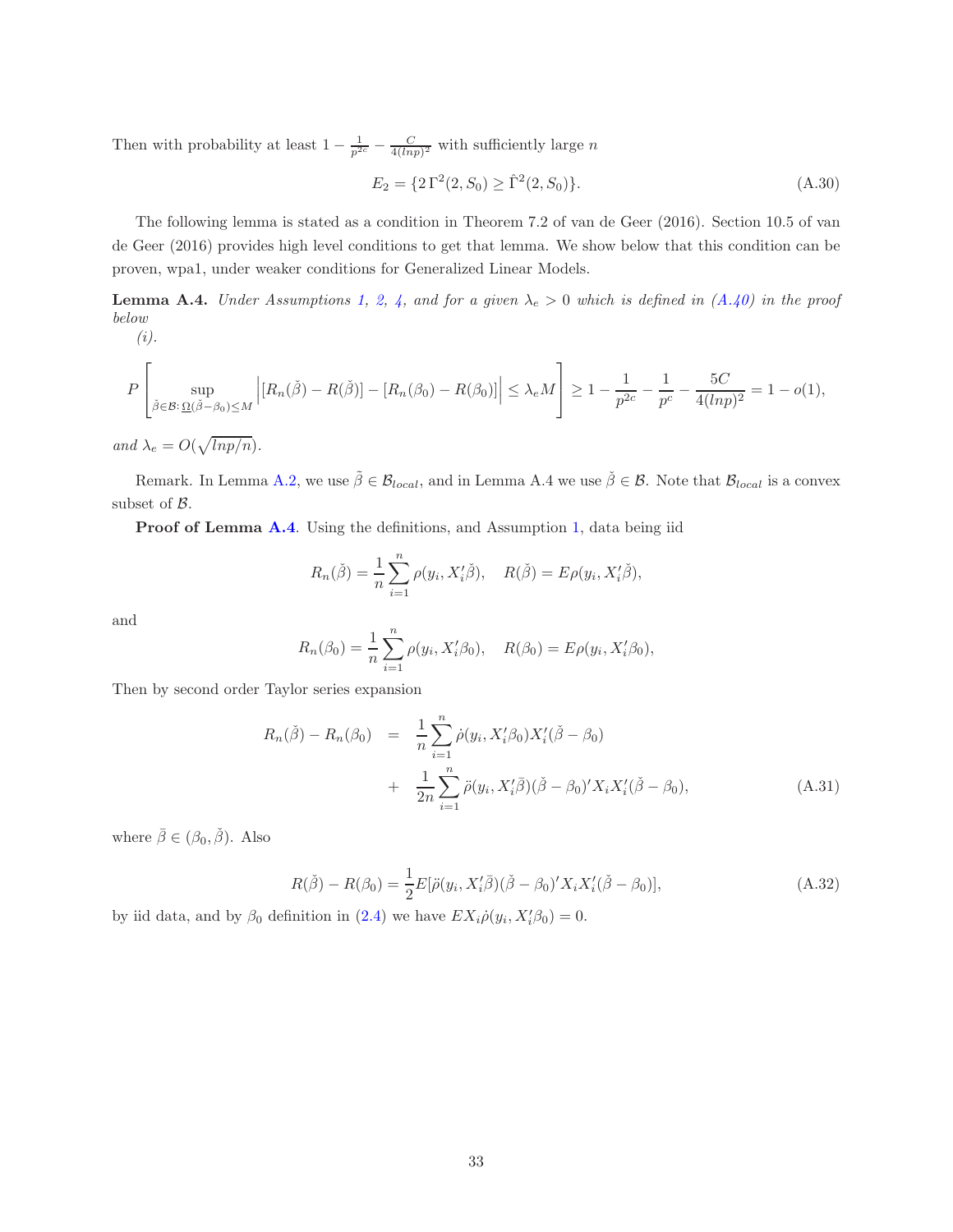Then with probability at least $1 - \frac{1}{p^{2c}} - \frac{C}{4(lnp)^2}$ with sufficiently large $n$

$$E_2 = \{2\,\Gamma^2(2, S_0) \geq \hat{\Gamma}^2(2, S_0)\}. \tag{A.30}$$

The following lemma is stated as a condition in Theorem 7.2 of van de Geer (2016). Section 10.5 of van de Geer (2016) provides high level conditions to get that lemma. We show below that this condition can be proven, wpa1, under weaker conditions for Generalized Linear Models.

**Lemma A.4.** *Under Assumptions 1, 2, 4, and for a given $\lambda_e > 0$ which is defined in (A.40) in the proof below*
*(i).*

$$P\left[\sup_{\check{\beta} \in \mathcal{B}:\, \underline{\Omega}(\check{\beta}-\beta_0) \leq M} \left| [R_n(\check{\beta}) - R(\check{\beta})] - [R_n(\beta_0) - R(\beta_0)] \right| \leq \lambda_e M\right] \geq 1 - \frac{1}{p^{2c}} - \frac{1}{p^c} - \frac{5C}{4(lnp)^2} = 1 - o(1),$$

*and $\lambda_e = O(\sqrt{lnp/n})$.*

Remark. In Lemma A.2, we use $\tilde{\beta} \in \mathcal{B}_{local}$, and in Lemma A.4 we use $\check{\beta} \in \mathcal{B}$. Note that $\mathcal{B}_{local}$ is a convex subset of $\mathcal{B}$.

**Proof of Lemma A.4**. Using the definitions, and Assumption 1, data being iid

$$R_n(\check{\beta}) = \frac{1}{n}\sum_{i=1}^n \rho(y_i, X_i'\check{\beta}), \quad R(\check{\beta}) = E\rho(y_i, X_i'\check{\beta}),$$

and

$$R_n(\beta_0) = \frac{1}{n}\sum_{i=1}^n \rho(y_i, X_i'\beta_0), \quad R(\beta_0) = E\rho(y_i, X_i'\beta_0),$$

Then by second order Taylor series expansion

$$\begin{aligned} R_n(\check{\beta}) - R_n(\beta_0) &= \frac{1}{n}\sum_{i=1}^n \dot{\rho}(y_i, X_i'\beta_0)X_i'(\check{\beta} - \beta_0) \\ &+ \frac{1}{2n}\sum_{i=1}^n \ddot{\rho}(y_i, X_i'\bar{\beta})(\check{\beta} - \beta_0)'X_iX_i'(\check{\beta} - \beta_0), \end{aligned} \tag{A.31}$$

where $\bar{\beta} \in (\beta_0, \check{\beta})$. Also

$$R(\check{\beta}) - R(\beta_0) = \frac{1}{2}E[\ddot{\rho}(y_i, X_i'\bar{\beta})(\check{\beta} - \beta_0)'X_iX_i'(\check{\beta} - \beta_0)], \tag{A.32}$$

by iid data, and by $\beta_0$ definition in (2.4) we have $EX_i\dot{\rho}(y_i, X_i'\beta_0) = 0$.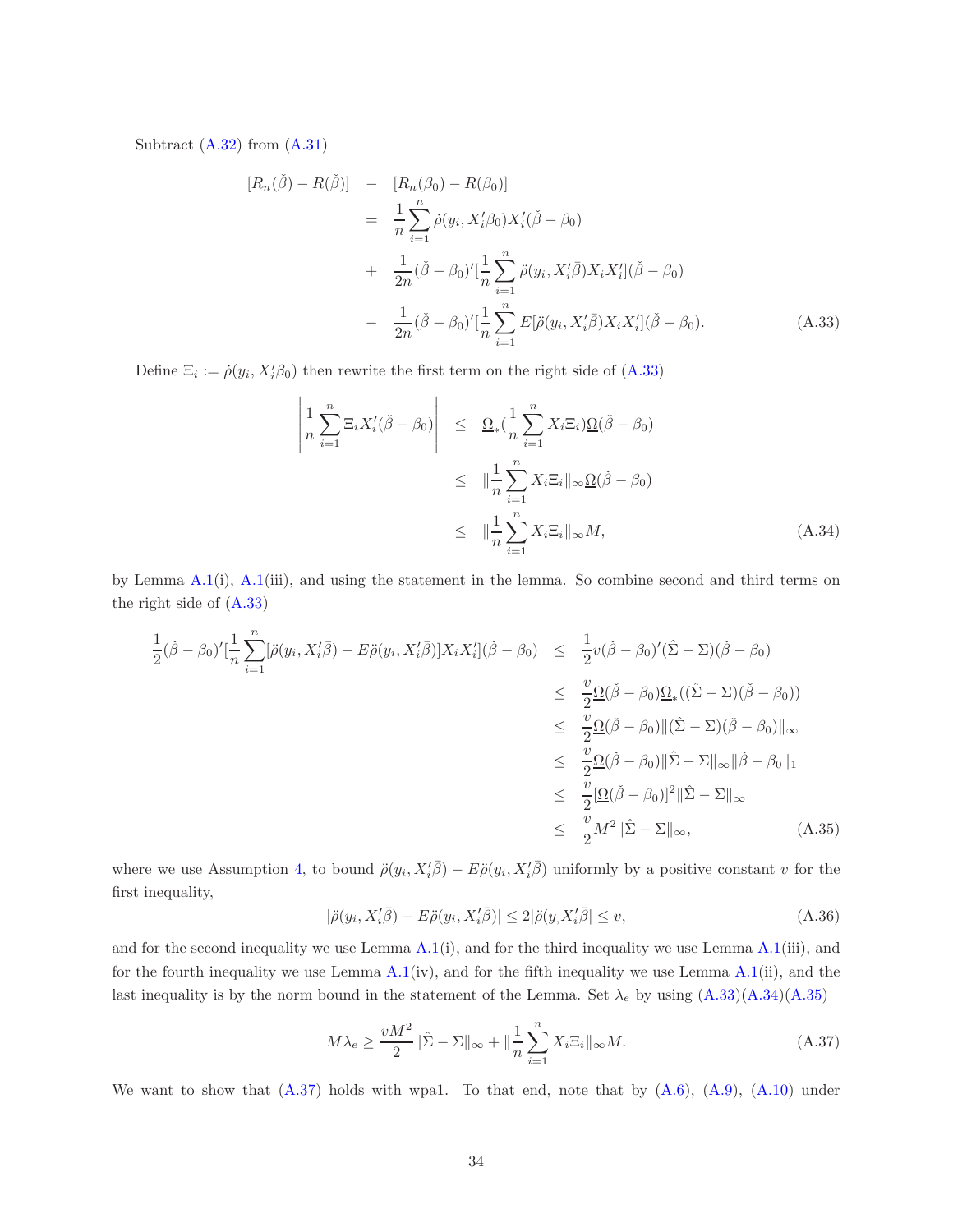Subtract (A.32) from (A.31)

$$
\begin{aligned}
[R_n(\check{\beta}) - R(\check{\beta})] \quad &- \quad [R_n(\beta_0) - R(\beta_0)] \\
&= \quad \frac{1}{n}\sum_{i=1}^n \dot{\rho}(y_i, X_i'\beta_0) X_i'(\check{\beta} - \beta_0) \\
&+ \quad \frac{1}{2n}(\check{\beta} - \beta_0)'[\frac{1}{n}\sum_{i=1}^n \ddot{\rho}(y_i, X_i'\bar{\beta}) X_i X_i'](\check{\beta} - \beta_0) \\
&- \quad \frac{1}{2n}(\check{\beta} - \beta_0)'[\frac{1}{n}\sum_{i=1}^n E[\ddot{\rho}(y_i, X_i'\bar{\beta}) X_i X_i'](\check{\beta} - \beta_0). \qquad \text{(A.33)}
\end{aligned}
$$

Define $\Xi_i := \dot{\rho}(y_i, X_i'\beta_0)$ then rewrite the first term on the right side of (A.33)

$$
\begin{aligned}
\left| \frac{1}{n}\sum_{i=1}^n \Xi_i X_i'(\check{\beta} - \beta_0) \right| \quad &\leq \quad \underline{\Omega}_*(\frac{1}{n}\sum_{i=1}^n X_i \Xi_i)\underline{\Omega}(\check{\beta} - \beta_0) \\
&\leq \quad \|\frac{1}{n}\sum_{i=1}^n X_i \Xi_i\|_\infty \underline{\Omega}(\check{\beta} - \beta_0) \\
&\leq \quad \|\frac{1}{n}\sum_{i=1}^n X_i \Xi_i\|_\infty M, \qquad \text{(A.34)}
\end{aligned}
$$

by Lemma A.1(i), A.1(iii), and using the statement in the lemma. So combine second and third terms on the right side of (A.33)

$$
\begin{aligned}
\frac{1}{2}(\check{\beta} - \beta_0)'[\frac{1}{n}\sum_{i=1}^n [\ddot{\rho}(y_i, X_i'\bar{\beta}) - E\ddot{\rho}(y_i, X_i'\bar{\beta})] X_i X_i'](\check{\beta} - \beta_0) \quad &\leq \quad \frac{1}{2} v (\check{\beta} - \beta_0)'(\hat{\Sigma} - \Sigma)(\check{\beta} - \beta_0) \\
&\leq \quad \frac{v}{2}\underline{\Omega}(\check{\beta} - \beta_0)\underline{\Omega}_*((\hat{\Sigma} - \Sigma)(\check{\beta} - \beta_0)) \\
&\leq \quad \frac{v}{2}\underline{\Omega}(\check{\beta} - \beta_0)\|(\hat{\Sigma} - \Sigma)(\check{\beta} - \beta_0)\|_\infty \\
&\leq \quad \frac{v}{2}\underline{\Omega}(\check{\beta} - \beta_0)\|\hat{\Sigma} - \Sigma\|_\infty \|\check{\beta} - \beta_0\|_1 \\
&\leq \quad \frac{v}{2}[\underline{\Omega}(\check{\beta} - \beta_0)]^2 \|\hat{\Sigma} - \Sigma\|_\infty \\
&\leq \quad \frac{v}{2} M^2 \|\hat{\Sigma} - \Sigma\|_\infty, \qquad \text{(A.35)}
\end{aligned}
$$

where we use Assumption 4, to bound $\ddot{\rho}(y_i, X_i'\bar{\beta}) - E\ddot{\rho}(y_i, X_i'\bar{\beta})$ uniformly by a positive constant $v$ for the first inequality,

$$
|\ddot{\rho}(y_i, X_i'\bar{\beta}) - E\ddot{\rho}(y_i, X_i'\bar{\beta})| \leq 2|\ddot{\rho}(y, X_i'\bar{\beta}| \leq v, \qquad \text{(A.36)}
$$

and for the second inequality we use Lemma A.1(i), and for the third inequality we use Lemma A.1(iii), and for the fourth inequality we use Lemma A.1(iv), and for the fifth inequality we use Lemma A.1(ii), and the last inequality is by the norm bound in the statement of the Lemma. Set $\lambda_e$ by using (A.33)(A.34)(A.35)

$$
M\lambda_e \geq \frac{vM^2}{2}\|\hat{\Sigma} - \Sigma\|_\infty + \|\frac{1}{n}\sum_{i=1}^n X_i \Xi_i\|_\infty M. \qquad \text{(A.37)}
$$

We want to show that (A.37) holds with wpa1. To that end, note that by (A.6), (A.9), (A.10) under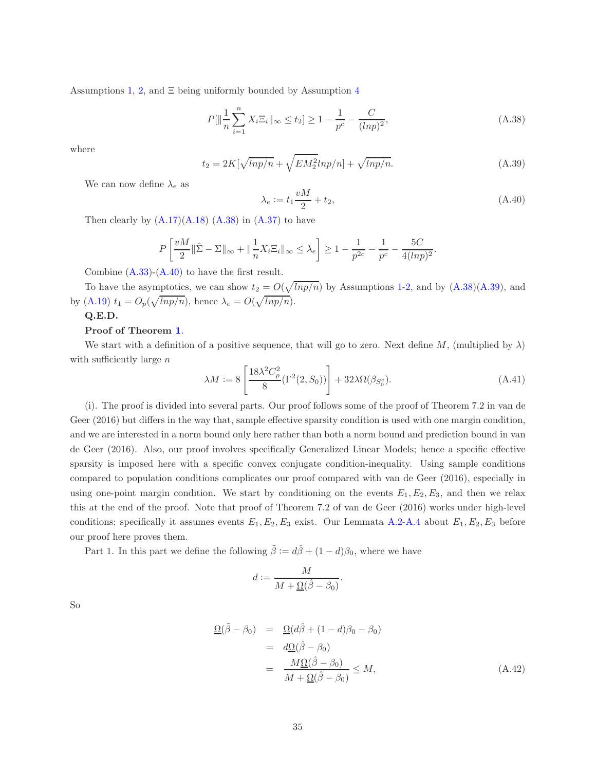Assumptions 1, 2, and $\Xi$ being uniformly bounded by Assumption 4

$$P[\|\frac{1}{n}\sum_{i=1}^{n} X_i \Xi_i\|_\infty \leq t_2] \geq 1 - \frac{1}{p^c} - \frac{C}{(lnp)^2}, \tag{A.38}$$

where

$$t_2 = 2K[\sqrt{lnp/n} + \sqrt{EM_2^2 lnp/n}] + \sqrt{lnp/n}. \tag{A.39}$$

We can now define $\lambda_e$ as

$$\lambda_e := t_1 \frac{vM}{2} + t_2, \tag{A.40}$$

Then clearly by (A.17)(A.18) (A.38) in (A.37) to have

$$P\left[\frac{vM}{2}\|\hat{\Sigma} - \Sigma\|_\infty + \|\frac{1}{n}X_i\Xi_i\|_\infty \leq \lambda_e\right] \geq 1 - \frac{1}{p^{2c}} - \frac{1}{p^c} - \frac{5C}{4(lnp)^2}.$$

Combine (A.33)-(A.40) to have the first result.

To have the asymptotics, we can show $t_2 = O(\sqrt{lnp/n})$ by Assumptions 1-2, and by (A.38)(A.39), and by (A.19) $t_1 = O_p(\sqrt{lnp/n})$, hence $\lambda_e = O(\sqrt{lnp/n})$.

**Q.E.D.**

**Proof of Theorem 1**.

We start with a definition of a positive sequence, that will go to zero. Next define $M$, (multiplied by $\lambda$) with sufficiently large $n$

$$\lambda M := 8\left[\frac{18\lambda^2 C_\rho^2}{8}(\Gamma^2(2, S_0))\right] + 32\lambda\Omega(\beta_{S_0^c}). \tag{A.41}$$

(i). The proof is divided into several parts. Our proof follows some of the proof of Theorem 7.2 in van de Geer (2016) but differs in the way that, sample effective sparsity condition is used with one margin condition, and we are interested in a norm bound only here rather than both a norm bound and prediction bound in van de Geer (2016). Also, our proof involves specifically Generalized Linear Models; hence a specific effective sparsity is imposed here with a specific convex conjugate condition-inequality. Using sample conditions compared to population conditions complicates our proof compared with van de Geer (2016), especially in using one-point margin condition. We start by conditioning on the events $E_1, E_2, E_3$, and then we relax this at the end of the proof. Note that proof of Theorem 7.2 of van de Geer (2016) works under high-level conditions; specifically it assumes events $E_1, E_2, E_3$ exist. Our Lemmata A.2-A.4 about $E_1, E_2, E_3$ before our proof here proves them.

Part 1. In this part we define the following $\tilde{\beta} := d\hat{\beta} + (1-d)\beta_0$, where we have

$$d := \frac{M}{M + \underline{\Omega}(\hat{\beta} - \beta_0)}.$$

So

$$\begin{aligned}
\underline{\Omega}(\tilde{\beta} - \beta_0) &= \underline{\Omega}(d\hat{\beta} + (1-d)\beta_0 - \beta_0) \\
&= d\underline{\Omega}(\hat{\beta} - \beta_0) \\
&= \frac{M\underline{\Omega}(\hat{\beta} - \beta_0)}{M + \underline{\Omega}(\hat{\beta} - \beta_0)} \leq M,
\end{aligned} \tag{A.42}$$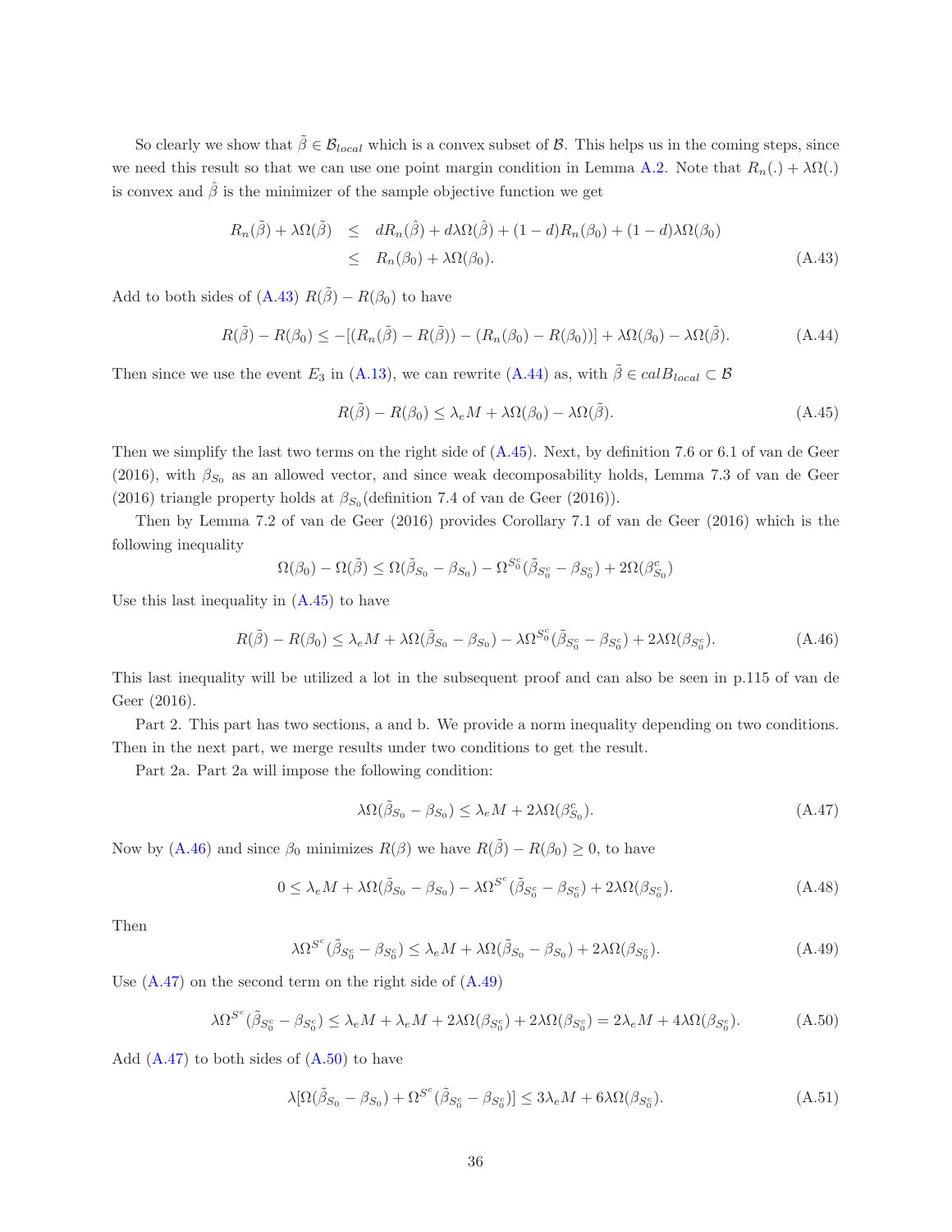So clearly we show that $\tilde{\beta} \in \mathcal{B}_{local}$ which is a convex subset of $\mathcal{B}$. This helps us in the coming steps, since we need this result so that we can use one point margin condition in Lemma A.2. Note that $R_n(.) + \lambda\Omega(.)$ is convex and $\hat{\beta}$ is the minimizer of the sample objective function we get

$$
\begin{aligned}
R_n(\tilde{\beta}) + \lambda\Omega(\tilde{\beta}) &\leq dR_n(\hat{\beta}) + d\lambda\Omega(\hat{\beta}) + (1-d)R_n(\beta_0) + (1-d)\lambda\Omega(\beta_0) \\
&\leq R_n(\beta_0) + \lambda\Omega(\beta_0).
\end{aligned} \tag{A.43}
$$

Add to both sides of (A.43) $R(\tilde{\beta}) - R(\beta_0)$ to have

$$
R(\tilde{\beta}) - R(\beta_0) \leq -[(R_n(\tilde{\beta}) - R(\tilde{\beta})) - (R_n(\beta_0) - R(\beta_0))] + \lambda\Omega(\beta_0) - \lambda\Omega(\tilde{\beta}). \tag{A.44}
$$

Then since we use the event $E_3$ in (A.13), we can rewrite (A.44) as, with $\tilde{\beta} \in calB_{local} \subset \mathcal{B}$

$$
R(\tilde{\beta}) - R(\beta_0) \leq \lambda_e M + \lambda\Omega(\beta_0) - \lambda\Omega(\tilde{\beta}). \tag{A.45}
$$

Then we simplify the last two terms on the right side of (A.45). Next, by definition 7.6 or 6.1 of van de Geer (2016), with $\beta_{S_0}$ as an allowed vector, and since weak decomposability holds, Lemma 7.3 of van de Geer (2016) triangle property holds at $\beta_{S_0}$(definition 7.4 of van de Geer (2016)).

Then by Lemma 7.2 of van de Geer (2016) provides Corollary 7.1 of van de Geer (2016) which is the following inequality

$$
\Omega(\beta_0) - \Omega(\tilde{\beta}) \leq \Omega(\tilde{\beta}_{S_0} - \beta_{S_0}) - \Omega^{S_0^c}(\tilde{\beta}_{S_0^c} - \beta_{S_0^c}) + 2\Omega(\beta_{S_0}^c)
$$

Use this last inequality in (A.45) to have

$$
R(\tilde{\beta}) - R(\beta_0) \leq \lambda_e M + \lambda\Omega(\tilde{\beta}_{S_0} - \beta_{S_0}) - \lambda\Omega^{S_0^c}(\tilde{\beta}_{S_0^c} - \beta_{S_0^c}) + 2\lambda\Omega(\beta_{S_0^c}). \tag{A.46}
$$

This last inequality will be utilized a lot in the subsequent proof and can also be seen in p.115 of van de Geer (2016).

Part 2. This part has two sections, a and b. We provide a norm inequality depending on two conditions. Then in the next part, we merge results under two conditions to get the result.

Part 2a. Part 2a will impose the following condition:

$$
\lambda\Omega(\tilde{\beta}_{S_0} - \beta_{S_0}) \leq \lambda_e M + 2\lambda\Omega(\beta_{S_0}^c). \tag{A.47}
$$

Now by (A.46) and since $\beta_0$ minimizes $R(\beta)$ we have $R(\tilde{\beta}) - R(\beta_0) \geq 0$, to have

$$
0 \leq \lambda_e M + \lambda\Omega(\tilde{\beta}_{S_0} - \beta_{S_0}) - \lambda\Omega^{S^c}(\tilde{\beta}_{S_0^c} - \beta_{S_0^c}) + 2\lambda\Omega(\beta_{S_0^c}). \tag{A.48}
$$

Then

$$
\lambda\Omega^{S^c}(\tilde{\beta}_{S_0^c} - \beta_{S_0^c}) \leq \lambda_e M + \lambda\Omega(\tilde{\beta}_{S_0} - \beta_{S_0}) + 2\lambda\Omega(\beta_{S_0^c}). \tag{A.49}
$$

Use (A.47) on the second term on the right side of (A.49)

$$
\lambda\Omega^{S^c}(\tilde{\beta}_{S_0^c} - \beta_{S_0^c}) \leq \lambda_e M + \lambda_e M + 2\lambda\Omega(\beta_{S_0^c}) + 2\lambda\Omega(\beta_{S_0^c}) = 2\lambda_e M + 4\lambda\Omega(\beta_{S_0^c}). \tag{A.50}
$$

Add (A.47) to both sides of (A.50) to have

$$
\lambda[\Omega(\tilde{\beta}_{S_0} - \beta_{S_0}) + \Omega^{S^c}(\tilde{\beta}_{S_0^c} - \beta_{S_0^c})] \leq 3\lambda_e M + 6\lambda\Omega(\beta_{S_0^c}). \tag{A.51}
$$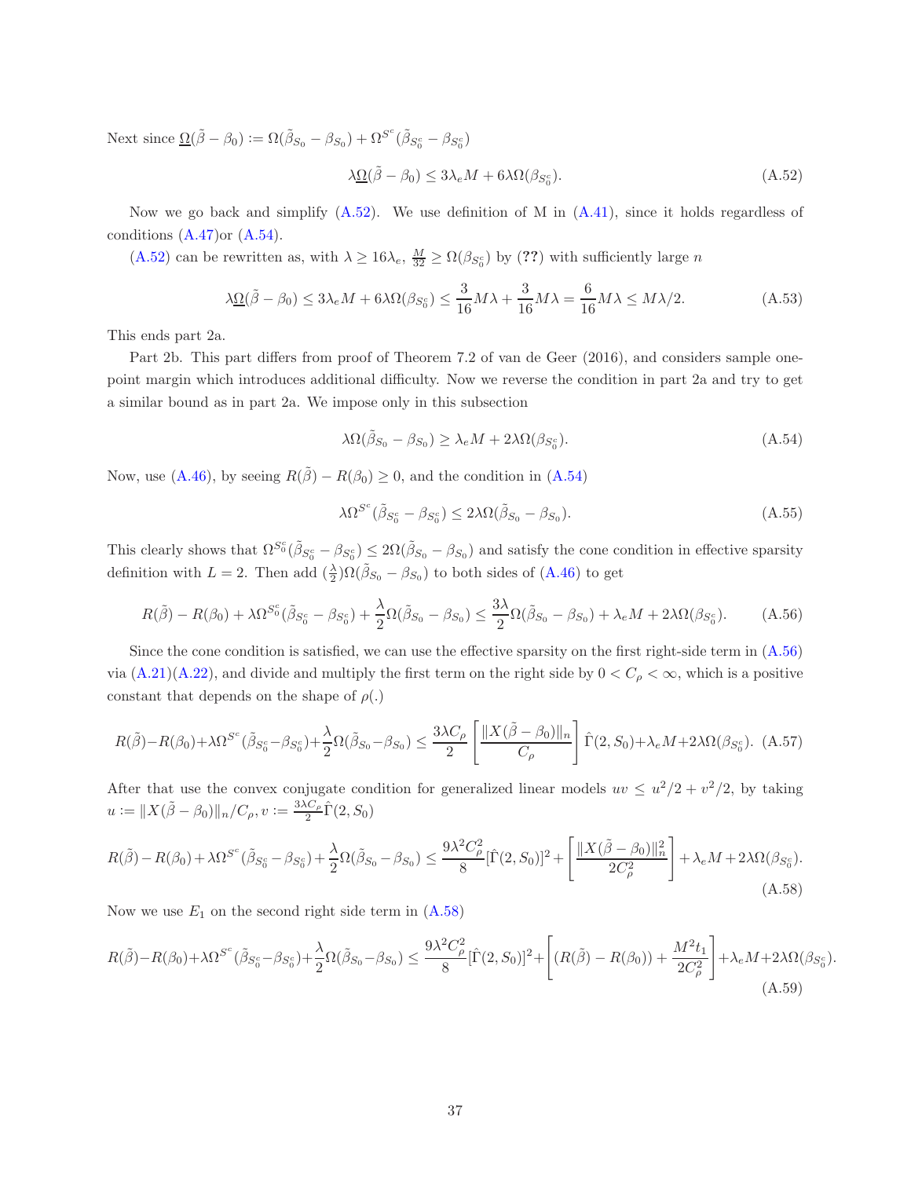Next since $\underline{\Omega}(\tilde{\beta} - \beta_0) := \Omega(\tilde{\beta}_{S_0} - \beta_{S_0}) + \Omega^{S^c}(\tilde{\beta}_{S_0^c} - \beta_{S_0^c})$

$$\lambda \underline{\Omega}(\tilde{\beta} - \beta_0) \leq 3\lambda_e M + 6\lambda \Omega(\beta_{S_0^c}). \tag{A.52}$$

Now we go back and simplify (A.52). We use definition of M in (A.41), since it holds regardless of conditions (A.47)or (A.54).

(A.52) can be rewritten as, with $\lambda \geq 16\lambda_e$, $\frac{M}{32} \geq \Omega(\beta_{S_0^c})$ by (??) with sufficiently large $n$

$$\lambda \underline{\Omega}(\tilde{\beta} - \beta_0) \leq 3\lambda_e M + 6\lambda \Omega(\beta_{S_0^c}) \leq \frac{3}{16} M\lambda + \frac{3}{16} M\lambda = \frac{6}{16} M\lambda \leq M\lambda/2. \tag{A.53}$$

This ends part 2a.

Part 2b. This part differs from proof of Theorem 7.2 of van de Geer (2016), and considers sample one-point margin which introduces additional difficulty. Now we reverse the condition in part 2a and try to get a similar bound as in part 2a. We impose only in this subsection

$$\lambda \Omega(\tilde{\beta}_{S_0} - \beta_{S_0}) \geq \lambda_e M + 2\lambda \Omega(\beta_{S_0^c}). \tag{A.54}$$

Now, use (A.46), by seeing $R(\tilde{\beta}) - R(\beta_0) \geq 0$, and the condition in (A.54)

$$\lambda \Omega^{S^c}(\tilde{\beta}_{S_0^c} - \beta_{S_0^c}) \leq 2\lambda \Omega(\tilde{\beta}_{S_0} - \beta_{S_0}). \tag{A.55}$$

This clearly shows that $\Omega^{S_0^c}(\tilde{\beta}_{S_0^c} - \beta_{S_0^c}) \leq 2\Omega(\tilde{\beta}_{S_0} - \beta_{S_0})$ and satisfy the cone condition in effective sparsity definition with $L = 2$. Then add $(\frac{\lambda}{2})\Omega(\tilde{\beta}_{S_0} - \beta_{S_0})$ to both sides of (A.46) to get

$$R(\tilde{\beta}) - R(\beta_0) + \lambda \Omega^{S_0^c}(\tilde{\beta}_{S_0^c} - \beta_{S_0^c}) + \frac{\lambda}{2}\Omega(\tilde{\beta}_{S_0} - \beta_{S_0}) \leq \frac{3\lambda}{2}\Omega(\tilde{\beta}_{S_0} - \beta_{S_0}) + \lambda_e M + 2\lambda \Omega(\beta_{S_0^c}). \tag{A.56}$$

Since the cone condition is satisfied, we can use the effective sparsity on the first right-side term in (A.56) via (A.21)(A.22), and divide and multiply the first term on the right side by $0 < C_\rho < \infty$, which is a positive constant that depends on the shape of $\rho(.)$

$$R(\tilde{\beta}) - R(\beta_0) + \lambda \Omega^{S^c}(\tilde{\beta}_{S_0^c} - \beta_{S_0^c}) + \frac{\lambda}{2}\Omega(\tilde{\beta}_{S_0} - \beta_{S_0}) \leq \frac{3\lambda C_\rho}{2}\left[\frac{\|X(\tilde{\beta} - \beta_0)\|_n}{C_\rho}\right]\hat{\Gamma}(2, S_0) + \lambda_e M + 2\lambda \Omega(\beta_{S_0^c}). \tag{A.57}$$

After that use the convex conjugate condition for generalized linear models $uv \leq u^2/2 + v^2/2$, by taking $u := \|X(\tilde{\beta} - \beta_0)\|_n / C_\rho$, $v := \frac{3\lambda C_\rho}{2}\hat{\Gamma}(2, S_0)$

$$R(\tilde{\beta}) - R(\beta_0) + \lambda \Omega^{S^c}(\tilde{\beta}_{S_0^c} - \beta_{S_0^c}) + \frac{\lambda}{2}\Omega(\tilde{\beta}_{S_0} - \beta_{S_0}) \leq \frac{9\lambda^2 C_\rho^2}{8}[\hat{\Gamma}(2, S_0)]^2 + \left[\frac{\|X(\tilde{\beta} - \beta_0)\|_n^2}{2C_\rho^2}\right] + \lambda_e M + 2\lambda \Omega(\beta_{S_0^c}). \tag{A.58}$$

Now we use $E_1$ on the second right side term in (A.58)

$$R(\tilde{\beta}) - R(\beta_0) + \lambda \Omega^{S^c}(\tilde{\beta}_{S_0^c} - \beta_{S_0^c}) + \frac{\lambda}{2}\Omega(\tilde{\beta}_{S_0} - \beta_{S_0}) \leq \frac{9\lambda^2 C_\rho^2}{8}[\hat{\Gamma}(2, S_0)]^2 + \left[(R(\tilde{\beta}) - R(\beta_0)) + \frac{M^2 t_1}{2C_\rho^2}\right] + \lambda_e M + 2\lambda \Omega(\beta_{S_0^c}). \tag{A.59}$$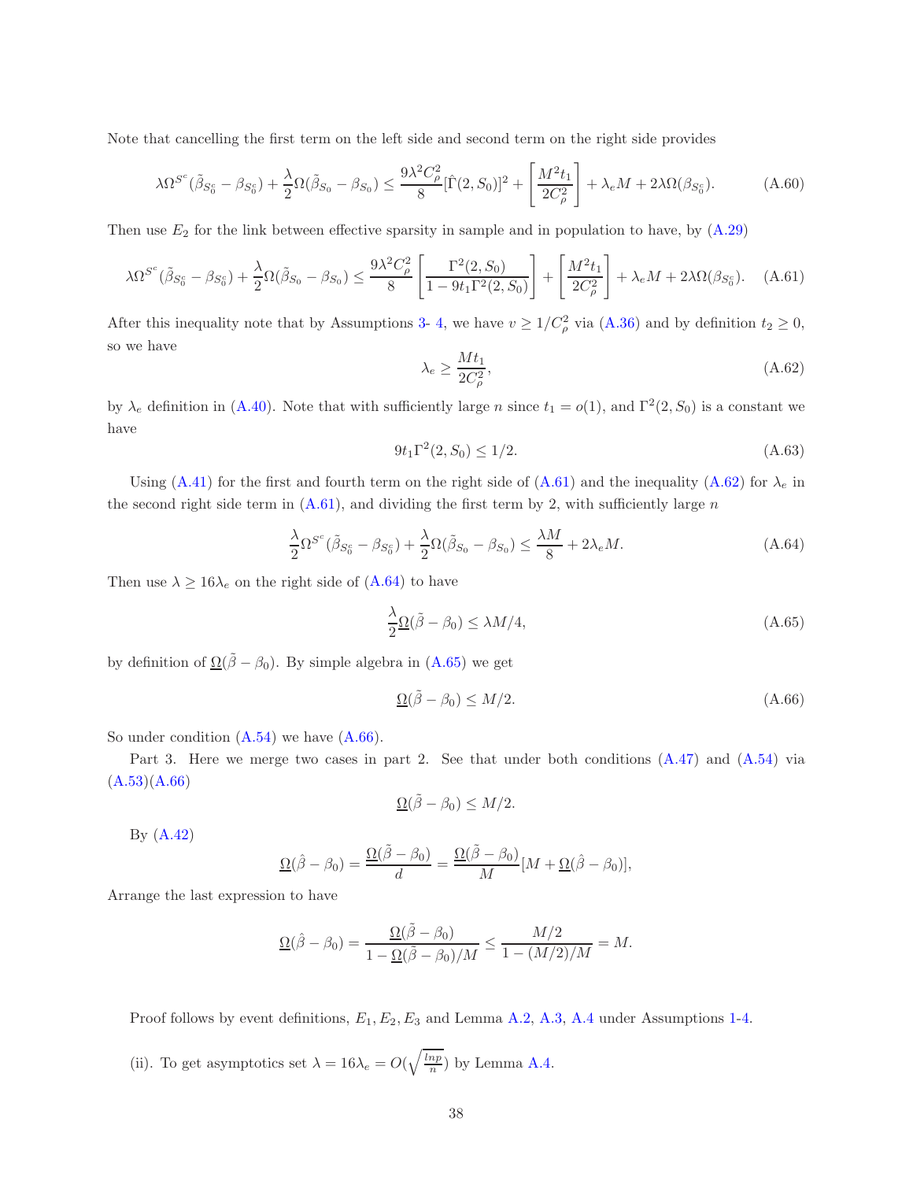Note that cancelling the first term on the left side and second term on the right side provides

$$\lambda\Omega^{S^c}(\tilde{\beta}_{S_0^c} - \beta_{S_0^c}) + \frac{\lambda}{2}\Omega(\tilde{\beta}_{S_0} - \beta_{S_0}) \leq \frac{9\lambda^2 C_\rho^2}{8}[\hat{\Gamma}(2, S_0)]^2 + \left[\frac{M^2 t_1}{2C_\rho^2}\right] + \lambda_e M + 2\lambda\Omega(\beta_{S_0^c}). \tag{A.60}$$

Then use $E_2$ for the link between effective sparsity in sample and in population to have, by (A.29)

$$\lambda\Omega^{S^c}(\tilde{\beta}_{S_0^c} - \beta_{S_0^c}) + \frac{\lambda}{2}\Omega(\tilde{\beta}_{S_0} - \beta_{S_0}) \leq \frac{9\lambda^2 C_\rho^2}{8}\left[\frac{\Gamma^2(2, S_0)}{1 - 9t_1\Gamma^2(2, S_0)}\right] + \left[\frac{M^2 t_1}{2C_\rho^2}\right] + \lambda_e M + 2\lambda\Omega(\beta_{S_0^c}). \tag{A.61}$$

After this inequality note that by Assumptions 3- 4, we have $v \geq 1/C_\rho^2$ via (A.36) and by definition $t_2 \geq 0$, so we have

$$\lambda_e \geq \frac{M t_1}{2C_\rho^2}, \tag{A.62}$$

by $\lambda_e$ definition in (A.40). Note that with sufficiently large $n$ since $t_1 = o(1)$, and $\Gamma^2(2, S_0)$ is a constant we have

$$9t_1\Gamma^2(2, S_0) \leq 1/2. \tag{A.63}$$

Using (A.41) for the first and fourth term on the right side of (A.61) and the inequality (A.62) for $\lambda_e$ in the second right side term in (A.61), and dividing the first term by 2, with sufficiently large $n$

$$\frac{\lambda}{2}\Omega^{S^c}(\tilde{\beta}_{S_0^c} - \beta_{S_0^c}) + \frac{\lambda}{2}\Omega(\tilde{\beta}_{S_0} - \beta_{S_0}) \leq \frac{\lambda M}{8} + 2\lambda_e M. \tag{A.64}$$

Then use $\lambda \geq 16\lambda_e$ on the right side of (A.64) to have

$$\frac{\lambda}{2}\underline{\Omega}(\tilde{\beta} - \beta_0) \leq \lambda M/4, \tag{A.65}$$

by definition of $\underline{\Omega}(\tilde{\beta} - \beta_0)$. By simple algebra in (A.65) we get

$$\underline{\Omega}(\tilde{\beta} - \beta_0) \leq M/2. \tag{A.66}$$

So under condition (A.54) we have (A.66).

Part 3. Here we merge two cases in part 2. See that under both conditions (A.47) and (A.54) via (A.53)(A.66)

$$\underline{\Omega}(\tilde{\beta} - \beta_0) \leq M/2.$$

By (A.42)

$$\underline{\Omega}(\hat{\beta} - \beta_0) = \frac{\underline{\Omega}(\tilde{\beta} - \beta_0)}{d} = \frac{\underline{\Omega}(\tilde{\beta} - \beta_0)}{M}[M + \underline{\Omega}(\hat{\beta} - \beta_0)],$$

Arrange the last expression to have

$$\underline{\Omega}(\hat{\beta} - \beta_0) = \frac{\underline{\Omega}(\tilde{\beta} - \beta_0)}{1 - \underline{\Omega}(\tilde{\beta} - \beta_0)/M} \leq \frac{M/2}{1 - (M/2)/M} = M.$$

Proof follows by event definitions, $E_1, E_2, E_3$ and Lemma A.2, A.3, A.4 under Assumptions 1-4.

(ii). To get asymptotics set $\lambda = 16\lambda_e = O(\sqrt{\frac{lnp}{n}})$ by Lemma A.4.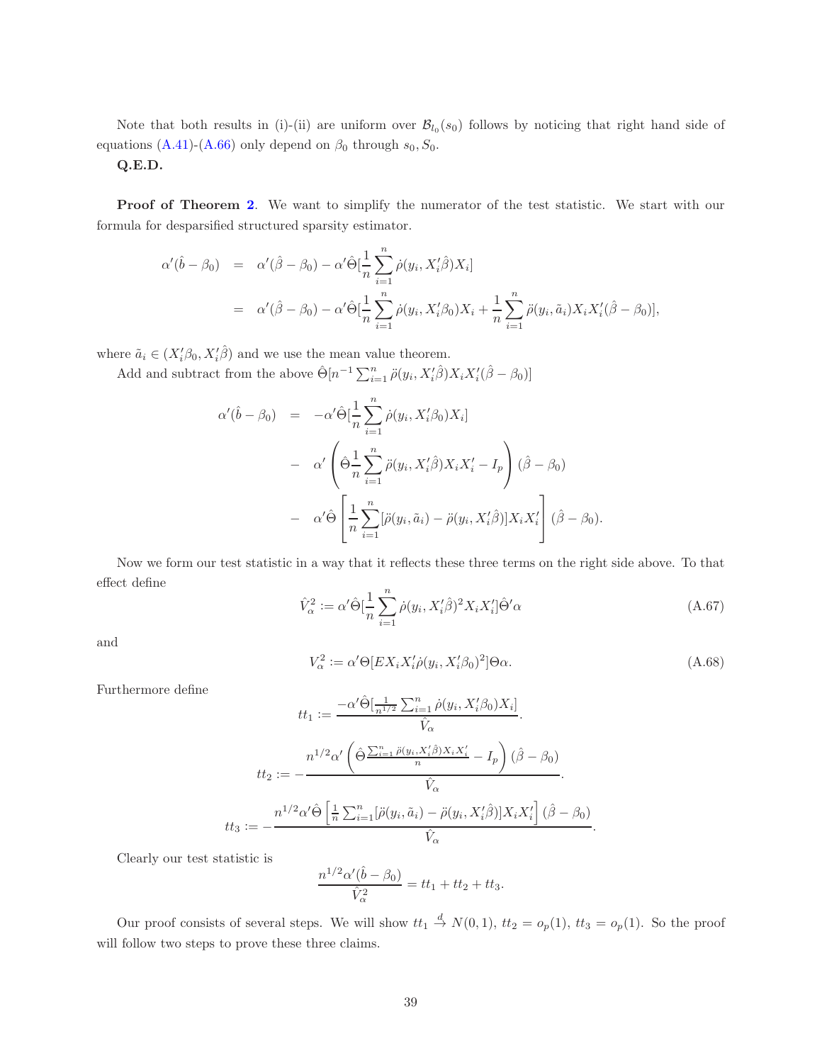Note that both results in (i)-(ii) are uniform over $\mathcal{B}_{l_0}(s_0)$ follows by noticing that right hand side of equations (A.41)-(A.66) only depend on $\beta_0$ through $s_0, S_0$.

**Q.E.D.**

**Proof of Theorem 2**. We want to simplify the numerator of the test statistic. We start with our formula for desparsified structured sparsity estimator.

$$
\begin{aligned}
\alpha'(\hat{b} - \beta_0) &= \alpha'(\hat{\beta} - \beta_0) - \alpha'\hat{\Theta}[\frac{1}{n}\sum_{i=1}^n \dot{\rho}(y_i, X_i'\hat{\beta})X_i] \\
&= \alpha'(\hat{\beta} - \beta_0) - \alpha'\hat{\Theta}[\frac{1}{n}\sum_{i=1}^n \dot{\rho}(y_i, X_i'\beta_0)X_i + \frac{1}{n}\sum_{i=1}^n \ddot{\rho}(y_i, \tilde{a}_i)X_i X_i'(\hat{\beta} - \beta_0)],
\end{aligned}
$$

where $\tilde{a}_i \in (X_i'\beta_0, X_i'\hat{\beta})$ and we use the mean value theorem.

Add and subtract from the above $\hat{\Theta}[n^{-1}\sum_{i=1}^n \ddot{\rho}(y_i, X_i'\hat{\beta})X_i X_i'(\hat{\beta} - \beta_0)]$

$$
\begin{aligned}
\alpha'(\hat{b} - \beta_0) &= -\alpha'\hat{\Theta}[\frac{1}{n}\sum_{i=1}^n \dot{\rho}(y_i, X_i'\beta_0)X_i] \\
&- \alpha'\left(\hat{\Theta}\frac{1}{n}\sum_{i=1}^n \ddot{\rho}(y_i, X_i'\hat{\beta})X_i X_i' - I_p\right)(\hat{\beta} - \beta_0) \\
&- \alpha'\hat{\Theta}\left[\frac{1}{n}\sum_{i=1}^n [\ddot{\rho}(y_i, \tilde{a}_i) - \ddot{\rho}(y_i, X_i'\hat{\beta})]X_i X_i'\right](\hat{\beta} - \beta_0).
\end{aligned}
$$

Now we form our test statistic in a way that it reflects these three terms on the right side above. To that effect define

$$
\hat{V}_\alpha^2 := \alpha'\hat{\Theta}[\frac{1}{n}\sum_{i=1}^n \dot{\rho}(y_i, X_i'\hat{\beta})^2 X_i X_i']\hat{\Theta}'\alpha \tag{A.67}
$$

and

$$
V_\alpha^2 := \alpha'\Theta[E X_i X_i' \dot{\rho}(y_i, X_i'\beta_0)^2]\Theta\alpha. \tag{A.68}
$$

Furthermore define

$$
tt_1 := \frac{-\alpha'\hat{\Theta}[\frac{1}{n^{1/2}}\sum_{i=1}^n \dot{\rho}(y_i, X_i'\beta_0)X_i]}{\hat{V}_\alpha}.
$$

$$
tt_2 := -\frac{n^{1/2}\alpha'\left(\hat{\Theta}\frac{\sum_{i=1}^n \ddot{\rho}(y_i, X_i'\hat{\beta})X_i X_i'}{n} - I_p\right)(\hat{\beta} - \beta_0)}{\hat{V}_\alpha}.
$$

$$
tt_3 := -\frac{n^{1/2}\alpha'\hat{\Theta}\left[\frac{1}{n}\sum_{i=1}^n [\ddot{\rho}(y_i, \tilde{a}_i) - \ddot{\rho}(y_i, X_i'\hat{\beta})]X_i X_i'\right](\hat{\beta} - \beta_0)}{\hat{V}_\alpha}.
$$

Clearly our test statistic is

$$
\frac{n^{1/2}\alpha'(\hat{b} - \beta_0)}{\hat{V}_\alpha^2} = tt_1 + tt_2 + tt_3.
$$

Our proof consists of several steps. We will show $tt_1 \xrightarrow{d} N(0,1)$, $tt_2 = o_p(1)$, $tt_3 = o_p(1)$. So the proof will follow two steps to prove these three claims.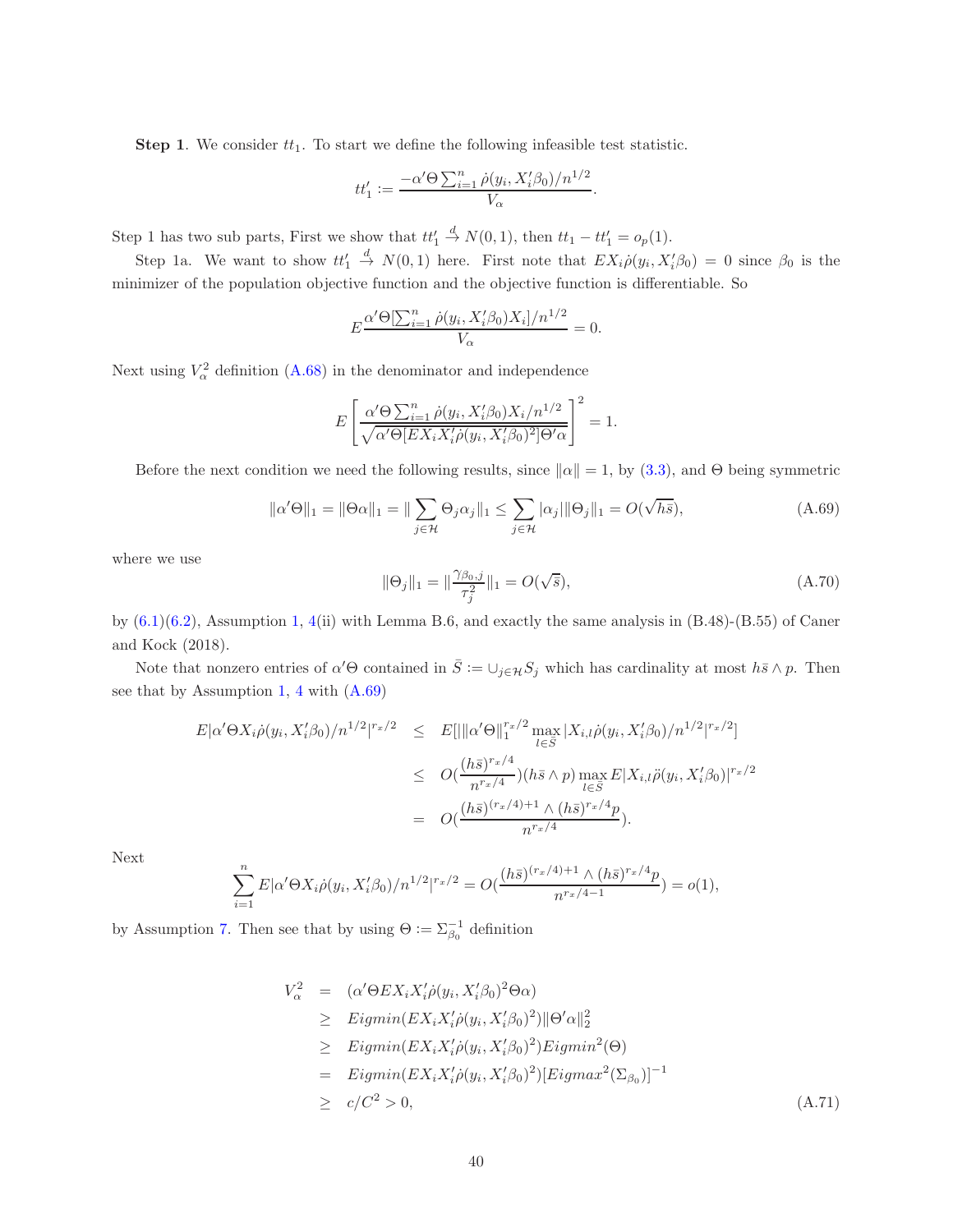**Step 1**. We consider $tt_1$. To start we define the following infeasible test statistic.

$$tt_1' := \frac{-\alpha'\Theta \sum_{i=1}^n \dot{\rho}(y_i, X_i'\beta_0)/n^{1/2}}{V_\alpha}.$$

Step 1 has two sub parts, First we show that $tt_1' \xrightarrow{d} N(0,1)$, then $tt_1 - tt_1' = o_p(1)$.

Step 1a. We want to show $tt_1' \xrightarrow{d} N(0,1)$ here. First note that $EX_i\dot{\rho}(y_i, X_i'\beta_0) = 0$ since $\beta_0$ is the minimizer of the population objective function and the objective function is differentiable. So

$$E\frac{\alpha'\Theta[\sum_{i=1}^n \dot{\rho}(y_i, X_i'\beta_0)X_i]/n^{1/2}}{V_\alpha} = 0.$$

Next using $V_\alpha^2$ definition (A.68) in the denominator and independence

$$E\left[\frac{\alpha'\Theta\sum_{i=1}^n \dot{\rho}(y_i, X_i'\beta_0)X_i/n^{1/2}}{\sqrt{\alpha'\Theta[EX_iX_i'\dot{\rho}(y_i, X_i'\beta_0)^2]\Theta'\alpha}}\right]^2 = 1.$$

Before the next condition we need the following results, since $\|\alpha\| = 1$, by (3.3), and $\Theta$ being symmetric

$$\|\alpha'\Theta\|_1 = \|\Theta\alpha\|_1 = \|\sum_{j\in\mathcal{H}} \Theta_j\alpha_j\|_1 \leq \sum_{j\in\mathcal{H}} |\alpha_j|\|\Theta_j\|_1 = O(\sqrt{h\bar{s}}), \tag{A.69}$$

where we use

$$\|\Theta_j\|_1 = \|\frac{\gamma_{\beta_0,j}}{\tau_j^2}\|_1 = O(\sqrt{\bar{s}}), \tag{A.70}$$

by (6.1)(6.2), Assumption 1, 4(ii) with Lemma B.6, and exactly the same analysis in (B.48)-(B.55) of Caner and Kock (2018).

Note that nonzero entries of $\alpha'\Theta$ contained in $\bar{S} := \cup_{j\in\mathcal{H}} S_j$ which has cardinality at most $h\bar{s}\wedge p$. Then see that by Assumption 1, 4 with (A.69)

$$\begin{aligned}
E|\alpha'\Theta X_i\dot{\rho}(y_i, X_i'\beta_0)/n^{1/2}|^{r_x/2} &\leq E[|\|\alpha'\Theta\|_1^{r_x/2} \max_{l\in\bar{S}} |X_{i,l}\dot{\rho}(y_i, X_i'\beta_0)/n^{1/2}|^{r_x/2}] \\
&\leq O(\frac{(h\bar{s})^{r_x/4}}{n^{r_x/4}})(h\bar{s}\wedge p)\max_{l\in\bar{S}} E|X_{i,l}\ddot{\rho}(y_i, X_i'\beta_0)|^{r_x/2} \\
&= O(\frac{(h\bar{s})^{(r_x/4)+1}\wedge (h\bar{s})^{r_x/4}p}{n^{r_x/4}}).
\end{aligned}$$

Next

$$\sum_{i=1}^n E|\alpha'\Theta X_i\dot{\rho}(y_i, X_i'\beta_0)/n^{1/2}|^{r_x/2} = O(\frac{(h\bar{s})^{(r_x/4)+1}\wedge (h\bar{s})^{r_x/4}p}{n^{r_x/4-1}}) = o(1),$$

by Assumption 7. Then see that by using $\Theta := \Sigma_{\beta_0}^{-1}$ definition

$$\begin{aligned}
V_\alpha^2 &= (\alpha'\Theta EX_iX_i'\dot{\rho}(y_i, X_i'\beta_0)^2\Theta\alpha) \\
&\geq Eigmin(EX_iX_i'\dot{\rho}(y_i, X_i'\beta_0)^2)\|\Theta'\alpha\|_2^2 \\
&\geq Eigmin(EX_iX_i'\dot{\rho}(y_i, X_i'\beta_0)^2)Eigmin^2(\Theta) \\
&= Eigmin(EX_iX_i'\dot{\rho}(y_i, X_i'\beta_0)^2)[Eigmax^2(\Sigma_{\beta_0})]^{-1} \\
&\geq c/C^2 > 0,
\end{aligned} \tag{A.71}$$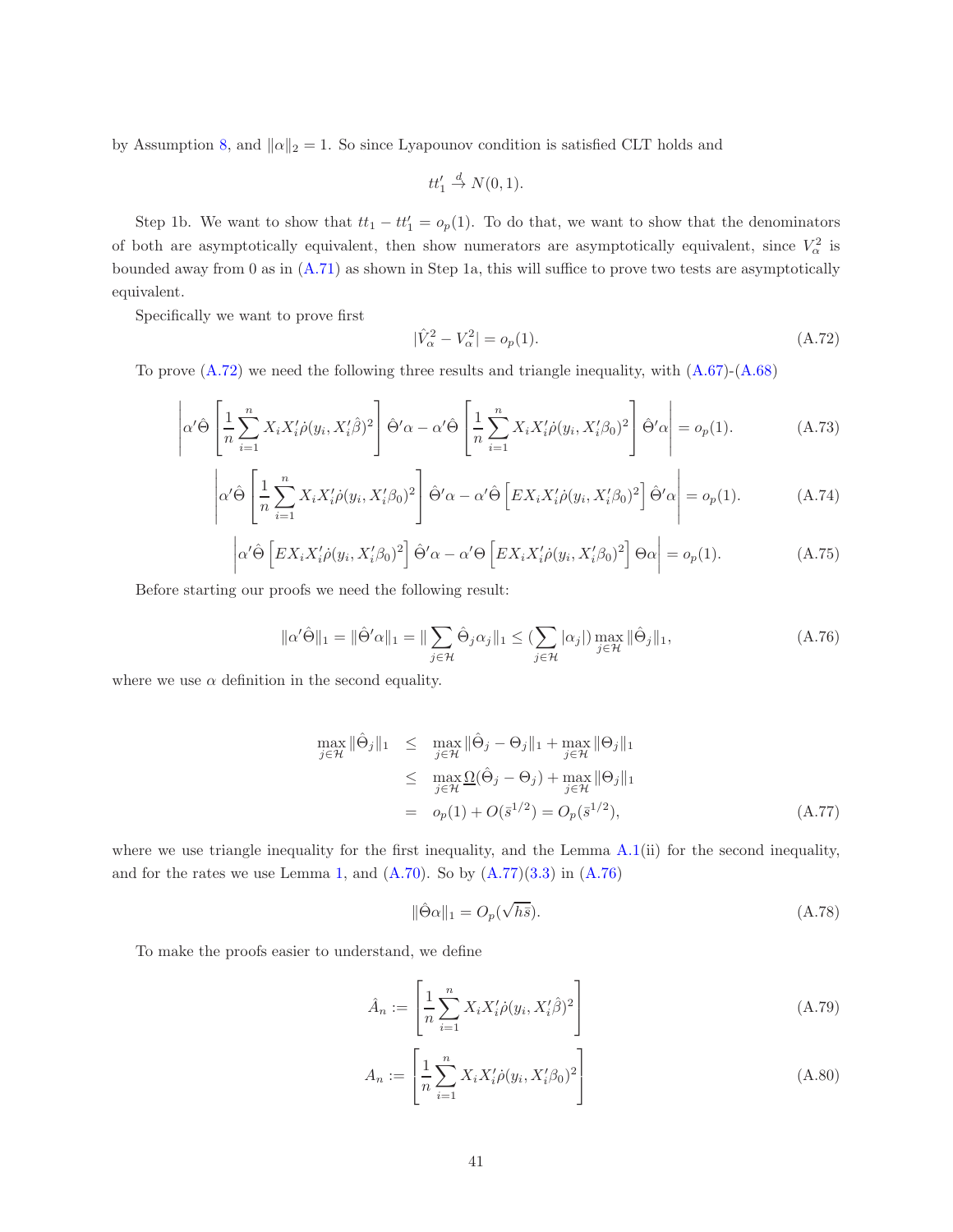by Assumption 8, and $\|\alpha\|_2 = 1$. So since Lyapounov condition is satisfied CLT holds and

$$tt_1' \xrightarrow{d} N(0,1).$$

Step 1b. We want to show that $tt_1 - tt_1' = o_p(1)$. To do that, we want to show that the denominators of both are asymptotically equivalent, then show numerators are asymptotically equivalent, since $V_\alpha^2$ is bounded away from 0 as in (A.71) as shown in Step 1a, this will suffice to prove two tests are asymptotically equivalent.

Specifically we want to prove first

$$|\hat{V}_\alpha^2 - V_\alpha^2| = o_p(1). \tag{A.72}$$

To prove (A.72) we need the following three results and triangle inequality, with (A.67)-(A.68)

$$\left|\alpha'\hat{\Theta}\left[\frac{1}{n}\sum_{i=1}^n X_i X_i' \dot{\rho}(y_i, X_i'\hat{\beta})^2\right]\hat{\Theta}'\alpha - \alpha'\hat{\Theta}\left[\frac{1}{n}\sum_{i=1}^n X_i X_i' \dot{\rho}(y_i, X_i'\beta_0)^2\right]\hat{\Theta}'\alpha\right| = o_p(1). \tag{A.73}$$

$$\left|\alpha'\hat{\Theta}\left[\frac{1}{n}\sum_{i=1}^n X_i X_i' \dot{\rho}(y_i, X_i'\beta_0)^2\right]\hat{\Theta}'\alpha - \alpha'\hat{\Theta}\left[E X_i X_i' \dot{\rho}(y_i, X_i'\beta_0)^2\right]\hat{\Theta}'\alpha\right| = o_p(1). \tag{A.74}$$

$$\left|\alpha'\hat{\Theta}\left[E X_i X_i' \dot{\rho}(y_i, X_i'\beta_0)^2\right]\hat{\Theta}'\alpha - \alpha'\Theta\left[E X_i X_i' \dot{\rho}(y_i, X_i'\beta_0)^2\right]\Theta\alpha\right| = o_p(1). \tag{A.75}$$

Before starting our proofs we need the following result:

$$\|\alpha'\hat{\Theta}\|_1 = \|\hat{\Theta}'\alpha\|_1 = \|\sum_{j\in\mathcal{H}} \hat{\Theta}_j \alpha_j\|_1 \le (\sum_{j\in\mathcal{H}} |\alpha_j|) \max_{j\in\mathcal{H}} \|\hat{\Theta}_j\|_1, \tag{A.76}$$

where we use $\alpha$ definition in the second equality.

$$\begin{aligned}
\max_{j\in\mathcal{H}} \|\hat{\Theta}_j\|_1 &\le \max_{j\in\mathcal{H}} \|\hat{\Theta}_j - \Theta_j\|_1 + \max_{j\in\mathcal{H}} \|\Theta_j\|_1 \\
&\le \max_{j\in\mathcal{H}} \underline{\Omega}(\hat{\Theta}_j - \Theta_j) + \max_{j\in\mathcal{H}} \|\Theta_j\|_1 \\
&= o_p(1) + O(\bar{s}^{1/2}) = O_p(\bar{s}^{1/2}),
\end{aligned} \tag{A.77}$$

where we use triangle inequality for the first inequality, and the Lemma A.1(ii) for the second inequality, and for the rates we use Lemma 1, and (A.70). So by (A.77)(3.3) in (A.76)

$$\|\hat{\Theta}\alpha\|_1 = O_p(\sqrt{h\bar{s}}). \tag{A.78}$$

To make the proofs easier to understand, we define

$$\hat{A}_n := \left[\frac{1}{n}\sum_{i=1}^n X_i X_i' \dot{\rho}(y_i, X_i'\hat{\beta})^2\right] \tag{A.79}$$

$$A_n := \left[\frac{1}{n}\sum_{i=1}^n X_i X_i' \dot{\rho}(y_i, X_i'\beta_0)^2\right] \tag{A.80}$$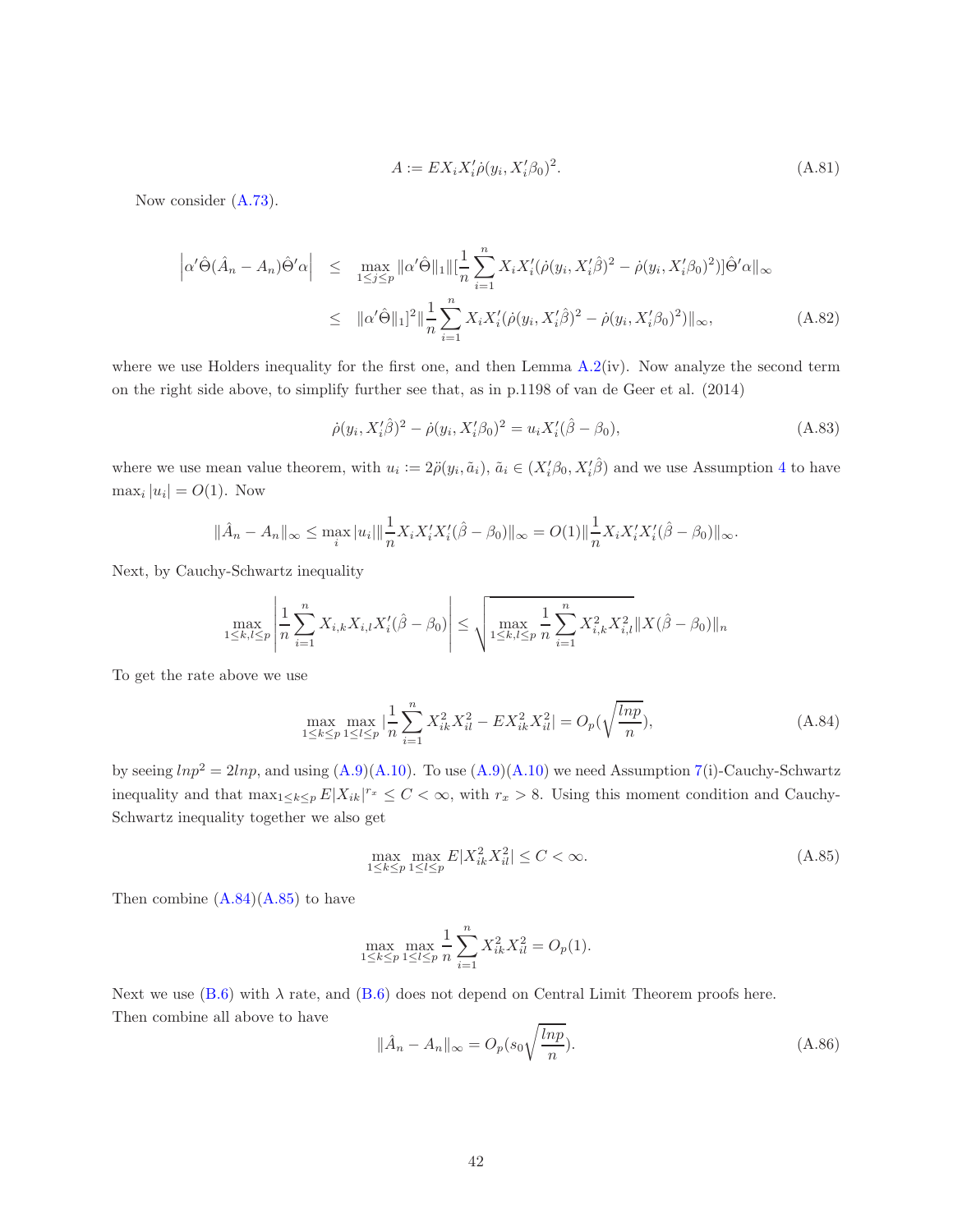$$A := EX_iX_i'\dot{\rho}(y_i, X_i'\beta_0)^2. \tag{A.81}$$

Now consider (A.73).

$$\begin{aligned}
\left|\alpha'\hat{\Theta}(\hat{A}_n - A_n)\hat{\Theta}'\alpha\right| &\leq \max_{1\leq j\leq p} \|\alpha'\hat{\Theta}\|_1 \|[\frac{1}{n}\sum_{i=1}^n X_iX_i'(\dot{\rho}(y_i, X_i'\hat{\beta})^2 - \dot{\rho}(y_i, X_i'\beta_0)^2)]\hat{\Theta}'\alpha\|_\infty \\
&\leq \|\alpha'\hat{\Theta}\|_1]^2 \|\frac{1}{n}\sum_{i=1}^n X_iX_i'(\dot{\rho}(y_i, X_i'\hat{\beta})^2 - \dot{\rho}(y_i, X_i'\beta_0)^2)\|_\infty,
\end{aligned} \tag{A.82}$$

where we use Holders inequality for the first one, and then Lemma A.2(iv). Now analyze the second term on the right side above, to simplify further see that, as in p.1198 of van de Geer et al. (2014)

$$\dot{\rho}(y_i, X_i'\hat{\beta})^2 - \dot{\rho}(y_i, X_i'\beta_0)^2 = u_iX_i'(\hat{\beta} - \beta_0), \tag{A.83}$$

where we use mean value theorem, with $u_i := 2\ddot{\rho}(y_i, \tilde{a}_i)$, $\tilde{a}_i \in (X_i'\beta_0, X_i'\hat{\beta})$ and we use Assumption 4 to have $\max_i |u_i| = O(1)$. Now

$$\|\hat{A}_n - A_n\|_\infty \leq \max_i |u_i| \|\frac{1}{n}X_iX_i'X_i'(\hat{\beta} - \beta_0)\|_\infty = O(1)\|\frac{1}{n}X_iX_i'X_i'(\hat{\beta} - \beta_0)\|_\infty.$$

Next, by Cauchy-Schwartz inequality

$$\max_{1\leq k,l\leq p}\left|\frac{1}{n}\sum_{i=1}^n X_{i,k}X_{i,l}X_i'(\hat{\beta} - \beta_0)\right| \leq \sqrt{\max_{1\leq k,l\leq p}\frac{1}{n}\sum_{i=1}^n X_{i,k}^2X_{i,l}^2}\|X(\hat{\beta} - \beta_0)\|_n$$

To get the rate above we use

$$\max_{1\leq k\leq p}\max_{1\leq l\leq p}|\frac{1}{n}\sum_{i=1}^n X_{ik}^2X_{il}^2 - EX_{ik}^2X_{il}^2| = O_p(\sqrt{\frac{lnp}{n}}), \tag{A.84}$$

by seeing $lnp^2 = 2lnp$, and using (A.9)(A.10). To use (A.9)(A.10) we need Assumption 7(i)-Cauchy-Schwartz inequality and that $\max_{1\leq k\leq p} E|X_{ik}|^{r_x} \leq C < \infty$, with $r_x > 8$. Using this moment condition and Cauchy-Schwartz inequality together we also get

$$\max_{1\leq k\leq p}\max_{1\leq l\leq p} E|X_{ik}^2X_{il}^2| \leq C < \infty. \tag{A.85}$$

Then combine (A.84)(A.85) to have

$$\max_{1\leq k\leq p}\max_{1\leq l\leq p}\frac{1}{n}\sum_{i=1}^n X_{ik}^2X_{il}^2 = O_p(1).$$

Next we use (B.6) with $\lambda$ rate, and (B.6) does not depend on Central Limit Theorem proofs here.
Then combine all above to have

$$\|\hat{A}_n - A_n\|_\infty = O_p(s_0\sqrt{\frac{lnp}{n}}). \tag{A.86}$$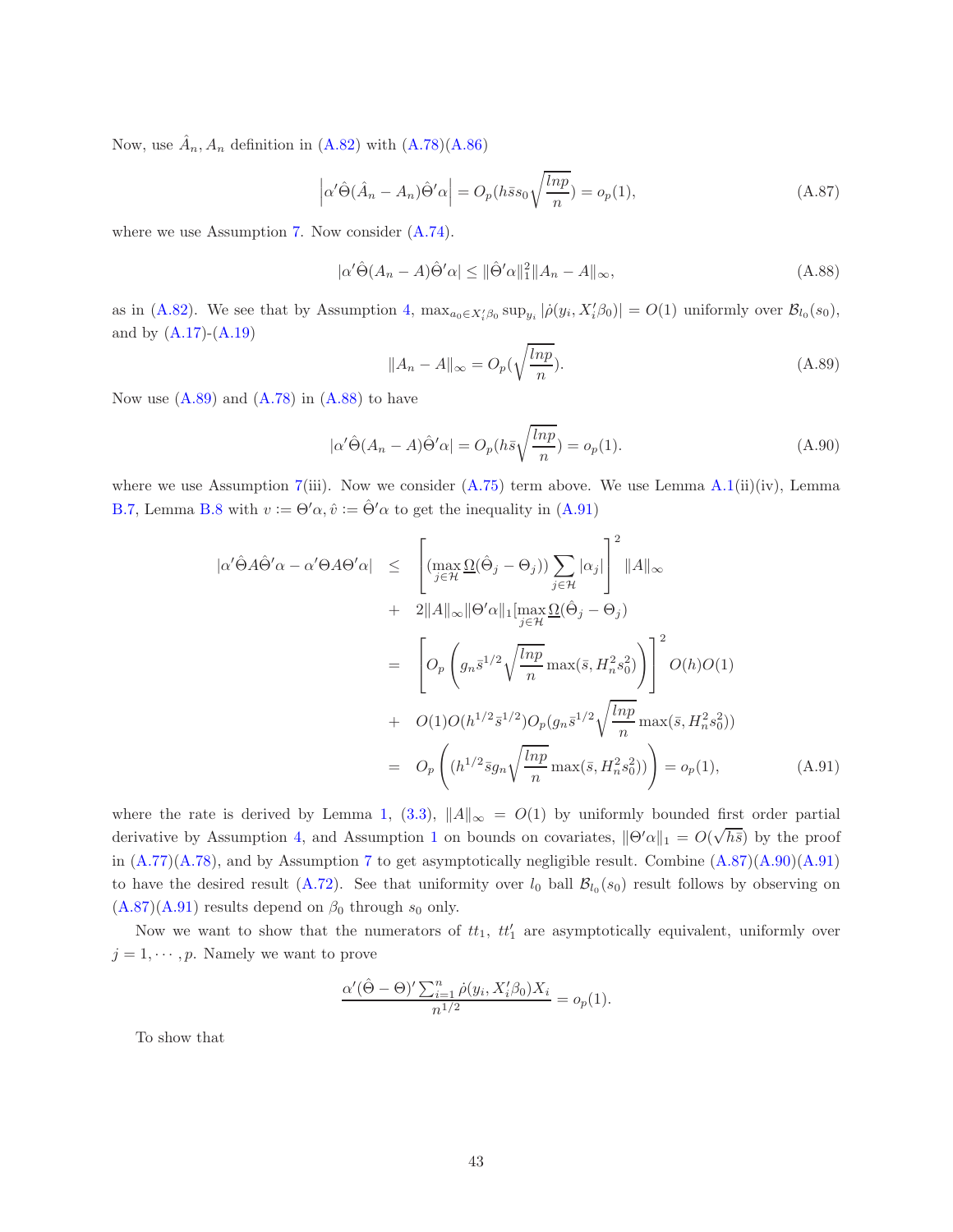Now, use $\hat{A}_n, A_n$ definition in (A.82) with (A.78)(A.86)

$$\left|\alpha'\hat{\Theta}(\hat{A}_n - A_n)\hat{\Theta}'\alpha\right| = O_p(h\bar{s}s_0\sqrt{\frac{lnp}{n}}) = o_p(1), \tag{A.87}$$

where we use Assumption 7. Now consider (A.74).

$$|\alpha'\hat{\Theta}(A_n - A)\hat{\Theta}'\alpha| \leq \|\hat{\Theta}'\alpha\|_1^2 \|A_n - A\|_\infty, \tag{A.88}$$

as in (A.82). We see that by Assumption 4, $\max_{a_0 \in X_i'\beta_0} \sup_{y_i} |\dot{\rho}(y_i, X_i'\beta_0)| = O(1)$ uniformly over $\mathcal{B}_{l_0}(s_0)$, and by (A.17)-(A.19)

$$\|A_n - A\|_\infty = O_p(\sqrt{\frac{lnp}{n}}). \tag{A.89}$$

Now use (A.89) and (A.78) in (A.88) to have

$$|\alpha'\hat{\Theta}(A_n - A)\hat{\Theta}'\alpha| = O_p(h\bar{s}\sqrt{\frac{lnp}{n}}) = o_p(1). \tag{A.90}$$

where we use Assumption 7(iii). Now we consider (A.75) term above. We use Lemma A.1(ii)(iv), Lemma B.7, Lemma B.8 with $v := \Theta'\alpha, \hat{v} := \hat{\Theta}'\alpha$ to get the inequality in (A.91)

$$\begin{aligned}
|\alpha'\hat{\Theta}A\hat{\Theta}'\alpha - \alpha'\Theta A\Theta'\alpha| &\leq \left[(\max_{j \in \mathcal{H}} \underline{\Omega}(\hat{\Theta}_j - \Theta_j)) \sum_{j \in \mathcal{H}} |\alpha_j|\right]^2 \|A\|_\infty \\
&+ 2\|A\|_\infty \|\Theta'\alpha\|_1 [\max_{j \in \mathcal{H}} \underline{\Omega}(\hat{\Theta}_j - \Theta_j) \\
&= \left[O_p\left(g_n \bar{s}^{1/2}\sqrt{\frac{lnp}{n}} \max(\bar{s}, H_n^2 s_0^2)\right)\right]^2 O(h)O(1) \\
&+ O(1)O(h^{1/2}\bar{s}^{1/2})O_p(g_n\bar{s}^{1/2}\sqrt{\frac{lnp}{n}}\max(\bar{s}, H_n^2 s_0^2)) \\
&= O_p\left((h^{1/2}\bar{s}g_n\sqrt{\frac{lnp}{n}}\max(\bar{s}, H_n^2 s_0^2))\right) = o_p(1),
\end{aligned} \tag{A.91}$$

where the rate is derived by Lemma 1, (3.3), $\|A\|_\infty = O(1)$ by uniformly bounded first order partial derivative by Assumption 4, and Assumption 1 on bounds on covariates, $\|\Theta'\alpha\|_1 = O(\sqrt{h\bar{s}})$ by the proof in (A.77)(A.78), and by Assumption 7 to get asymptotically negligible result. Combine (A.87)(A.90)(A.91) to have the desired result (A.72). See that uniformity over $l_0$ ball $\mathcal{B}_{l_0}(s_0)$ result follows by observing on (A.87)(A.91) results depend on $\beta_0$ through $s_0$ only.

Now we want to show that the numerators of $tt_1$, $tt_1'$ are asymptotically equivalent, uniformly over $j = 1, \cdots, p$. Namely we want to prove

$$\frac{\alpha'(\hat{\Theta} - \Theta)' \sum_{i=1}^n \dot{\rho}(y_i, X_i'\beta_0)X_i}{n^{1/2}} = o_p(1).$$

To show that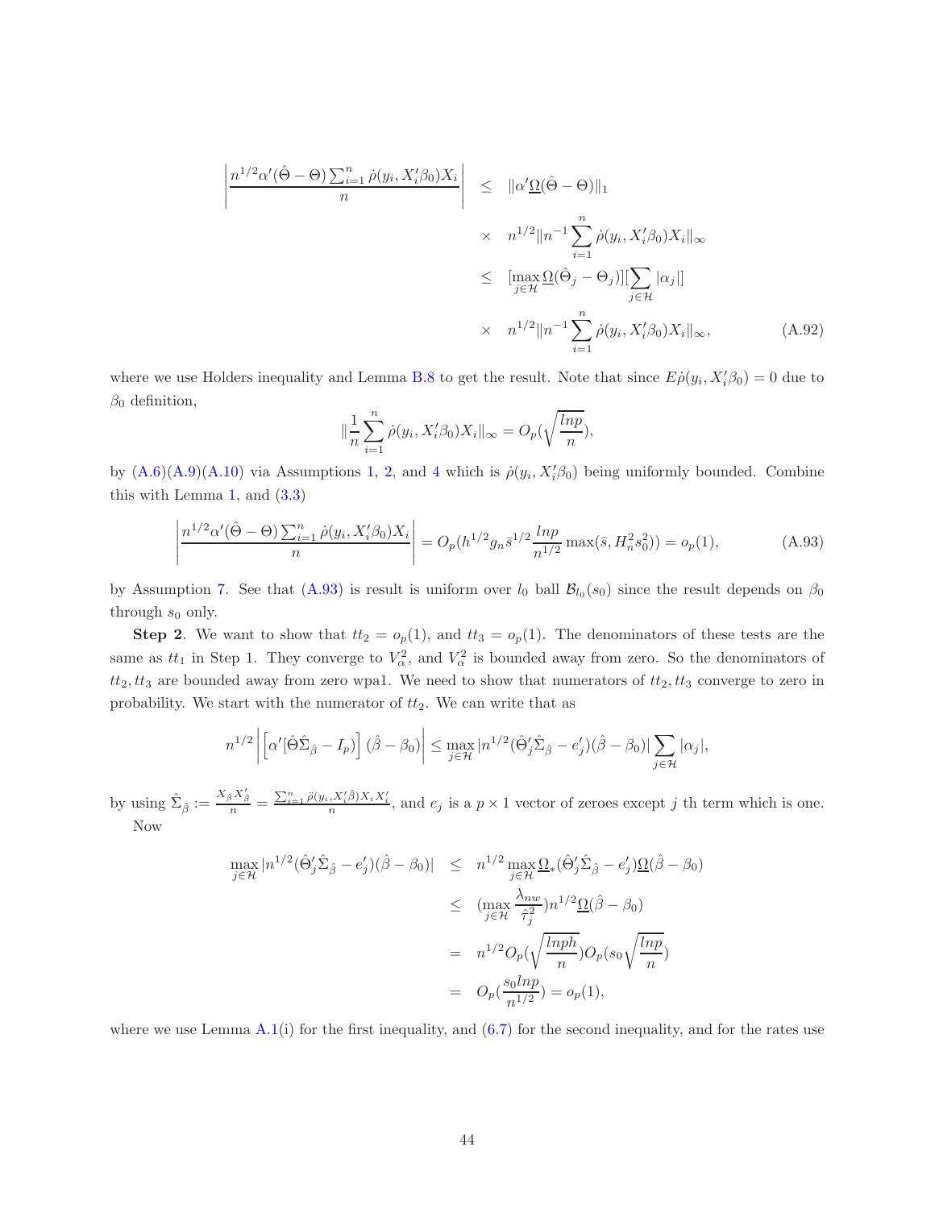$$
\begin{aligned}
\left|\frac{n^{1/2}\alpha'(\hat{\Theta}-\Theta)\sum_{i=1}^n \dot{\rho}(y_i, X_i'\beta_0)X_i}{n}\right| &\leq \|\alpha'\underline{\Omega}(\hat{\Theta}-\Theta)\|_1 \\
&\times \quad n^{1/2}\|n^{-1}\sum_{i=1}^n \dot{\rho}(y_i, X_i'\beta_0)X_i\|_\infty \\
&\leq [\max_{j\in\mathcal{H}}\underline{\Omega}(\hat{\Theta}_j-\Theta_j)][\sum_{j\in\mathcal{H}}|\alpha_j|] \\
&\times \quad n^{1/2}\|n^{-1}\sum_{i=1}^n \dot{\rho}(y_i, X_i'\beta_0)X_i\|_\infty, \qquad (A.92)
\end{aligned}
$$

where we use Holders inequality and Lemma B.8 to get the result. Note that since $E\dot{\rho}(y_i, X_i'\beta_0) = 0$ due to $\beta_0$ definition,

$$
\|\frac{1}{n}\sum_{i=1}^n \dot{\rho}(y_i, X_i'\beta_0)X_i\|_\infty = O_p(\sqrt{\frac{lnp}{n}}),
$$

by (A.6)(A.9)(A.10) via Assumptions 1, 2, and 4 which is $\dot{\rho}(y_i, X_i'\beta_0)$ being uniformly bounded. Combine this with Lemma 1, and (3.3)

$$
\left|\frac{n^{1/2}\alpha'(\hat{\Theta}-\Theta)\sum_{i=1}^n \dot{\rho}(y_i, X_i'\beta_0)X_i}{n}\right| = O_p(h^{1/2}g_n\bar{s}^{1/2}\frac{lnp}{n^{1/2}}\max(\bar{s}, H_n^2 s_0^2)) = o_p(1), \qquad (A.93)
$$

by Assumption 7. See that (A.93) is result is uniform over $l_0$ ball $\mathcal{B}_{l_0}(s_0)$ since the result depends on $\beta_0$ through $s_0$ only.

**Step 2**. We want to show that $tt_2 = o_p(1)$, and $tt_3 = o_p(1)$. The denominators of these tests are the same as $tt_1$ in Step 1. They converge to $V_\alpha^2$, and $V_\alpha^2$ is bounded away from zero. So the denominators of $tt_2, tt_3$ are bounded away from zero wpa1. We need to show that numerators of $tt_2, tt_3$ converge to zero in probability. We start with the numerator of $tt_2$. We can write that as

$$
n^{1/2}\left|\left[\alpha'[\hat{\Theta}\hat{\Sigma}_{\hat{\beta}} - I_p)\right](\hat{\beta}-\beta_0)\right| \leq \max_{j\in\mathcal{H}}|n^{1/2}(\hat{\Theta}_j'\hat{\Sigma}_{\hat{\beta}} - e_j')(\hat{\beta}-\beta_0)|\sum_{j\in\mathcal{H}}|\alpha_j|,
$$

by using $\hat{\Sigma}_{\hat{\beta}} := \frac{X_{\hat{\beta}}X_{\hat{\beta}}'}{n} = \frac{\sum_{i=1}^n \ddot{\rho}(y_i, X_i'\hat{\beta})X_iX_i'}{n}$, and $e_j$ is a $p\times 1$ vector of zeroes except $j$ th term which is one.

Now

$$
\begin{aligned}
\max_{j\in\mathcal{H}}|n^{1/2}(\hat{\Theta}_j'\hat{\Sigma}_{\hat{\beta}} - e_j')(\hat{\beta}-\beta_0)| &\leq n^{1/2}\max_{j\in\mathcal{H}}\underline{\Omega}_*(\hat{\Theta}_j'\hat{\Sigma}_{\hat{\beta}} - e_j')\underline{\Omega}(\hat{\beta}-\beta_0) \\
&\leq (\max_{j\in\mathcal{H}}\frac{\lambda_{nw}}{\hat{\tau}_j^2})n^{1/2}\underline{\Omega}(\hat{\beta}-\beta_0) \\
&= n^{1/2}O_p(\sqrt{\frac{lnph}{n}})O_p(s_0\sqrt{\frac{lnp}{n}}) \\
&= O_p(\frac{s_0 lnp}{n^{1/2}}) = o_p(1),
\end{aligned}
$$

where we use Lemma A.1(i) for the first inequality, and (6.7) for the second inequality, and for the rates use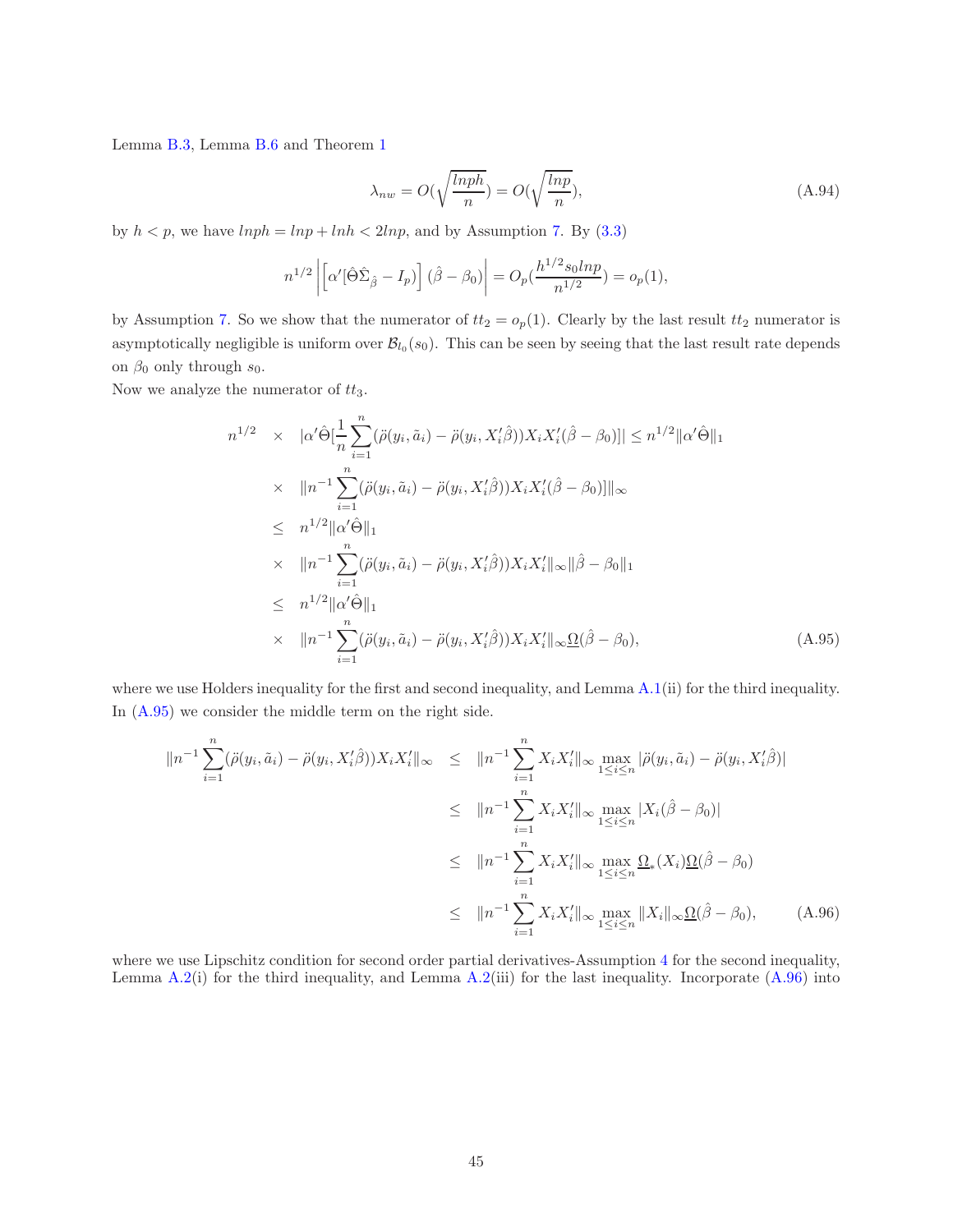Lemma B.3, Lemma B.6 and Theorem 1

$$\lambda_{nw} = O(\sqrt{\frac{lnph}{n}}) = O(\sqrt{\frac{lnp}{n}}), \tag{A.94}$$

by $h < p$, we have $lnph = lnp + lnh < 2lnp$, and by Assumption 7. By (3.3)

$$n^{1/2} \left| \left[ \alpha' [\hat{\Theta} \hat{\Sigma}_{\hat{\beta}} - I_p) \right] (\hat{\beta} - \beta_0) \right| = O_p(\frac{h^{1/2} s_0 lnp}{n^{1/2}}) = o_p(1),$$

by Assumption 7. So we show that the numerator of $tt_2 = o_p(1)$. Clearly by the last result $tt_2$ numerator is asymptotically negligible is uniform over $\mathcal{B}_{l_0}(s_0)$. This can be seen by seeing that the last result rate depends on $\beta_0$ only through $s_0$.

Now we analyze the numerator of $tt_3$.

$$\begin{aligned}
n^{1/2} \quad \times \quad & |\alpha' \hat{\Theta} [\frac{1}{n} \sum_{i=1}^n (\ddot{\rho}(y_i, \tilde{a}_i) - \ddot{\rho}(y_i, X_i' \hat{\beta})) X_i X_i' (\hat{\beta} - \beta_0)]| \leq n^{1/2} \|\alpha' \hat{\Theta}\|_1 \\
\times \quad & \|n^{-1} \sum_{i=1}^n (\ddot{\rho}(y_i, \tilde{a}_i) - \ddot{\rho}(y_i, X_i' \hat{\beta})) X_i X_i' (\hat{\beta} - \beta_0)]\|_\infty \\
\leq \quad & n^{1/2} \|\alpha' \hat{\Theta}\|_1 \\
\times \quad & \|n^{-1} \sum_{i=1}^n (\ddot{\rho}(y_i, \tilde{a}_i) - \ddot{\rho}(y_i, X_i' \hat{\beta})) X_i X_i'\|_\infty \|\hat{\beta} - \beta_0\|_1 \\
\leq \quad & n^{1/2} \|\alpha' \hat{\Theta}\|_1 \\
\times \quad & \|n^{-1} \sum_{i=1}^n (\ddot{\rho}(y_i, \tilde{a}_i) - \ddot{\rho}(y_i, X_i' \hat{\beta})) X_i X_i'\|_\infty \underline{\Omega}(\hat{\beta} - \beta_0),
\end{aligned} \tag{A.95}$$

where we use Holders inequality for the first and second inequality, and Lemma A.1(ii) for the third inequality. In (A.95) we consider the middle term on the right side.

$$\begin{aligned}
\|n^{-1} \sum_{i=1}^n (\ddot{\rho}(y_i, \tilde{a}_i) - \ddot{\rho}(y_i, X_i' \hat{\beta})) X_i X_i'\|_\infty & \leq \|n^{-1} \sum_{i=1}^n X_i X_i'\|_\infty \max_{1 \leq i \leq n} |\ddot{\rho}(y_i, \tilde{a}_i) - \ddot{\rho}(y_i, X_i' \hat{\beta})| \\
& \leq \|n^{-1} \sum_{i=1}^n X_i X_i'\|_\infty \max_{1 \leq i \leq n} |X_i (\hat{\beta} - \beta_0)| \\
& \leq \|n^{-1} \sum_{i=1}^n X_i X_i'\|_\infty \max_{1 \leq i \leq n} \underline{\Omega}_*(X_i) \underline{\Omega}(\hat{\beta} - \beta_0) \\
& \leq \|n^{-1} \sum_{i=1}^n X_i X_i'\|_\infty \max_{1 \leq i \leq n} \|X_i\|_\infty \underline{\Omega}(\hat{\beta} - \beta_0),
\end{aligned} \tag{A.96}$$

where we use Lipschitz condition for second order partial derivatives-Assumption 4 for the second inequality, Lemma A.2(i) for the third inequality, and Lemma A.2(iii) for the last inequality. Incorporate (A.96) into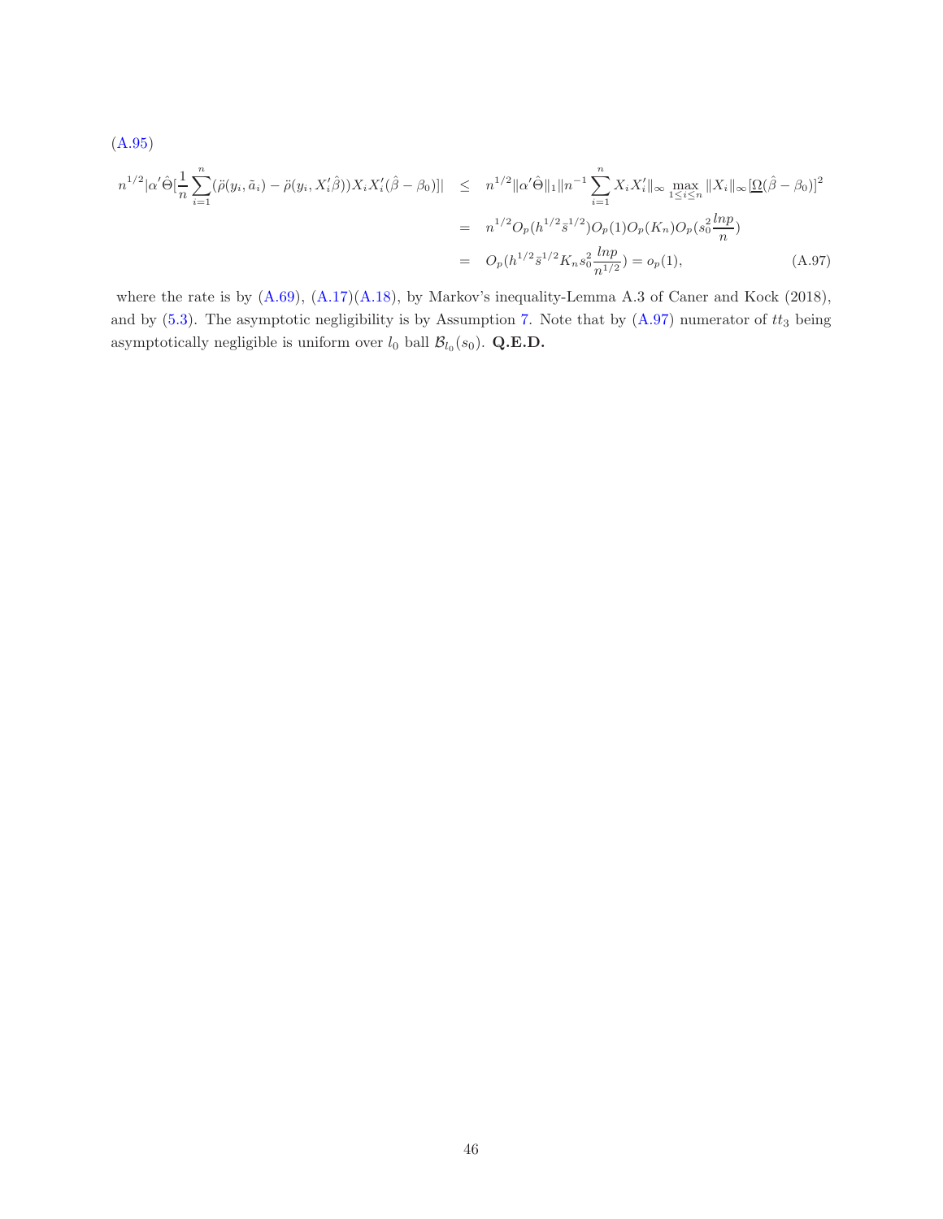(A.95)

$$
\begin{aligned}
n^{1/2}|\alpha'\hat{\Theta}[\frac{1}{n}\sum_{i=1}^{n}(\ddot{\rho}(y_i,\tilde{a}_i)-\ddot{\rho}(y_i,X_i'\hat{\beta}))X_iX_i'(\hat{\beta}-\beta_0)]| &\leq n^{1/2}\|\alpha'\hat{\Theta}\|_1\|n^{-1}\sum_{i=1}^{n}X_iX_i'\|_\infty \max_{1\leq i\leq n}\|X_i\|_\infty[\underline{\Omega}(\hat{\beta}-\beta_0)]^2 \\
&= n^{1/2}O_p(h^{1/2}\bar{s}^{1/2})O_p(1)O_p(K_n)O_p(s_0^2\frac{lnp}{n}) \\
&= O_p(h^{1/2}\bar{s}^{1/2}K_n s_0^2\frac{lnp}{n^{1/2}}) = o_p(1), \qquad \text{(A.97)}
\end{aligned}
$$

where the rate is by (A.69), (A.17)(A.18), by Markov's inequality-Lemma A.3 of Caner and Kock (2018), and by (5.3). The asymptotic negligibility is by Assumption 7. Note that by (A.97) numerator of $tt_3$ being asymptotically negligible is uniform over $l_0$ ball $\mathcal{B}_{l_0}(s_0)$. **Q.E.D.**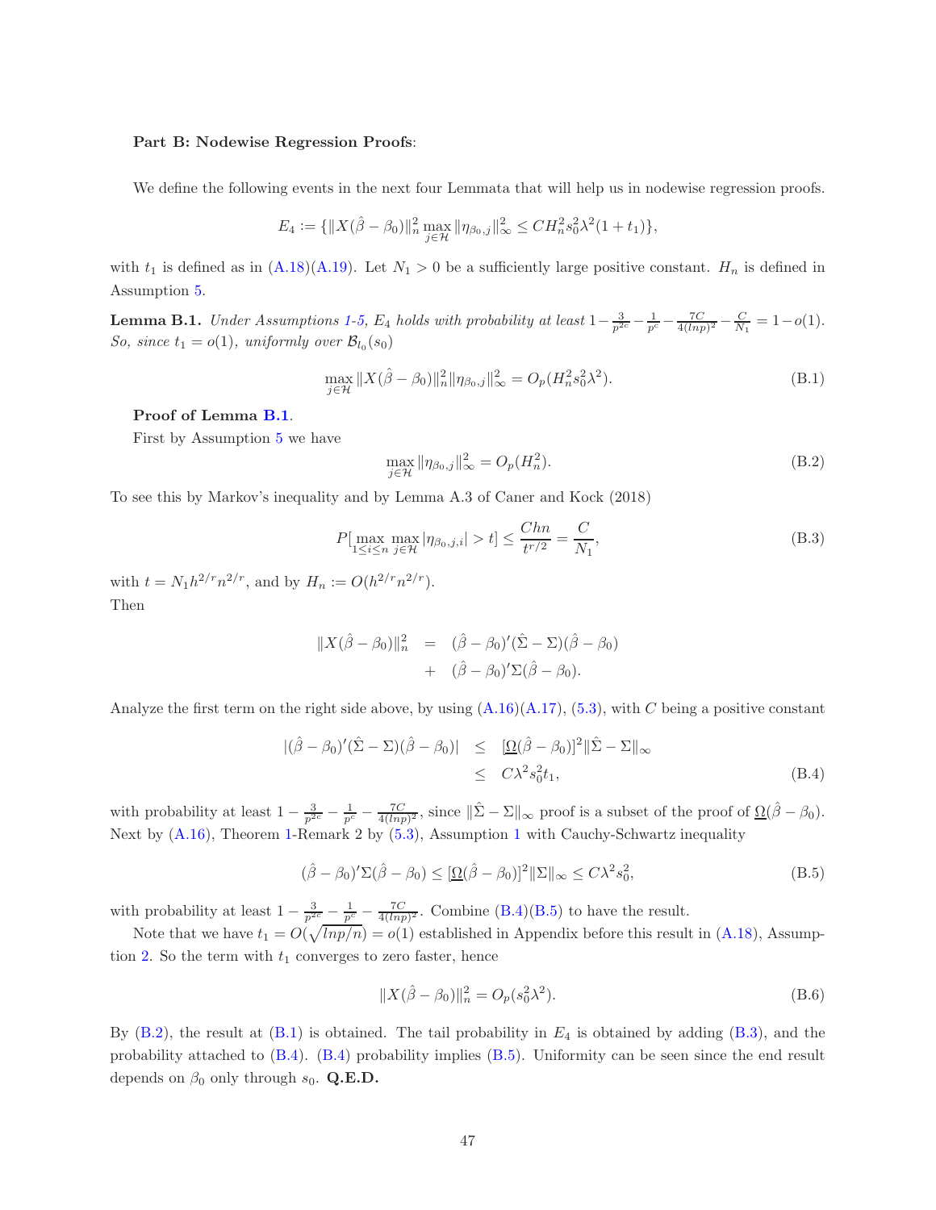**Part B: Nodewise Regression Proofs**:

We define the following events in the next four Lemmata that will help us in nodewise regression proofs.

$$E_4 := \{\|X(\hat{\beta} - \beta_0)\|_n^2 \max_{j \in \mathcal{H}} \|\eta_{\beta_0,j}\|_\infty^2 \leq C H_n^2 s_0^2 \lambda^2 (1 + t_1)\},$$

with $t_1$ is defined as in (A.18)(A.19). Let $N_1 > 0$ be a sufficiently large positive constant. $H_n$ is defined in Assumption 5.

**Lemma B.1.** *Under Assumptions 1-5, $E_4$ holds with probability at least $1 - \frac{3}{p^{2c}} - \frac{1}{p^c} - \frac{7C}{4(lnp)^2} - \frac{C}{N_1} = 1 - o(1)$. So, since $t_1 = o(1)$, uniformly over $\mathcal{B}_{l_0}(s_0)$*

$$\max_{j \in \mathcal{H}} \|X(\hat{\beta} - \beta_0)\|_n^2 \|\eta_{\beta_0,j}\|_\infty^2 = O_p(H_n^2 s_0^2 \lambda^2). \tag{B.1}$$

**Proof of Lemma B.1**.

First by Assumption 5 we have

$$\max_{j \in \mathcal{H}} \|\eta_{\beta_0,j}\|_\infty^2 = O_p(H_n^2). \tag{B.2}$$

To see this by Markov's inequality and by Lemma A.3 of Caner and Kock (2018)

$$P[\max_{1 \leq i \leq n} \max_{j \in \mathcal{H}} |\eta_{\beta_0,j,i}| > t] \leq \frac{Chn}{t^{r/2}} = \frac{C}{N_1}, \tag{B.3}$$

with $t = N_1 h^{2/r} n^{2/r}$, and by $H_n := O(h^{2/r} n^{2/r})$.

Then

$$\begin{aligned} \|X(\hat{\beta} - \beta_0)\|_n^2 &= (\hat{\beta} - \beta_0)'(\hat{\Sigma} - \Sigma)(\hat{\beta} - \beta_0) \\ &+ (\hat{\beta} - \beta_0)'\Sigma(\hat{\beta} - \beta_0). \end{aligned}$$

Analyze the first term on the right side above, by using (A.16)(A.17), (5.3), with $C$ being a positive constant

$$\begin{aligned} |(\hat{\beta} - \beta_0)'(\hat{\Sigma} - \Sigma)(\hat{\beta} - \beta_0)| &\leq [\underline{\Omega}(\hat{\beta} - \beta_0)]^2 \|\hat{\Sigma} - \Sigma\|_\infty \\ &\leq C \lambda^2 s_0^2 t_1, \end{aligned} \tag{B.4}$$

with probability at least $1 - \frac{3}{p^{2c}} - \frac{1}{p^c} - \frac{7C}{4(lnp)^2}$, since $\|\hat{\Sigma} - \Sigma\|_\infty$ proof is a subset of the proof of $\underline{\Omega}(\hat{\beta} - \beta_0)$. Next by (A.16), Theorem 1-Remark 2 by (5.3), Assumption 1 with Cauchy-Schwartz inequality

$$(\hat{\beta} - \beta_0)'\Sigma(\hat{\beta} - \beta_0) \leq [\underline{\Omega}(\hat{\beta} - \beta_0)]^2 \|\Sigma\|_\infty \leq C \lambda^2 s_0^2, \tag{B.5}$$

with probability at least $1 - \frac{3}{p^{2c}} - \frac{1}{p^c} - \frac{7C}{4(lnp)^2}$. Combine (B.4)(B.5) to have the result.

Note that we have $t_1 = O(\sqrt{lnp/n}) = o(1)$ established in Appendix before this result in (A.18), Assumption 2. So the term with $t_1$ converges to zero faster, hence

$$\|X(\hat{\beta} - \beta_0)\|_n^2 = O_p(s_0^2 \lambda^2). \tag{B.6}$$

By (B.2), the result at (B.1) is obtained. The tail probability in $E_4$ is obtained by adding (B.3), and the probability attached to (B.4). (B.4) probability implies (B.5). Uniformity can be seen since the end result depends on $\beta_0$ only through $s_0$. **Q.E.D.**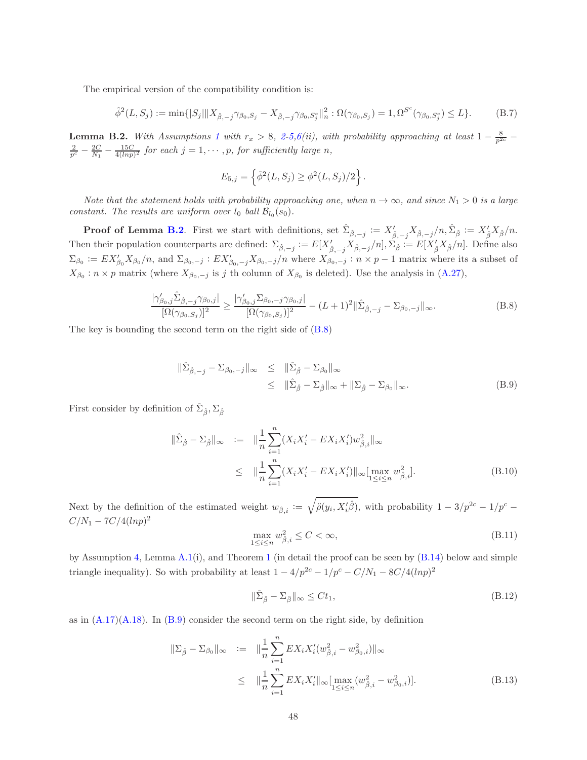The empirical version of the compatibility condition is:

$$
\hat{\phi}^2(L, S_j) := \min\{|S_j| \| X_{\hat{\beta},-j}\gamma_{\beta_0,S_j} - X_{\hat{\beta},-j}\gamma_{\beta_0,S_j^c}\|_n^2 : \Omega(\gamma_{\beta_0,S_j}) = 1, \Omega^{S^c}(\gamma_{\beta_0,S_j^c}) \leq L\}. \tag{B.7}
$$

**Lemma B.2.** *With Assumptions 1 with $r_x > 8$, 2-5,6(ii), with probability approaching at least $1 - \frac{8}{p^{2c}} - \frac{2}{p^c} - \frac{2C}{N_1} - \frac{15C}{4(lnp)^2}$ for each $j = 1, \cdots, p$, for sufficiently large $n$,*

$$
E_{5,j} = \left\{ \hat{\phi}^2(L, S_j) \geq \phi^2(L, S_j)/2 \right\}.
$$

*Note that the statement holds with probability approaching one, when $n \to \infty$, and since $N_1 > 0$ is a large constant. The results are uniform over $l_0$ ball $\mathcal{B}_{l_0}(s_0)$.*

**Proof of Lemma B.2**. First we start with definitions, set $\hat{\Sigma}_{\hat{\beta},-j} := X_{\hat{\beta},-j}' X_{\hat{\beta},-j}/n, \hat{\Sigma}_{\hat{\beta}} := X_{\hat{\beta}}' X_{\hat{\beta}}/n$. Then their population counterparts are defined: $\Sigma_{\hat{\beta},-j} := E[X_{\hat{\beta},-j}' X_{\hat{\beta},-j}/n], \Sigma_{\hat{\beta}} := E[X_{\hat{\beta}}' X_{\hat{\beta}}/n]$. Define also $\Sigma_{\beta_0} := EX_{\beta_0}' X_{\beta_0}/n$, and $\Sigma_{\beta_0,-j} : EX_{\beta_0,-j}' X_{\beta_0,-j}/n$ where $X_{\beta_0,-j} : n \times p - 1$ matrix where its a subset of $X_{\beta_0} : n \times p$ matrix (where $X_{\beta_0,-j}$ is $j$ th column of $X_{\beta_0}$ is deleted). Use the analysis in (A.27),

$$
\frac{|\gamma_{\beta_0,j}' \hat{\Sigma}_{\hat{\beta},-j} \gamma_{\beta_0,j}|}{[\Omega(\gamma_{\beta_0,S_j})]^2} \geq \frac{|\gamma_{\beta_0,j}' \Sigma_{\beta_0,-j} \gamma_{\beta_0,j}|}{[\Omega(\gamma_{\beta_0,S_j})]^2} - (L+1)^2 \| \hat{\Sigma}_{\hat{\beta},-j} - \Sigma_{\beta_0,-j} \|_\infty. \tag{B.8}
$$

The key is bounding the second term on the right side of (B.8)

$$
\begin{aligned}
\| \hat{\Sigma}_{\hat{\beta},-j} - \Sigma_{\beta_0,-j} \|_\infty &\leq \| \hat{\Sigma}_{\hat{\beta}} - \Sigma_{\beta_0} \|_\infty \\
&\leq \| \hat{\Sigma}_{\hat{\beta}} - \Sigma_{\hat{\beta}} \|_\infty + \| \Sigma_{\hat{\beta}} - \Sigma_{\beta_0} \|_\infty.
\end{aligned} \tag{B.9}
$$

First consider by definition of $\hat{\Sigma}_{\hat{\beta}}, \Sigma_{\hat{\beta}}$

$$
\begin{aligned}
\| \hat{\Sigma}_{\hat{\beta}} - \Sigma_{\hat{\beta}} \|_\infty &:= \| \frac{1}{n} \sum_{i=1}^n (X_i X_i' - E X_i X_i') w_{\hat{\beta},i}^2 \|_\infty \\
&\leq \| \frac{1}{n} \sum_{i=1}^n (X_i X_i' - E X_i X_i') \|_\infty [\max_{1 \leq i \leq n} w_{\hat{\beta},i}^2].
\end{aligned} \tag{B.10}
$$

Next by the definition of the estimated weight $w_{\hat{\beta},i} := \sqrt{\ddot{\rho}(y_i, X_i'\hat{\beta})}$, with probability $1 - 3/p^{2c} - 1/p^c - C/N_1 - 7C/4(lnp)^2$

$$
\max_{1 \leq i \leq n} w_{\hat{\beta},i}^2 \leq C < \infty, \tag{B.11}
$$

by Assumption 4, Lemma A.1(i), and Theorem 1 (in detail the proof can be seen by (B.14) below and simple triangle inequality). So with probability at least $1 - 4/p^{2c} - 1/p^c - C/N_1 - 8C/4(lnp)^2$

$$
\| \hat{\Sigma}_{\hat{\beta}} - \Sigma_{\hat{\beta}} \|_\infty \leq C t_1, \tag{B.12}
$$

as in (A.17)(A.18). In (B.9) consider the second term on the right side, by definition

$$
\begin{aligned}
\| \Sigma_{\hat{\beta}} - \Sigma_{\beta_0} \|_\infty &:= \| \frac{1}{n} \sum_{i=1}^n E X_i X_i' (w_{\hat{\beta},i}^2 - w_{\beta_0,i}^2) \|_\infty \\
&\leq \| \frac{1}{n} \sum_{i=1}^n E X_i X_i' \|_\infty [\max_{1 \leq i \leq n} (w_{\hat{\beta},i}^2 - w_{\beta_0,i}^2)].
\end{aligned} \tag{B.13}
$$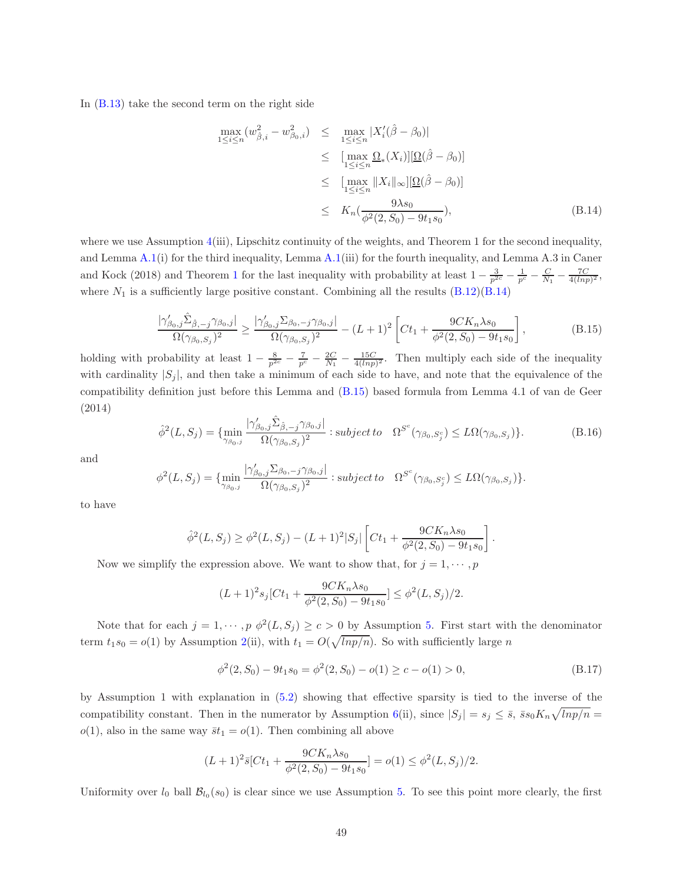In (B.13) take the second term on the right side

$$
\begin{aligned}
\max_{1 \le i \le n} (w^2_{\hat{\beta},i} - w^2_{\beta_0,i}) &\le \max_{1 \le i \le n} |X_i'(\hat{\beta} - \beta_0)| \\
&\le [\max_{1 \le i \le n} \underline{\Omega}_*(X_i)][\underline{\Omega}(\hat{\beta} - \beta_0)] \\
&\le [\max_{1 \le i \le n} \|X_i\|_\infty][\underline{\Omega}(\hat{\beta} - \beta_0)] \\
&\le K_n \left(\frac{9\lambda s_0}{\phi^2(2, S_0) - 9t_1 s_0}\right),
\end{aligned} \tag{B.14}
$$

where we use Assumption 4(iii), Lipschitz continuity of the weights, and Theorem 1 for the second inequality, and Lemma A.1(i) for the third inequality, Lemma A.1(iii) for the fourth inequality, and Lemma A.3 in Caner and Kock (2018) and Theorem 1 for the last inequality with probability at least $1 - \frac{3}{p^{2c}} - \frac{1}{p^c} - \frac{C}{N_1} - \frac{7C}{4(lnp)^2}$, where $N_1$ is a sufficiently large positive constant. Combining all the results (B.12)(B.14)

$$
\frac{|\gamma'_{\beta_0,j}\hat{\Sigma}_{\hat{\beta},-j}\gamma_{\beta_0,j}|}{\Omega(\gamma_{\beta_0,S_j})^2} \ge \frac{|\gamma'_{\beta_0,j}\Sigma_{\beta_0,-j}\gamma_{\beta_0,j}|}{\Omega(\gamma_{\beta_0,S_j})^2} - (L+1)^2 \left[Ct_1 + \frac{9CK_n\lambda s_0}{\phi^2(2,S_0) - 9t_1 s_0}\right], \tag{B.15}
$$

holding with probability at least $1 - \frac{8}{p^{2c}} - \frac{7}{p^c} - \frac{2C}{N_1} - \frac{15C}{4(lnp)^2}$. Then multiply each side of the inequality with cardinality $|S_j|$, and then take a minimum of each side to have, and note that the equivalence of the compatibility definition just before this Lemma and (B.15) based formula from Lemma 4.1 of van de Geer (2014)

$$
\hat{\phi}^2(L, S_j) = \{\min_{\gamma_{\beta_0,j}} \frac{|\gamma'_{\beta_0,j}\hat{\Sigma}_{\hat{\beta},-j}\gamma_{\beta_0,j}|}{\Omega(\gamma_{\beta_0,S_j})^2} : subject\,to \quad \Omega^{S^c}(\gamma_{\beta_0,S_j^c}) \le L\Omega(\gamma_{\beta_0,S_j})\}. \tag{B.16}
$$

and

$$
\phi^2(L, S_j) = \{\min_{\gamma_{\beta_0,j}} \frac{|\gamma'_{\beta_0,j}\Sigma_{\beta_0,-j}\gamma_{\beta_0,j}|}{\Omega(\gamma_{\beta_0,S_j})^2} : subject\,to \quad \Omega^{S^c}(\gamma_{\beta_0,S_j^c}) \le L\Omega(\gamma_{\beta_0,S_j})\}.
$$

to have

$$
\hat{\phi}^2(L, S_j) \ge \phi^2(L, S_j) - (L+1)^2|S_j| \left[Ct_1 + \frac{9CK_n\lambda s_0}{\phi^2(2,S_0) - 9t_1 s_0}\right].
$$

Now we simplify the expression above. We want to show that, for $j = 1, \cdots, p$

$$
(L+1)^2 s_j [Ct_1 + \frac{9CK_n\lambda s_0}{\phi^2(2,S_0) - 9t_1 s_0}] \le \phi^2(L, S_j)/2.
$$

Note that for each $j = 1, \cdots, p$ $\phi^2(L, S_j) \ge c > 0$ by Assumption 5. First start with the denominator term $t_1 s_0 = o(1)$ by Assumption 2(ii), with $t_1 = O(\sqrt{lnp/n})$. So with sufficiently large $n$

$$
\phi^2(2, S_0) - 9t_1 s_0 = \phi^2(2, S_0) - o(1) \ge c - o(1) > 0, \tag{B.17}
$$

by Assumption 1 with explanation in (5.2) showing that effective sparsity is tied to the inverse of the compatibility constant. Then in the numerator by Assumption 6(ii), since $|S_j| = s_j \le \bar{s}$, $\bar{s}s_0 K_n \sqrt{lnp/n} = o(1)$, also in the same way $\bar{s}t_1 = o(1)$. Then combining all above

$$
(L+1)^2 \bar{s}[Ct_1 + \frac{9CK_n\lambda s_0}{\phi^2(2,S_0) - 9t_1 s_0}] = o(1) \le \phi^2(L, S_j)/2.
$$

Uniformity over $l_0$ ball $\mathcal{B}_{l_0}(s_0)$ is clear since we use Assumption 5. To see this point more clearly, the first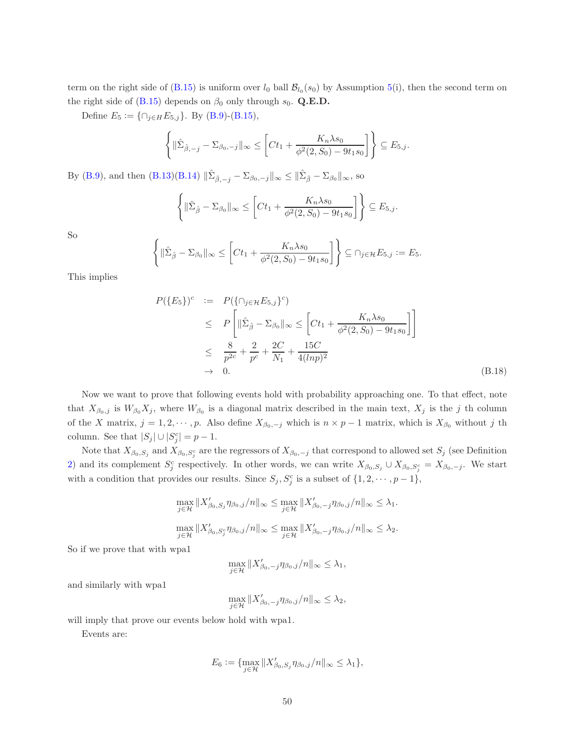term on the right side of (B.15) is uniform over $l_0$ ball $\mathcal{B}_{l_0}(s_0)$ by Assumption 5(i), then the second term on the right side of (B.15) depends on $\beta_0$ only through $s_0$. **Q.E.D.**

Define $E_5 := \{\cap_{j \in H} E_{5,j}\}$. By (B.9)-(B.15),

$$\left\{ \|\hat{\Sigma}_{\hat{\beta},-j} - \Sigma_{\beta_0,-j}\|_\infty \leq \left[ Ct_1 + \frac{K_n \lambda s_0}{\phi^2(2, S_0) - 9t_1 s_0} \right] \right\} \subseteq E_{5,j}.$$

By (B.9), and then (B.13)(B.14) $\|\hat{\Sigma}_{\hat{\beta},-j} - \Sigma_{\beta_0,-j}\|_\infty \leq \|\hat{\Sigma}_{\hat{\beta}} - \Sigma_{\beta_0}\|_\infty$, so

$$\left\{ \|\hat{\Sigma}_{\hat{\beta}} - \Sigma_{\beta_0}\|_\infty \leq \left[ Ct_1 + \frac{K_n \lambda s_0}{\phi^2(2, S_0) - 9t_1 s_0} \right] \right\} \subseteq E_{5,j}.$$

So

$$\left\{ \|\hat{\Sigma}_{\hat{\beta}} - \Sigma_{\beta_0}\|_\infty \leq \left[ Ct_1 + \frac{K_n \lambda s_0}{\phi^2(2, S_0) - 9t_1 s_0} \right] \right\} \subseteq \cap_{j \in \mathcal{H}} E_{5,j} := E_5.$$

This implies

$$\begin{aligned}
P(\{E_5\})^c &:= P(\{\cap_{j \in \mathcal{H}} E_{5,j}\}^c) \\
&\leq P\left[ \|\hat{\Sigma}_{\hat{\beta}} - \Sigma_{\beta_0}\|_\infty \leq \left[ Ct_1 + \frac{K_n \lambda s_0}{\phi^2(2, S_0) - 9t_1 s_0} \right] \right] \\
&\leq \frac{8}{p^{2c}} + \frac{2}{p^c} + \frac{2C}{N_1} + \frac{15C}{4(lnp)^2} \\
&\to 0.
\end{aligned} \tag{B.18}$$

Now we want to prove that following events hold with probability approaching one. To that effect, note that $X_{\beta_0,j}$ is $W_{\beta_0} X_j$, where $W_{\beta_0}$ is a diagonal matrix described in the main text, $X_j$ is the $j$ th column of the $X$ matrix, $j = 1, 2, \cdots, p$. Also define $X_{\beta_0,-j}$ which is $n \times p - 1$ matrix, which is $X_{\beta_0}$ without $j$ th column. See that $|S_j| \cup |S_j^c| = p - 1$.

Note that $X_{\beta_0,S_j}$ and $X_{\beta_0,S_j^c}$ are the regressors of $X_{\beta_0,-j}$ that correspond to allowed set $S_j$ (see Definition 2) and its complement $S_j^c$ respectively. In other words, we can write $X_{\beta_0,S_j} \cup X_{\beta_0,S_j^c} = X_{\beta_0,-j}$. We start with a condition that provides our results. Since $S_j, S_j^c$ is a subset of $\{1, 2, \cdots, p-1\}$,

$$\max_{j \in \mathcal{H}} \|X'_{\beta_0,S_j} \eta_{\beta_0,j}/n\|_\infty \leq \max_{j \in \mathcal{H}} \|X'_{\beta_0,-j} \eta_{\beta_0,j}/n\|_\infty \leq \lambda_1.$$

$$\max_{j \in \mathcal{H}} \|X'_{\beta_0,S_j^c} \eta_{\beta_0,j}/n\|_\infty \leq \max_{j \in \mathcal{H}} \|X'_{\beta_0,-j} \eta_{\beta_0,j}/n\|_\infty \leq \lambda_2.$$

So if we prove that with wpa1

$$\max_{j \in \mathcal{H}} \|X'_{\beta_0,-j} \eta_{\beta_0,j}/n\|_\infty \leq \lambda_1,$$

and similarly with wpa1

$$\max_{j \in \mathcal{H}} \|X'_{\beta_0,-j} \eta_{\beta_0,j}/n\|_\infty \leq \lambda_2,$$

will imply that prove our events below hold with wpa1.

Events are:

$$E_6 := \{\max_{j \in \mathcal{H}} \|X'_{\beta_0,S_j} \eta_{\beta_0,j}/n\|_\infty \leq \lambda_1\},$$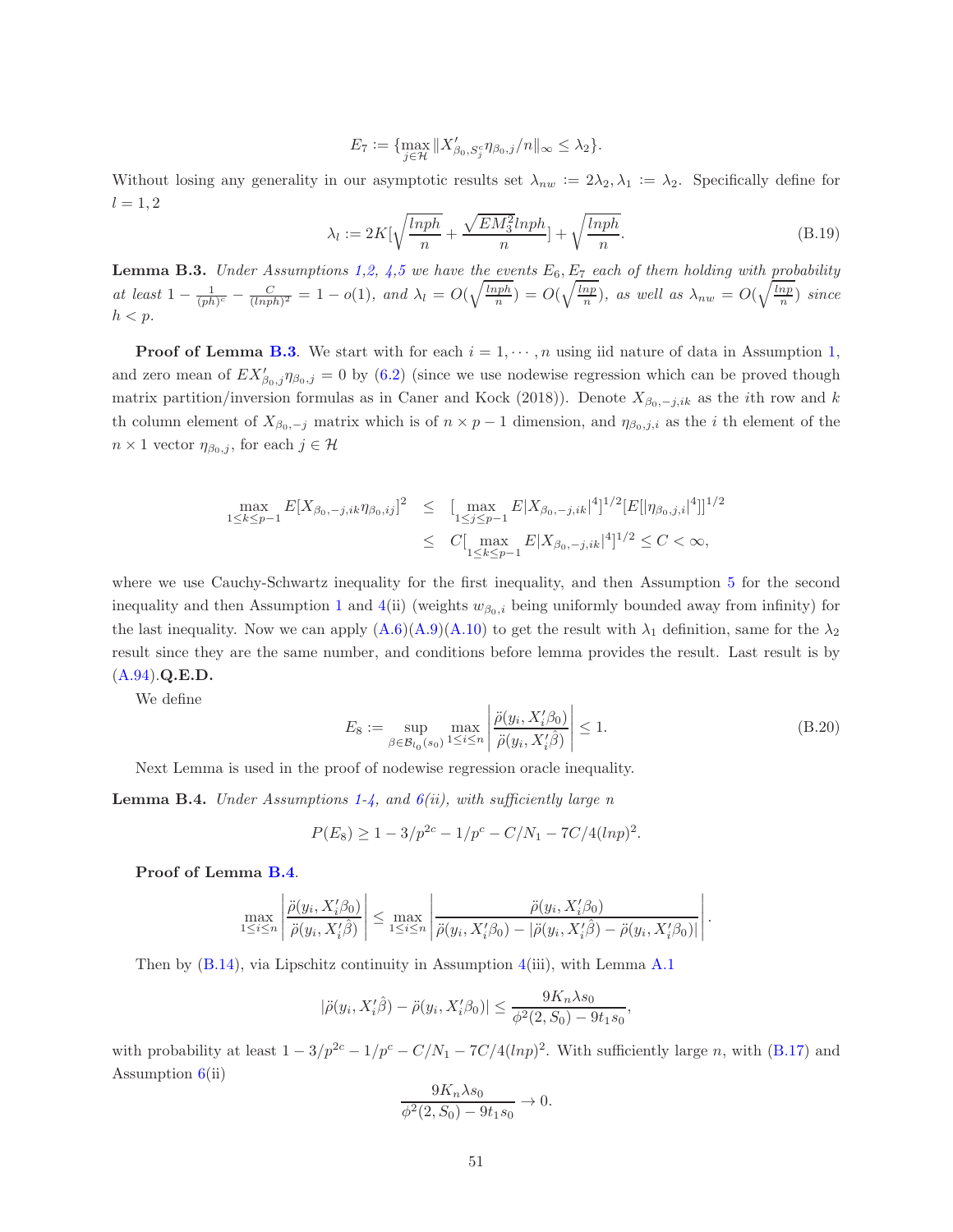$$E_7 := \{\max_{j \in \mathcal{H}} \| X'_{\beta_0, S_j^c} \eta_{\beta_0,j}/n \|_\infty \leq \lambda_2\}.$$

Without losing any generality in our asymptotic results set $\lambda_{nw} := 2\lambda_2, \lambda_1 := \lambda_2$. Specifically define for $l = 1, 2$

$$\lambda_l := 2K[\sqrt{\frac{lnph}{n}} + \frac{\sqrt{EM_3^2} lnph}{n}] + \sqrt{\frac{lnph}{n}}. \tag{B.19}$$

**Lemma B.3.** *Under Assumptions 1,2, 4,5 we have the events $E_6, E_7$ each of them holding with probability at least $1 - \frac{1}{(ph)^c} - \frac{C}{(lnph)^2} = 1 - o(1)$, and $\lambda_l = O(\sqrt{\frac{lnph}{n}}) = O(\sqrt{\frac{lnp}{n}})$, as well as $\lambda_{nw} = O(\sqrt{\frac{lnp}{n}})$ since $h < p$.*

**Proof of Lemma B.3**. We start with for each $i = 1, \cdots, n$ using iid nature of data in Assumption 1, and zero mean of $EX'_{\beta_0,j}\eta_{\beta_0,j} = 0$ by (6.2) (since we use nodewise regression which can be proved though matrix partition/inversion formulas as in Caner and Kock (2018)). Denote $X_{\beta_0,-j,ik}$ as the $i$th row and $k$ th column element of $X_{\beta_0,-j}$ matrix which is of $n \times p-1$ dimension, and $\eta_{\beta_0,j,i}$ as the $i$ th element of the $n \times 1$ vector $\eta_{\beta_0,j}$, for each $j \in \mathcal{H}$

$$\begin{aligned}
\max_{1 \leq k \leq p-1} E[X_{\beta_0,-j,ik}\eta_{\beta_0,ij}]^2 &\leq [\max_{1 \leq j \leq p-1} E|X_{\beta_0,-j,ik}|^4]^{1/2}[E[|\eta_{\beta_0,j,i}|^4]]^{1/2} \\
&\leq C[\max_{1 \leq k \leq p-1} E|X_{\beta_0,-j,ik}|^4]^{1/2} \leq C < \infty,
\end{aligned}$$

where we use Cauchy-Schwartz inequality for the first inequality, and then Assumption 5 for the second inequality and then Assumption 1 and 4(ii) (weights $w_{\beta_0,i}$ being uniformly bounded away from infinity) for the last inequality. Now we can apply (A.6)(A.9)(A.10) to get the result with $\lambda_1$ definition, same for the $\lambda_2$ result since they are the same number, and conditions before lemma provides the result. Last result is by (A.94).**Q.E.D.**

We define

$$E_8 := \sup_{\beta \in \mathcal{B}_{l_0}(s_0)} \max_{1 \leq i \leq n} \left| \frac{\ddot{\rho}(y_i, X_i'\beta_0)}{\ddot{\rho}(y_i, X_i'\hat{\beta})} \right| \leq 1. \tag{B.20}$$

Next Lemma is used in the proof of nodewise regression oracle inequality.

**Lemma B.4.** *Under Assumptions 1-4, and 6(ii), with sufficiently large n*

$$P(E_8) \geq 1 - 3/p^{2c} - 1/p^c - C/N_1 - 7C/4(lnp)^2.$$

**Proof of Lemma B.4**.

$$\max_{1 \leq i \leq n} \left| \frac{\ddot{\rho}(y_i, X_i'\beta_0)}{\ddot{\rho}(y_i, X_i'\hat{\beta})} \right| \leq \max_{1 \leq i \leq n} \left| \frac{\ddot{\rho}(y_i, X_i'\beta_0)}{\ddot{\rho}(y_i, X_i'\beta_0) - |\ddot{\rho}(y_i, X_i'\hat{\beta}) - \ddot{\rho}(y_i, X_i'\beta_0)|} \right|.$$

Then by (B.14), via Lipschitz continuity in Assumption 4(iii), with Lemma A.1

$$|\ddot{\rho}(y_i, X_i'\hat{\beta}) - \ddot{\rho}(y_i, X_i'\beta_0)| \leq \frac{9K_n\lambda s_0}{\phi^2(2, S_0) - 9t_1 s_0},$$

with probability at least $1 - 3/p^{2c} - 1/p^c - C/N_1 - 7C/4(lnp)^2$. With sufficiently large $n$, with (B.17) and Assumption 6(ii)

$$\frac{9K_n\lambda s_0}{\phi^2(2, S_0) - 9t_1 s_0} \to 0.$$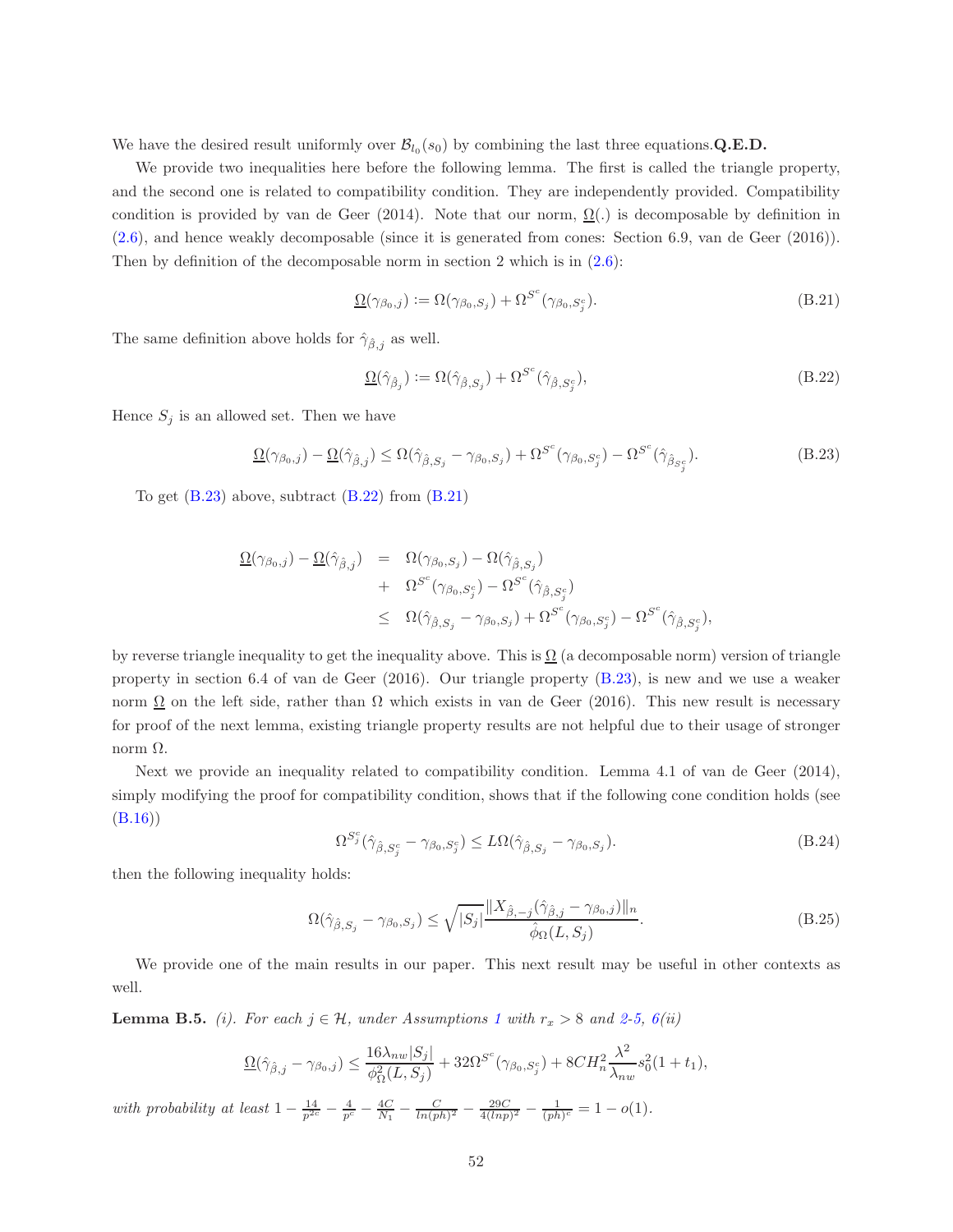We have the desired result uniformly over $\mathcal{B}_{l_0}(s_0)$ by combining the last three equations.**Q.E.D.**

We provide two inequalities here before the following lemma. The first is called the triangle property, and the second one is related to compatibility condition. They are independently provided. Compatibility condition is provided by van de Geer (2014). Note that our norm, $\underline{\Omega}(.)$ is decomposable by definition in (2.6), and hence weakly decomposable (since it is generated from cones: Section 6.9, van de Geer (2016)). Then by definition of the decomposable norm in section 2 which is in (2.6):

$$\underline{\Omega}(\gamma_{\beta_0,j}) := \Omega(\gamma_{\beta_0,S_j}) + \Omega^{S^c}(\gamma_{\beta_0,S_j^c}). \tag{B.21}$$

The same definition above holds for $\hat{\gamma}_{\hat{\beta},j}$ as well.

$$\underline{\Omega}(\hat{\gamma}_{\hat{\beta}_j}) := \Omega(\hat{\gamma}_{\hat{\beta},S_j}) + \Omega^{S^c}(\hat{\gamma}_{\hat{\beta},S_j^c}), \tag{B.22}$$

Hence $S_j$ is an allowed set. Then we have

$$\underline{\Omega}(\gamma_{\beta_0,j}) - \underline{\Omega}(\hat{\gamma}_{\hat{\beta},j}) \leq \Omega(\hat{\gamma}_{\hat{\beta},S_j} - \gamma_{\beta_0,S_j}) + \Omega^{S^c}(\gamma_{\beta_0,S_j^c}) - \Omega^{S^c}(\hat{\gamma}_{\hat{\beta}_{S_j^c}}). \tag{B.23}$$

To get (B.23) above, subtract (B.22) from (B.21)

$$\begin{aligned}
\underline{\Omega}(\gamma_{\beta_0,j}) - \underline{\Omega}(\hat{\gamma}_{\hat{\beta},j}) &= \Omega(\gamma_{\beta_0,S_j}) - \Omega(\hat{\gamma}_{\hat{\beta},S_j}) \\
&+ \Omega^{S^c}(\gamma_{\beta_0,S_j^c}) - \Omega^{S^c}(\hat{\gamma}_{\hat{\beta},S_j^c}) \\
&\leq \Omega(\hat{\gamma}_{\hat{\beta},S_j} - \gamma_{\beta_0,S_j}) + \Omega^{S^c}(\gamma_{\beta_0,S_j^c}) - \Omega^{S^c}(\hat{\gamma}_{\hat{\beta},S_j^c}),
\end{aligned}$$

by reverse triangle inequality to get the inequality above. This is $\underline{\Omega}$ (a decomposable norm) version of triangle property in section 6.4 of van de Geer (2016). Our triangle property (B.23), is new and we use a weaker norm $\underline{\Omega}$ on the left side, rather than $\Omega$ which exists in van de Geer (2016). This new result is necessary for proof of the next lemma, existing triangle property results are not helpful due to their usage of stronger norm $\Omega$.

Next we provide an inequality related to compatibility condition. Lemma 4.1 of van de Geer (2014), simply modifying the proof for compatibility condition, shows that if the following cone condition holds (see (B.16))

$$\Omega^{S_j^c}(\hat{\gamma}_{\hat{\beta},S_j^c} - \gamma_{\beta_0,S_j^c}) \leq L\Omega(\hat{\gamma}_{\hat{\beta},S_j} - \gamma_{\beta_0,S_j}). \tag{B.24}$$

then the following inequality holds:

$$\Omega(\hat{\gamma}_{\hat{\beta},S_j} - \gamma_{\beta_0,S_j}) \leq \sqrt{|S_j|}\frac{\|X_{\hat{\beta},-j}(\hat{\gamma}_{\hat{\beta},j} - \gamma_{\beta_0,j})\|_n}{\hat{\phi}_{\Omega}(L, S_j)}. \tag{B.25}$$

We provide one of the main results in our paper. This next result may be useful in other contexts as well.

**Lemma B.5.** *(i). For each $j \in \mathcal{H}$, under Assumptions 1 with $r_x > 8$ and 2-5, 6(ii)*

$$\underline{\Omega}(\hat{\gamma}_{\hat{\beta},j} - \gamma_{\beta_0,j}) \leq \frac{16\lambda_{nw}|S_j|}{\hat{\phi}^2_{\Omega}(L, S_j)} + 32\Omega^{S^c}(\gamma_{\beta_0,S_j^c}) + 8CH_n^2\frac{\lambda^2}{\lambda_{nw}}s_0^2(1+t_1),$$

*with probability at least* $1 - \frac{14}{p^{2c}} - \frac{4}{p^c} - \frac{4C}{N_1} - \frac{C}{ln(ph)^2} - \frac{29C}{4(lnp)^2} - \frac{1}{(ph)^c} = 1 - o(1)$.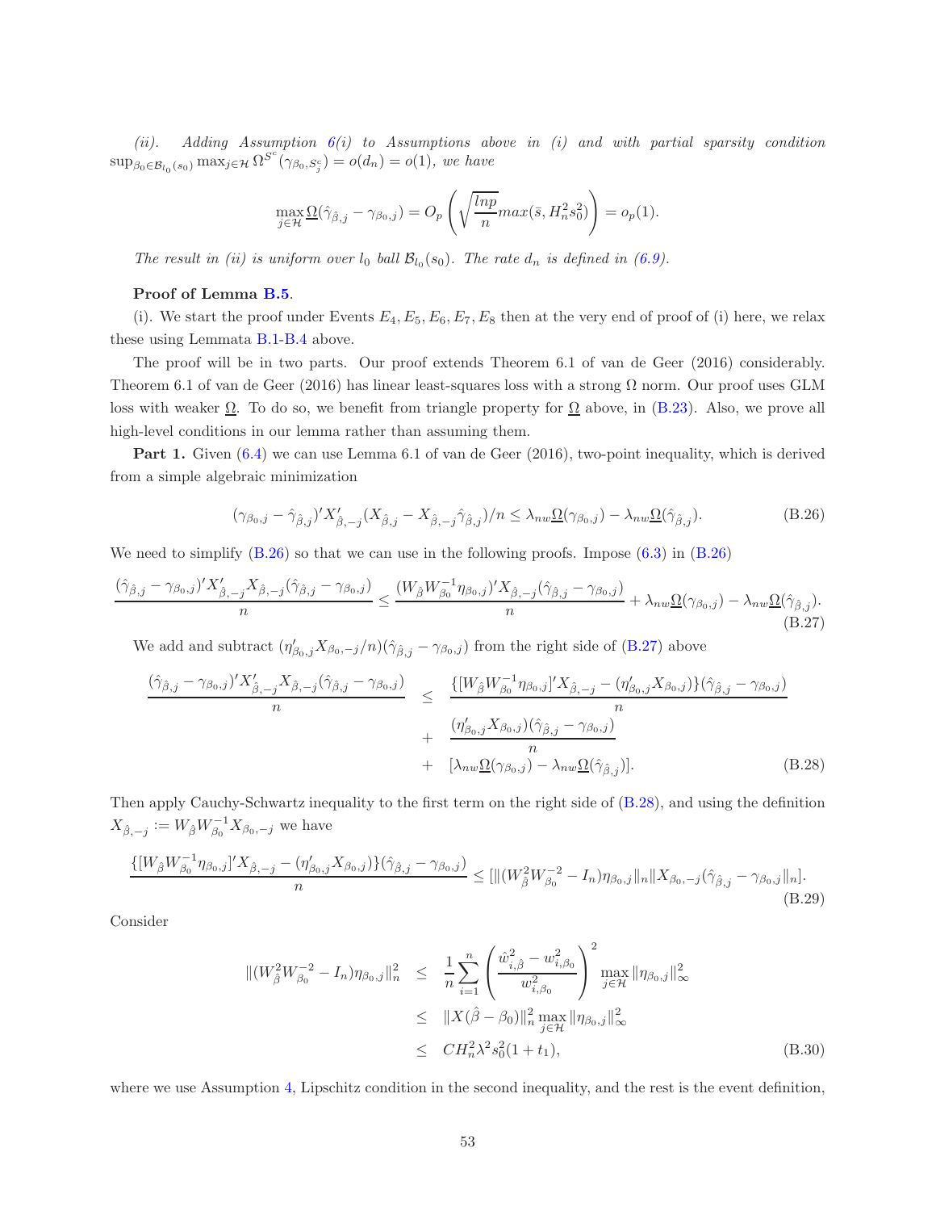*(ii). Adding Assumption 6(i) to Assumptions above in (i) and with partial sparsity condition* $\sup_{\beta_0 \in \mathcal{B}_{l_0}(s_0)} \max_{j \in \mathcal{H}} \Omega^{S^c}(\gamma_{\beta_0, S_j^c}) = o(d_n) = o(1)$*, we have*

$$
\max_{j \in \mathcal{H}} \underline{\Omega}(\hat{\gamma}_{\hat{\beta},j} - \gamma_{\beta_0,j}) = O_p\left( \sqrt{\frac{lnp}{n}} max(\bar{s}, H_n^2 s_0^2) \right) = o_p(1).
$$

*The result in (ii) is uniform over $l_0$ ball $\mathcal{B}_{l_0}(s_0)$. The rate $d_n$ is defined in (6.9).*

**Proof of Lemma B.5.**

(i). We start the proof under Events $E_4, E_5, E_6, E_7, E_8$ then at the very end of proof of (i) here, we relax these using Lemmata B.1-B.4 above.

The proof will be in two parts. Our proof extends Theorem 6.1 of van de Geer (2016) considerably. Theorem 6.1 of van de Geer (2016) has linear least-squares loss with a strong $\Omega$ norm. Our proof uses GLM loss with weaker $\underline{\Omega}$. To do so, we benefit from triangle property for $\underline{\Omega}$ above, in (B.23). Also, we prove all high-level conditions in our lemma rather than assuming them.

**Part 1.** Given (6.4) we can use Lemma 6.1 of van de Geer (2016), two-point inequality, which is derived from a simple algebraic minimization

$$
(\gamma_{\beta_0,j} - \hat{\gamma}_{\hat{\beta},j})' X'_{\hat{\beta},-j}(X_{\hat{\beta},j} - X_{\hat{\beta},-j}\hat{\gamma}_{\hat{\beta},j})/n \leq \lambda_{nw}\underline{\Omega}(\gamma_{\beta_0,j}) - \lambda_{nw}\underline{\Omega}(\hat{\gamma}_{\hat{\beta},j}). \tag{B.26}
$$

We need to simplify (B.26) so that we can use in the following proofs. Impose (6.3) in (B.26)

$$
\frac{(\hat{\gamma}_{\hat{\beta},j} - \gamma_{\beta_0,j})' X'_{\hat{\beta},-j} X_{\hat{\beta},-j}(\hat{\gamma}_{\hat{\beta},j} - \gamma_{\beta_0,j})}{n} \leq \frac{(W_{\hat{\beta}} W_{\beta_0}^{-1} \eta_{\beta_0,j})' X_{\hat{\beta},-j}(\hat{\gamma}_{\hat{\beta},j} - \gamma_{\beta_0,j})}{n} + \lambda_{nw}\underline{\Omega}(\gamma_{\beta_0,j}) - \lambda_{nw}\underline{\Omega}(\hat{\gamma}_{\hat{\beta},j}). \tag{B.27}
$$

We add and subtract $(\eta'_{\beta_0,j} X_{\beta_0,-j}/n)(\hat{\gamma}_{\hat{\beta},j} - \gamma_{\beta_0,j})$ from the right side of (B.27) above

$$
\begin{aligned}
\frac{(\hat{\gamma}_{\hat{\beta},j} - \gamma_{\beta_0,j})' X'_{\hat{\beta},-j} X_{\hat{\beta},-j}(\hat{\gamma}_{\hat{\beta},j} - \gamma_{\beta_0,j})}{n} &\leq \frac{\{[W_{\hat{\beta}} W_{\beta_0}^{-1} \eta_{\beta_0,j}]' X_{\hat{\beta},-j} - (\eta'_{\beta_0,j} X_{\beta_0,j})\}(\hat{\gamma}_{\hat{\beta},j} - \gamma_{\beta_0,j})}{n} \\
&+ \frac{(\eta'_{\beta_0,j} X_{\beta_0,j})(\hat{\gamma}_{\hat{\beta},j} - \gamma_{\beta_0,j})}{n} \\
&+ [\lambda_{nw}\underline{\Omega}(\gamma_{\beta_0,j}) - \lambda_{nw}\underline{\Omega}(\hat{\gamma}_{\hat{\beta},j})].
\end{aligned} \tag{B.28}
$$

Then apply Cauchy-Schwartz inequality to the first term on the right side of (B.28), and using the definition $X_{\hat{\beta},-j} := W_{\hat{\beta}} W_{\beta_0}^{-1} X_{\beta_0,-j}$ we have

$$
\frac{\{[W_{\hat{\beta}} W_{\beta_0}^{-1} \eta_{\beta_0,j}]' X_{\hat{\beta},-j} - (\eta'_{\beta_0,j} X_{\beta_0,j})\}(\hat{\gamma}_{\hat{\beta},j} - \gamma_{\beta_0,j})}{n} \leq [\|(W_{\hat{\beta}}^2 W_{\beta_0}^{-2} - I_n)\eta_{\beta_0,j}\|_n \|X_{\beta_0,-j}(\hat{\gamma}_{\hat{\beta},j} - \gamma_{\beta_0,j}\|_n]. \tag{B.29}
$$

Consider

$$
\begin{aligned}
\|(W_{\hat{\beta}}^2 W_{\beta_0}^{-2} - I_n)\eta_{\beta_0,j}\|_n^2 &\leq \frac{1}{n}\sum_{i=1}^n \left( \frac{\hat{w}_{i,\hat{\beta}}^2 - w_{i,\beta_0}^2}{w_{i,\beta_0}^2} \right)^2 \max_{j \in \mathcal{H}} \|\eta_{\beta_0,j}\|_\infty^2 \\
&\leq \|X(\hat{\beta} - \beta_0)\|_n^2 \max_{j \in \mathcal{H}} \|\eta_{\beta_0,j}\|_\infty^2 \\
&\leq C H_n^2 \lambda^2 s_0^2 (1 + t_1),
\end{aligned} \tag{B.30}
$$

where we use Assumption 4, Lipschitz condition in the second inequality, and the rest is the event definition,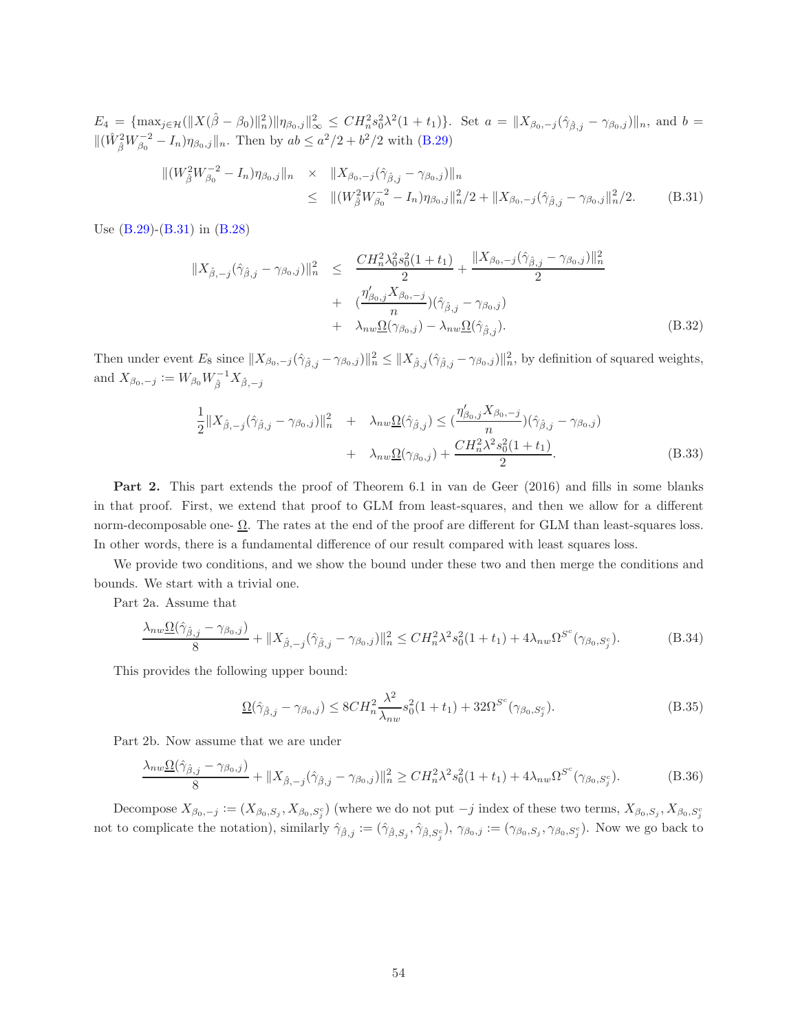$E_4 = \{\max_{j\in\mathcal{H}}(\|X(\hat\beta - \beta_0)\|_n^2)\|\eta_{\beta_0,j}\|_\infty^2 \leq CH_n^2 s_0^2\lambda^2(1+t_1)\}$. Set $a = \|X_{\beta_0,-j}(\hat\gamma_{\hat\beta,j} - \gamma_{\beta_0,j})\|_n$, and $b = \|(\hat W_{\hat\beta}^2 W_{\beta_0}^{-2} - I_n)\eta_{\beta_0,j}\|_n$. Then by $ab \leq a^2/2 + b^2/2$ with (B.29)

$$
\begin{aligned}
\|(W_{\hat\beta}^2 W_{\beta_0}^{-2} - I_n)\eta_{\beta_0,j}\|_n \quad &\times \quad \|X_{\beta_0,-j}(\hat\gamma_{\hat\beta,j} - \gamma_{\beta_0,j})\|_n \\
&\leq \quad \|(W_{\hat\beta}^2 W_{\beta_0}^{-2} - I_n)\eta_{\beta_0,j}\|_n^2/2 + \|X_{\beta_0,-j}(\hat\gamma_{\hat\beta,j} - \gamma_{\beta_0,j}\|_n^2/2. \qquad \text{(B.31)}
\end{aligned}
$$

Use (B.29)-(B.31) in (B.28)

$$
\begin{aligned}
\|X_{\hat\beta,-j}(\hat\gamma_{\hat\beta,j} - \gamma_{\beta_0,j})\|_n^2 \quad &\leq \quad \frac{CH_n^2\lambda_0^2 s_0^2(1+t_1)}{2} + \frac{\|X_{\beta_0,-j}(\hat\gamma_{\hat\beta,j} - \gamma_{\beta_0,j})\|_n^2}{2} \\
&+ \quad \left(\frac{\eta_{\beta_0,j}' X_{\beta_0,-j}}{n}\right)(\hat\gamma_{\hat\beta,j} - \gamma_{\beta_0,j}) \\
&+ \quad \lambda_{nw}\underline{\Omega}(\gamma_{\beta_0,j}) - \lambda_{nw}\underline{\Omega}(\hat\gamma_{\hat\beta,j}). \qquad \text{(B.32)}
\end{aligned}
$$

Then under event $E_8$ since $\|X_{\beta_0,-j}(\hat\gamma_{\hat\beta,j} - \gamma_{\beta_0,j})\|_n^2 \leq \|X_{\hat\beta,j}(\hat\gamma_{\hat\beta,j} - \gamma_{\beta_0,j})\|_n^2$, by definition of squared weights, and $X_{\beta_0,-j} := W_{\beta_0} W_{\hat\beta}^{-1} X_{\hat\beta,-j}$

$$
\begin{aligned}
\frac{1}{2}\|X_{\hat\beta,-j}(\hat\gamma_{\hat\beta,j} - \gamma_{\beta_0,j})\|_n^2 \quad &+ \quad \lambda_{nw}\underline{\Omega}(\hat\gamma_{\hat\beta,j}) \leq \left(\frac{\eta_{\beta_0,j}' X_{\beta_0,-j}}{n}\right)(\hat\gamma_{\hat\beta,j} - \gamma_{\beta_0,j}) \\
&+ \quad \lambda_{nw}\underline{\Omega}(\gamma_{\beta_0,j}) + \frac{CH_n^2\lambda^2 s_0^2(1+t_1)}{2}. \qquad \text{(B.33)}
\end{aligned}
$$

**Part 2.** This part extends the proof of Theorem 6.1 in van de Geer (2016) and fills in some blanks in that proof. First, we extend that proof to GLM from least-squares, and then we allow for a different norm-decomposable one- $\underline{\Omega}$. The rates at the end of the proof are different for GLM than least-squares loss. In other words, there is a fundamental difference of our result compared with least squares loss.

We provide two conditions, and we show the bound under these two and then merge the conditions and bounds. We start with a trivial one.

Part 2a. Assume that

$$
\frac{\lambda_{nw}\underline{\Omega}(\hat\gamma_{\hat\beta,j} - \gamma_{\beta_0,j})}{8} + \|X_{\hat\beta,-j}(\hat\gamma_{\hat\beta,j} - \gamma_{\beta_0,j})\|_n^2 \leq CH_n^2\lambda^2 s_0^2(1+t_1) + 4\lambda_{nw}\Omega^{S^c}(\gamma_{\beta_0,S_j^c}). \qquad \text{(B.34)}
$$

This provides the following upper bound:

$$
\underline{\Omega}(\hat\gamma_{\hat\beta,j} - \gamma_{\beta_0,j}) \leq 8CH_n^2\frac{\lambda^2}{\lambda_{nw}}s_0^2(1+t_1) + 32\Omega^{S^c}(\gamma_{\beta_0,S_j^c}). \qquad \text{(B.35)}
$$

Part 2b. Now assume that we are under

$$
\frac{\lambda_{nw}\underline{\Omega}(\hat\gamma_{\hat\beta,j} - \gamma_{\beta_0,j})}{8} + \|X_{\hat\beta,-j}(\hat\gamma_{\hat\beta,j} - \gamma_{\beta_0,j})\|_n^2 \geq CH_n^2\lambda^2 s_0^2(1+t_1) + 4\lambda_{nw}\Omega^{S^c}(\gamma_{\beta_0,S_j^c}). \qquad \text{(B.36)}
$$

Decompose $X_{\beta_0,-j} := (X_{\beta_0,S_j}, X_{\beta_0,S_j^c})$ (where we do not put $-j$ index of these two terms, $X_{\beta_0,S_j}, X_{\beta_0,S_j^c}$ not to complicate the notation), similarly $\hat\gamma_{\hat\beta,j} := (\hat\gamma_{\hat\beta,S_j}, \hat\gamma_{\hat\beta,S_j^c})$, $\gamma_{\beta_0,j} := (\gamma_{\beta_0,S_j}, \gamma_{\beta_0,S_j^c})$. Now we go back to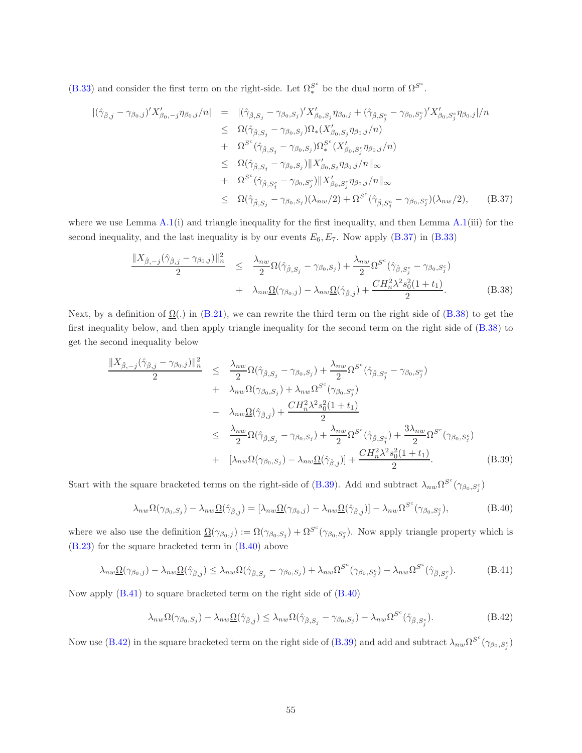(B.33) and consider the first term on the right-side. Let $\Omega_*^{S^c}$ be the dual norm of $\Omega^{S^c}$.

$$
\begin{aligned}
|(\hat{\gamma}_{\hat{\beta},j} - \gamma_{\beta_0,j})' X'_{\beta_0,-j}\eta_{\beta_0,j}/n| &= |(\hat{\gamma}_{\hat{\beta},S_j} - \gamma_{\beta_0,S_j})' X'_{\beta_0,S_j}\eta_{\beta_0,j} + (\hat{\gamma}_{\hat{\beta},S_j^c} - \gamma_{\beta_0,S_j^c})' X'_{\beta_0,S_j^c}\eta_{\beta_0,j}|/n \\
&\leq \Omega(\hat{\gamma}_{\hat{\beta},S_j} - \gamma_{\beta_0,S_j})\Omega_*(X'_{\beta_0,S_j}\eta_{\beta_0,j}/n) \\
&+ \Omega^{S^c}(\hat{\gamma}_{\hat{\beta},S_j} - \gamma_{\beta_0,S_j})\Omega_*^{S^c}(X'_{\beta_0,S_j^c}\eta_{\beta_0,j}/n) \\
&\leq \Omega(\hat{\gamma}_{\hat{\beta},S_j} - \gamma_{\beta_0,S_j})\|X'_{\beta_0,S_j}\eta_{\beta_0,j}/n\|_\infty \\
&+ \Omega^{S^c}(\hat{\gamma}_{\hat{\beta},S_j^c} - \gamma_{\beta_0,S_j^c})\|X'_{\beta_0,S_j^c}\eta_{\beta_0,j}/n\|_\infty \\
&\leq \Omega(\hat{\gamma}_{\hat{\beta},S_j} - \gamma_{\beta_0,S_j})(\lambda_{nw}/2) + \Omega^{S^c}(\hat{\gamma}_{\hat{\beta},S_j^c} - \gamma_{\beta_0,S_j^c})(\lambda_{nw}/2), \qquad \text{(B.37)}
\end{aligned}
$$

where we use Lemma A.1(i) and triangle inequality for the first inequality, and then Lemma A.1(iii) for the second inequality, and the last inequality is by our events $E_6, E_7$. Now apply (B.37) in (B.33)

$$
\begin{aligned}
\frac{\|X_{\hat{\beta},-j}(\hat{\gamma}_{\hat{\beta},j} - \gamma_{\beta_0,j})\|_n^2}{2} &\leq \frac{\lambda_{nw}}{2}\Omega(\hat{\gamma}_{\hat{\beta},S_j} - \gamma_{\beta_0,S_j}) + \frac{\lambda_{nw}}{2}\Omega^{S^c}(\hat{\gamma}_{\hat{\beta},S_j^c} - \gamma_{\beta_0,S_j^c}) \\
&+ \lambda_{nw}\underline{\Omega}(\gamma_{\beta_0,j}) - \lambda_{nw}\underline{\Omega}(\hat{\gamma}_{\hat{\beta},j}) + \frac{CH_n^2\lambda^2 s_0^2(1+t_1)}{2}. \qquad \text{(B.38)}
\end{aligned}
$$

Next, by a definition of $\underline{\Omega}(.)$ in (B.21), we can rewrite the third term on the right side of (B.38) to get the first inequality below, and then apply triangle inequality for the second term on the right side of (B.38) to get the second inequality below

$$
\begin{aligned}
\frac{\|X_{\hat{\beta},-j}(\hat{\gamma}_{\hat{\beta},j} - \gamma_{\beta_0,j})\|_n^2}{2} &\leq \frac{\lambda_{nw}}{2}\Omega(\hat{\gamma}_{\hat{\beta},S_j} - \gamma_{\beta_0,S_j}) + \frac{\lambda_{nw}}{2}\Omega^{S^c}(\hat{\gamma}_{\hat{\beta},S_j^c} - \gamma_{\beta_0,S_j^c}) \\
&+ \lambda_{nw}\Omega(\gamma_{\beta_0,S_j}) + \lambda_{nw}\Omega^{S^c}(\gamma_{\beta_0,S_j^c}) \\
&- \lambda_{nw}\underline{\Omega}(\hat{\gamma}_{\hat{\beta},j}) + \frac{CH_n^2\lambda^2 s_0^2(1+t_1)}{2} \\
&\leq \frac{\lambda_{nw}}{2}\Omega(\hat{\gamma}_{\hat{\beta},S_j} - \gamma_{\beta_0,S_j}) + \frac{\lambda_{nw}}{2}\Omega^{S^c}(\hat{\gamma}_{\hat{\beta},S_j^c}) + \frac{3\lambda_{nw}}{2}\Omega^{S^c}(\gamma_{\beta_0,S_j^c}) \\
&+ [\lambda_{nw}\Omega(\gamma_{\beta_0,S_j}) - \lambda_{nw}\underline{\Omega}(\hat{\gamma}_{\hat{\beta},j})] + \frac{CH_n^2\lambda^2 s_0^2(1+t_1)}{2}. \qquad \text{(B.39)}
\end{aligned}
$$

Start with the square bracketed terms on the right-side of (B.39). Add and subtract $\lambda_{nw}\Omega^{S^c}(\gamma_{\beta_0,S_j^c})$

$$
\lambda_{nw}\Omega(\gamma_{\beta_0,S_j}) - \lambda_{nw}\underline{\Omega}(\hat{\gamma}_{\hat{\beta},j}) = [\lambda_{nw}\underline{\Omega}(\gamma_{\beta_0,j}) - \lambda_{nw}\underline{\Omega}(\hat{\gamma}_{\hat{\beta},j})] - \lambda_{nw}\Omega^{S^c}(\gamma_{\beta_0,S_j^c}), \qquad \text{(B.40)}
$$

where we also use the definition $\underline{\Omega}(\gamma_{\beta_0,j}) := \Omega(\gamma_{\beta_0,S_j}) + \Omega^{S^c}(\gamma_{\beta_0,S_j^c})$. Now apply triangle property which is (B.23) for the square bracketed term in (B.40) above

$$
\lambda_{nw}\underline{\Omega}(\gamma_{\beta_0,j}) - \lambda_{nw}\underline{\Omega}(\hat{\gamma}_{\hat{\beta},j}) \leq \lambda_{nw}\Omega(\hat{\gamma}_{\hat{\beta},S_j} - \gamma_{\beta_0,S_j}) + \lambda_{nw}\Omega^{S^c}(\gamma_{\beta_0,S_j^c}) - \lambda_{nw}\Omega^{S^c}(\hat{\gamma}_{\hat{\beta},S_j^c}). \qquad \text{(B.41)}
$$

Now apply (B.41) to square bracketed term on the right side of (B.40)

$$
\lambda_{nw}\Omega(\gamma_{\beta_0,S_j}) - \lambda_{nw}\underline{\Omega}(\hat{\gamma}_{\hat{\beta},j}) \leq \lambda_{nw}\Omega(\hat{\gamma}_{\hat{\beta},S_j} - \gamma_{\beta_0,S_j}) - \lambda_{nw}\Omega^{S^c}(\hat{\gamma}_{\hat{\beta},S_j^c}). \qquad \text{(B.42)}
$$

Now use (B.42) in the square bracketed term on the right side of (B.39) and add and subtract $\lambda_{nw}\Omega^{S^c}(\gamma_{\beta_0,S_j^c})$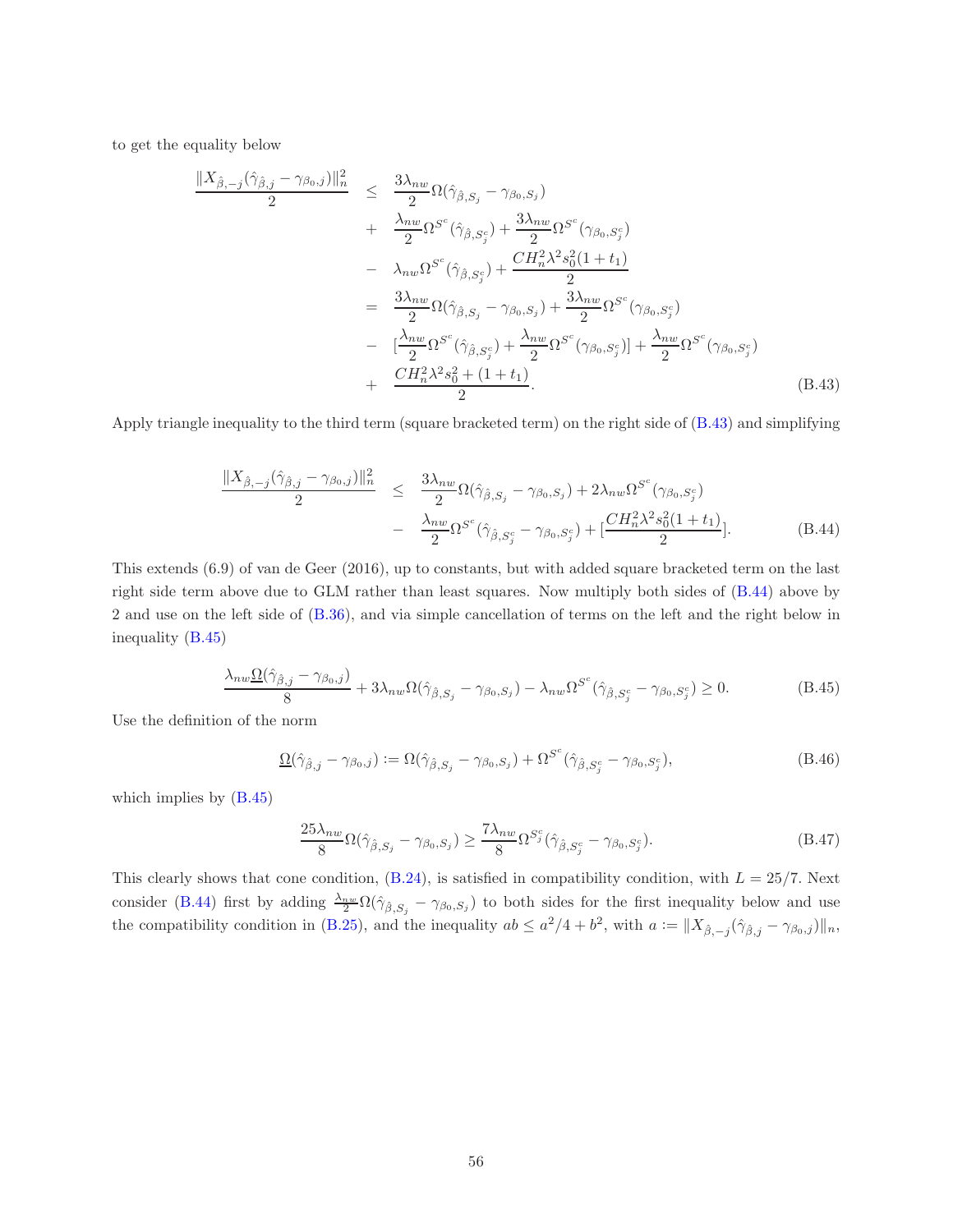to get the equality below

$$
\begin{aligned}
\frac{\|X_{\hat{\beta},-j}(\hat{\gamma}_{\hat{\beta},j} - \gamma_{\beta_0,j})\|_n^2}{2} &\leq \frac{3\lambda_{nw}}{2}\Omega(\hat{\gamma}_{\hat{\beta},S_j} - \gamma_{\beta_0,S_j}) \\
&+ \frac{\lambda_{nw}}{2}\Omega^{S^c}(\hat{\gamma}_{\hat{\beta},S_j^c}) + \frac{3\lambda_{nw}}{2}\Omega^{S^c}(\gamma_{\beta_0,S_j^c}) \\
&- \lambda_{nw}\Omega^{S^c}(\hat{\gamma}_{\hat{\beta},S_j^c}) + \frac{CH_n^2\lambda^2 s_0^2(1+t_1)}{2} \\
&= \frac{3\lambda_{nw}}{2}\Omega(\hat{\gamma}_{\hat{\beta},S_j} - \gamma_{\beta_0,S_j}) + \frac{3\lambda_{nw}}{2}\Omega^{S^c}(\gamma_{\beta_0,S_j^c}) \\
&- [\frac{\lambda_{nw}}{2}\Omega^{S^c}(\hat{\gamma}_{\hat{\beta},S_j^c}) + \frac{\lambda_{nw}}{2}\Omega^{S^c}(\gamma_{\beta_0,S_j^c})] + \frac{\lambda_{nw}}{2}\Omega^{S^c}(\gamma_{\beta_0,S_j^c}) \\
&+ \frac{CH_n^2\lambda^2 s_0^2 + (1+t_1)}{2}.
\end{aligned} \tag{B.43}
$$

Apply triangle inequality to the third term (square bracketed term) on the right side of (B.43) and simplifying

$$
\begin{aligned}
\frac{\|X_{\hat{\beta},-j}(\hat{\gamma}_{\hat{\beta},j} - \gamma_{\beta_0,j})\|_n^2}{2} &\leq \frac{3\lambda_{nw}}{2}\Omega(\hat{\gamma}_{\hat{\beta},S_j} - \gamma_{\beta_0,S_j}) + 2\lambda_{nw}\Omega^{S^c}(\gamma_{\beta_0,S_j^c}) \\
&- \frac{\lambda_{nw}}{2}\Omega^{S^c}(\hat{\gamma}_{\hat{\beta},S_j^c} - \gamma_{\beta_0,S_j^c}) + [\frac{CH_n^2\lambda^2 s_0^2(1+t_1)}{2}].
\end{aligned} \tag{B.44}
$$

This extends (6.9) of van de Geer (2016), up to constants, but with added square bracketed term on the last right side term above due to GLM rather than least squares. Now multiply both sides of (B.44) above by 2 and use on the left side of (B.36), and via simple cancellation of terms on the left and the right below in inequality (B.45)

$$
\frac{\lambda_{nw}\underline{\Omega}(\hat{\gamma}_{\hat{\beta},j} - \gamma_{\beta_0,j})}{8} + 3\lambda_{nw}\Omega(\hat{\gamma}_{\hat{\beta},S_j} - \gamma_{\beta_0,S_j}) - \lambda_{nw}\Omega^{S^c}(\hat{\gamma}_{\hat{\beta},S_j^c} - \gamma_{\beta_0,S_j^c}) \geq 0. \tag{B.45}
$$

Use the definition of the norm

$$
\underline{\Omega}(\hat{\gamma}_{\hat{\beta},j} - \gamma_{\beta_0,j}) := \Omega(\hat{\gamma}_{\hat{\beta},S_j} - \gamma_{\beta_0,S_j}) + \Omega^{S^c}(\hat{\gamma}_{\hat{\beta},S_j^c} - \gamma_{\beta_0,S_j^c}), \tag{B.46}
$$

which implies by (B.45)

$$
\frac{25\lambda_{nw}}{8}\Omega(\hat{\gamma}_{\hat{\beta},S_j} - \gamma_{\beta_0,S_j}) \geq \frac{7\lambda_{nw}}{8}\Omega^{S_j^c}(\hat{\gamma}_{\hat{\beta},S_j^c} - \gamma_{\beta_0,S_j^c}). \tag{B.47}
$$

This clearly shows that cone condition, (B.24), is satisfied in compatibility condition, with $L = 25/7$. Next consider (B.44) first by adding $\frac{\lambda_{nw}}{2}\Omega(\hat{\gamma}_{\hat{\beta},S_j} - \gamma_{\beta_0,S_j})$ to both sides for the first inequality below and use the compatibility condition in (B.25), and the inequality $ab \leq a^2/4 + b^2$, with $a := \|X_{\hat{\beta},-j}(\hat{\gamma}_{\hat{\beta},j} - \gamma_{\beta_0,j})\|_n$,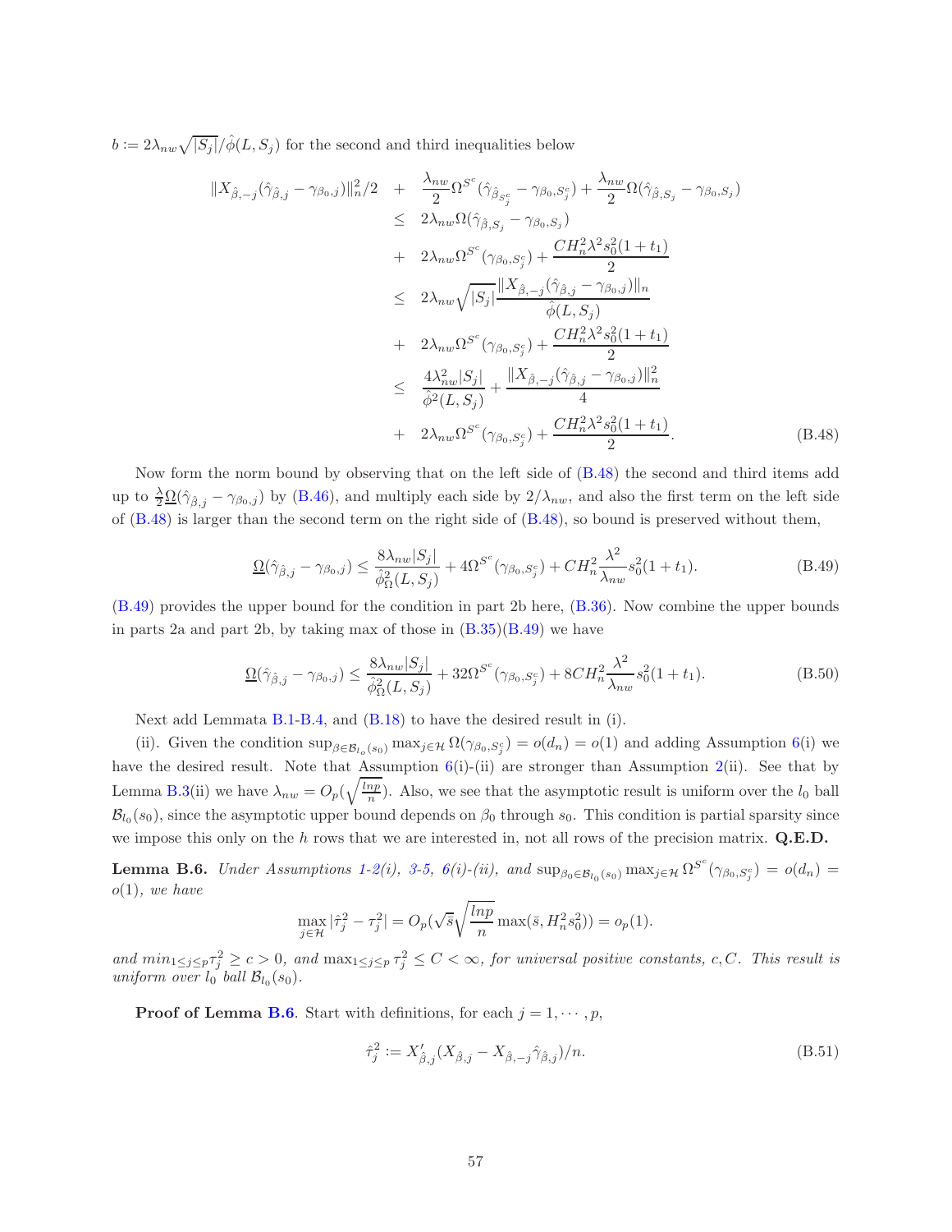$b := 2\lambda_{nw}\sqrt{|S_j|}/\hat{\phi}(L, S_j)$ for the second and third inequalities below

$$
\begin{aligned}
\|X_{\hat{\beta},-j}(\hat{\gamma}_{\hat{\beta},j} - \gamma_{\beta_0,j})\|_n^2/2 \quad &+ \quad \frac{\lambda_{nw}}{2}\Omega^{S^c}(\hat{\gamma}_{\hat{\beta}_{S_j^c}} - \gamma_{\beta_0,S_j^c}) + \frac{\lambda_{nw}}{2}\Omega(\hat{\gamma}_{\hat{\beta},S_j} - \gamma_{\beta_0,S_j}) \\
&\leq \quad 2\lambda_{nw}\Omega(\hat{\gamma}_{\hat{\beta},S_j} - \gamma_{\beta_0,S_j}) \\
&+ \quad 2\lambda_{nw}\Omega^{S^c}(\gamma_{\beta_0,S_j^c}) + \frac{CH_n^2\lambda^2 s_0^2(1+t_1)}{2} \\
&\leq \quad 2\lambda_{nw}\sqrt{|S_j|}\frac{\|X_{\hat{\beta},-j}(\hat{\gamma}_{\hat{\beta},j} - \gamma_{\beta_0,j})\|_n}{\hat{\phi}(L, S_j)} \\
&+ \quad 2\lambda_{nw}\Omega^{S^c}(\gamma_{\beta_0,S_j^c}) + \frac{CH_n^2\lambda^2 s_0^2(1+t_1)}{2} \\
&\leq \quad \frac{4\lambda_{nw}^2|S_j|}{\hat{\phi}^2(L, S_j)} + \frac{\|X_{\hat{\beta},-j}(\hat{\gamma}_{\hat{\beta},j} - \gamma_{\beta_0,j})\|_n^2}{4} \\
&+ \quad 2\lambda_{nw}\Omega^{S^c}(\gamma_{\beta_0,S_j^c}) + \frac{CH_n^2\lambda^2 s_0^2(1+t_1)}{2}. \qquad \text{(B.48)}
\end{aligned}
$$

Now form the norm bound by observing that on the left side of (B.48) the second and third items add up to $\frac{\lambda}{2}\underline{\Omega}(\hat{\gamma}_{\hat{\beta},j} - \gamma_{\beta_0,j})$ by (B.46), and multiply each side by $2/\lambda_{nw}$, and also the first term on the left side of (B.48) is larger than the second term on the right side of (B.48), so bound is preserved without them,

$$
\underline{\Omega}(\hat{\gamma}_{\hat{\beta},j} - \gamma_{\beta_0,j}) \leq \frac{8\lambda_{nw}|S_j|}{\hat{\phi}_\Omega^2(L, S_j)} + 4\Omega^{S^c}(\gamma_{\beta_0,S_j^c}) + CH_n^2\frac{\lambda^2}{\lambda_{nw}}s_0^2(1+t_1). \qquad \text{(B.49)}
$$

(B.49) provides the upper bound for the condition in part 2b here, (B.36). Now combine the upper bounds in parts 2a and part 2b, by taking max of those in (B.35)(B.49) we have

$$
\underline{\Omega}(\hat{\gamma}_{\hat{\beta},j} - \gamma_{\beta_0,j}) \leq \frac{8\lambda_{nw}|S_j|}{\hat{\phi}_\Omega^2(L, S_j)} + 32\Omega^{S^c}(\gamma_{\beta_0,S_j^c}) + 8CH_n^2\frac{\lambda^2}{\lambda_{nw}}s_0^2(1+t_1). \qquad \text{(B.50)}
$$

Next add Lemmata B.1-B.4, and (B.18) to have the desired result in (i).

(ii). Given the condition $\sup_{\beta \in \mathcal{B}_{l_o}(s_0)} \max_{j \in \mathcal{H}} \Omega(\gamma_{\beta_0,S_j^c}) = o(d_n) = o(1)$ and adding Assumption 6(i) we have the desired result. Note that Assumption 6(i)-(ii) are stronger than Assumption 2(ii). See that by Lemma B.3(ii) we have $\lambda_{nw} = O_p(\sqrt{\frac{lnp}{n}})$. Also, we see that the asymptotic result is uniform over the $l_0$ ball $\mathcal{B}_{l_0}(s_0)$, since the asymptotic upper bound depends on $\beta_0$ through $s_0$. This condition is partial sparsity since we impose this only on the $h$ rows that we are interested in, not all rows of the precision matrix. **Q.E.D.**

**Lemma B.6.** *Under Assumptions 1-2(i), 3-5, 6(i)-(ii), and* $\sup_{\beta_0 \in \mathcal{B}_{l_0}(s_0)} \max_{j \in \mathcal{H}} \Omega^{S^c}(\gamma_{\beta_0,S_j^c}) = o(d_n) = o(1)$*, we have*

$$
\max_{j \in \mathcal{H}} |\hat{\tau}_j^2 - \tau_j^2| = O_p(\sqrt{\bar{s}}\sqrt{\frac{lnp}{n}}\max(\bar{s}, H_n^2 s_0^2)) = o_p(1).
$$

*and* $min_{1 \leq j \leq p}\tau_j^2 \geq c > 0$*, and* $\max_{1 \leq j \leq p}\tau_j^2 \leq C < \infty$*, for universal positive constants,* $c, C$*. This result is uniform over* $l_0$ *ball* $\mathcal{B}_{l_0}(s_0)$*.*

**Proof of Lemma B.6**. Start with definitions, for each $j = 1, \cdots, p$,

$$
\hat{\tau}_j^2 := X'_{\hat{\beta},j}(X_{\hat{\beta},j} - X_{\hat{\beta},-j}\hat{\gamma}_{\hat{\beta},j})/n. \qquad \text{(B.51)}
$$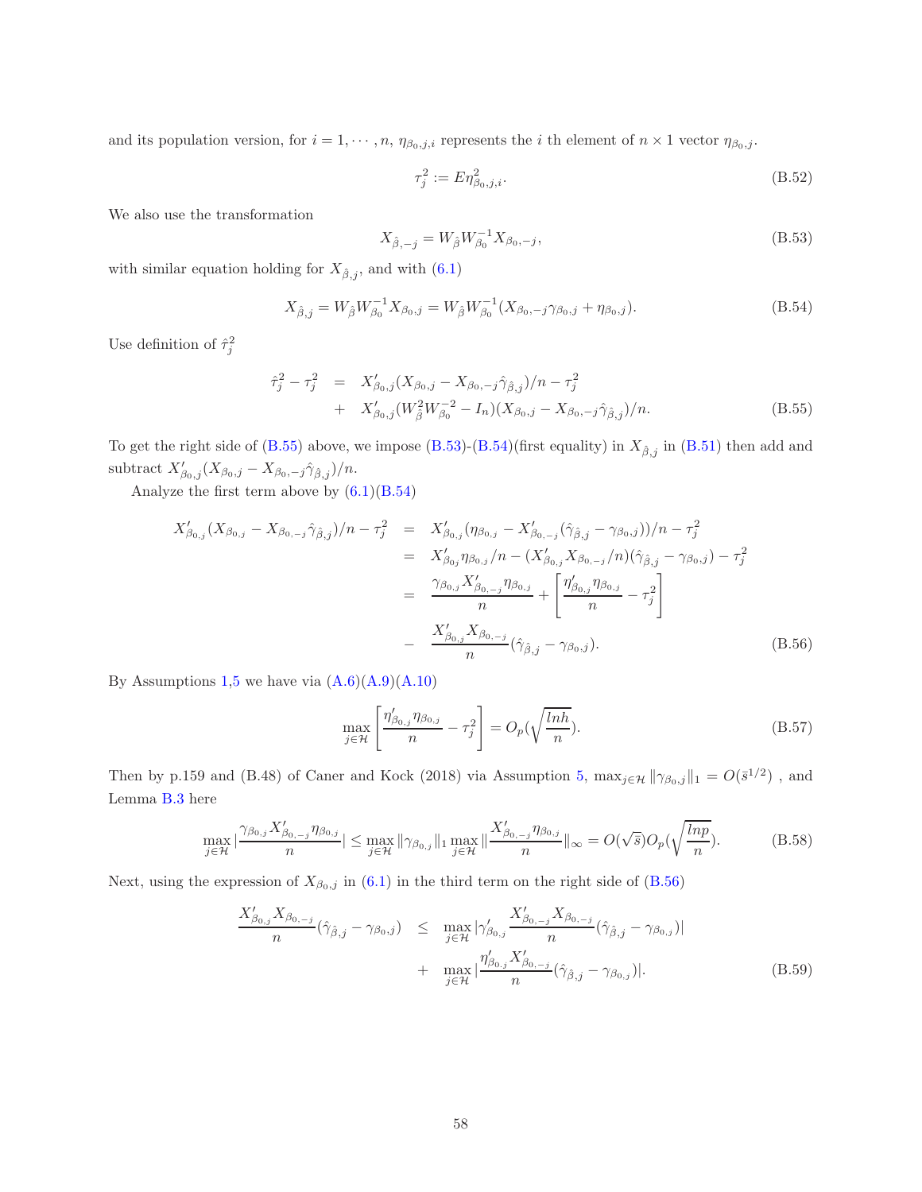and its population version, for $i = 1, \cdots, n$, $\eta_{\beta_0,j,i}$ represents the $i$ th element of $n \times 1$ vector $\eta_{\beta_0,j}$.

$$\tau_j^2 := E\eta_{\beta_0,j,i}^2. \tag{B.52}$$

We also use the transformation

$$X_{\hat{\beta},-j} = W_{\hat{\beta}} W_{\beta_0}^{-1} X_{\beta_0,-j}, \tag{B.53}$$

with similar equation holding for $X_{\hat{\beta},j}$, and with (6.1)

$$X_{\hat{\beta},j} = W_{\hat{\beta}} W_{\beta_0}^{-1} X_{\beta_0,j} = W_{\hat{\beta}} W_{\beta_0}^{-1} (X_{\beta_0,-j}\gamma_{\beta_0,j} + \eta_{\beta_0,j}). \tag{B.54}$$

Use definition of $\hat{\tau}_j^2$

$$\begin{aligned} \hat{\tau}_j^2 - \tau_j^2 &= X_{\beta_0,j}'(X_{\beta_0,j} - X_{\beta_0,-j}\hat{\gamma}_{\hat{\beta},j})/n - \tau_j^2 \\ &+ X_{\beta_0,j}'(W_{\hat{\beta}}^2 W_{\beta_0}^{-2} - I_n)(X_{\beta_0,j} - X_{\beta_0,-j}\hat{\gamma}_{\hat{\beta},j})/n. \end{aligned} \tag{B.55}$$

To get the right side of (B.55) above, we impose (B.53)-(B.54)(first equality) in $X_{\hat{\beta},j}$ in (B.51) then add and subtract $X_{\beta_0,j}'(X_{\beta_0,j} - X_{\beta_0,-j}\hat{\gamma}_{\hat{\beta},j})/n$.

Analyze the first term above by (6.1)(B.54)

$$\begin{aligned} X_{\beta_{0,j}}'(X_{\beta_{0,j}} - X_{\beta_{0,-j}}\hat{\gamma}_{\hat{\beta},j})/n - \tau_j^2 &= X_{\beta_{0,j}}'(\eta_{\beta_{0,j}} - X_{\beta_{0,-j}}'(\hat{\gamma}_{\hat{\beta},j} - \gamma_{\beta_0,j}))/n - \tau_j^2 \\ &= X_{\beta_{0j}}'\eta_{\beta_{0,j}}/n - (X_{\beta_{0,j}}'X_{\beta_{0,-j}}/n)(\hat{\gamma}_{\hat{\beta},j} - \gamma_{\beta_0,j}) - \tau_j^2 \\ &= \frac{\gamma_{\beta_{0,j}} X_{\beta_{0,-j}}'\eta_{\beta_{0,j}}}{n} + \left[\frac{\eta_{\beta_{0,j}}'\eta_{\beta_{0,j}}}{n} - \tau_j^2\right] \\ &- \frac{X_{\beta_{0,j}}'X_{\beta_{0,-j}}}{n}(\hat{\gamma}_{\hat{\beta},j} - \gamma_{\beta_0,j}). \end{aligned} \tag{B.56}$$

By Assumptions 1,5 we have via (A.6)(A.9)(A.10)

$$\max_{j \in \mathcal{H}} \left[\frac{\eta_{\beta_{0,j}}'\eta_{\beta_{0,j}}}{n} - \tau_j^2\right] = O_p\left(\sqrt{\frac{lnh}{n}}\right). \tag{B.57}$$

Then by p.159 and (B.48) of Caner and Kock (2018) via Assumption 5, $\max_{j \in \mathcal{H}} \|\gamma_{\beta_0,j}\|_1 = O(\bar{s}^{1/2})$ , and Lemma B.3 here

$$\max_{j \in \mathcal{H}} \left|\frac{\gamma_{\beta_{0,j}} X_{\beta_{0,-j}}'\eta_{\beta_{0,j}}}{n}\right| \leq \max_{j \in \mathcal{H}} \|\gamma_{\beta_{0,j}}\|_1 \max_{j \in \mathcal{H}} \left\|\frac{X_{\beta_{0,-j}}'\eta_{\beta_{0,j}}}{n}\right\|_\infty = O(\sqrt{\bar{s}}) O_p\left(\sqrt{\frac{lnp}{n}}\right). \tag{B.58}$$

Next, using the expression of $X_{\beta_0,j}$ in (6.1) in the third term on the right side of (B.56)

$$\begin{aligned} \frac{X_{\beta_{0,j}}'X_{\beta_{0,-j}}}{n}(\hat{\gamma}_{\hat{\beta},j} - \gamma_{\beta_0,j}) &\leq \max_{j \in \mathcal{H}} \left|\gamma_{\beta_{0,j}}'\frac{X_{\beta_{0,-j}}'X_{\beta_{0,-j}}}{n}(\hat{\gamma}_{\hat{\beta},j} - \gamma_{\beta_{0,j}})\right| \\ &+ \max_{j \in \mathcal{H}} \left|\frac{\eta_{\beta_{0,j}}'X_{\beta_{0,-j}}'}{n}(\hat{\gamma}_{\hat{\beta},j} - \gamma_{\beta_{0,j}})\right|. \end{aligned} \tag{B.59}$$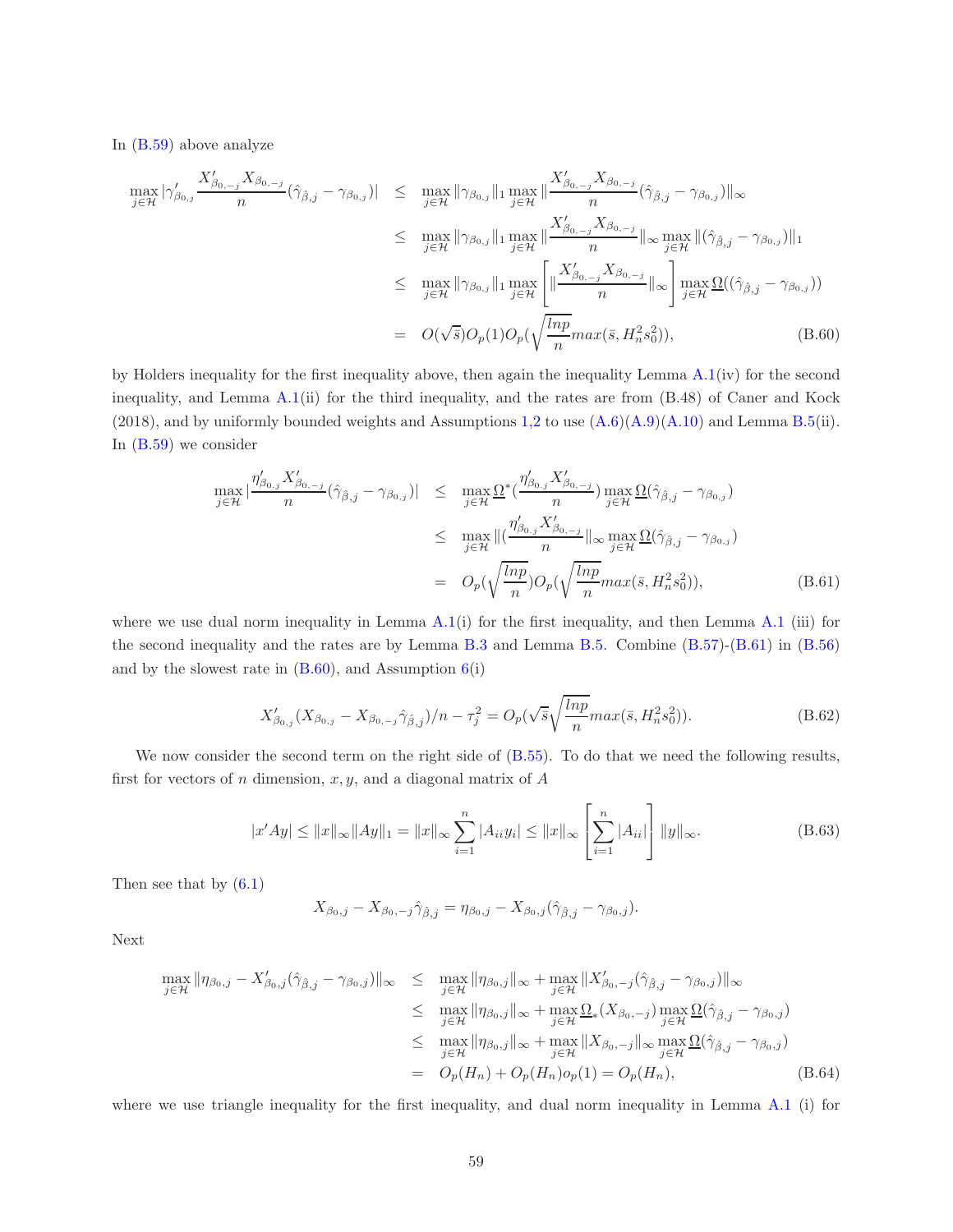In (B.59) above analyze

$$
\begin{aligned}
\max_{j \in \mathcal{H}} |\gamma_{\beta_{0,j}}' \frac{X_{\beta_{0,-j}}' X_{\beta_{0,-j}}}{n} (\hat{\gamma}_{\hat{\beta},j} - \gamma_{\beta_{0,j}})| &\leq \max_{j \in \mathcal{H}} \|\gamma_{\beta_{0,j}}\|_1 \max_{j \in \mathcal{H}} \|\frac{X_{\beta_{0,-j}}' X_{\beta_{0,-j}}}{n} (\hat{\gamma}_{\hat{\beta},j} - \gamma_{\beta_{0,j}})\|_\infty \\
&\leq \max_{j \in \mathcal{H}} \|\gamma_{\beta_{0,j}}\|_1 \max_{j \in \mathcal{H}} \|\frac{X_{\beta_{0,-j}}' X_{\beta_{0,-j}}}{n}\|_\infty \max_{j \in \mathcal{H}} \|(\hat{\gamma}_{\hat{\beta},j} - \gamma_{\beta_{0,j}})\|_1 \\
&\leq \max_{j \in \mathcal{H}} \|\gamma_{\beta_{0,j}}\|_1 \max_{j \in \mathcal{H}} \left[ \|\frac{X_{\beta_{0,-j}}' X_{\beta_{0,-j}}}{n}\|_\infty \right] \max_{j \in \mathcal{H}} \underline{\Omega}((\hat{\gamma}_{\hat{\beta},j} - \gamma_{\beta_{0,j}})) \\
&= O(\sqrt{\bar{s}}) O_p(1) O_p(\sqrt{\frac{lnp}{n}} max(\bar{s}, H_n^2 s_0^2)), \qquad \text{(B.60)}
\end{aligned}
$$

by Holders inequality for the first inequality above, then again the inequality Lemma A.1(iv) for the second inequality, and Lemma A.1(ii) for the third inequality, and the rates are from (B.48) of Caner and Kock (2018), and by uniformly bounded weights and Assumptions 1,2 to use (A.6)(A.9)(A.10) and Lemma B.5(ii). In (B.59) we consider

$$
\begin{aligned}
\max_{j \in \mathcal{H}} |\frac{\eta_{\beta_{0,j}}' X_{\beta_{0,-j}}}{n} (\hat{\gamma}_{\hat{\beta},j} - \gamma_{\beta_{0,j}})| &\leq \max_{j \in \mathcal{H}} \underline{\Omega}^* (\frac{\eta_{\beta_{0,j}}' X_{\beta_{0,-j}}'}{n}) \max_{j \in \mathcal{H}} \underline{\Omega}(\hat{\gamma}_{\hat{\beta},j} - \gamma_{\beta_{0,j}}) \\
&\leq \max_{j \in \mathcal{H}} \|(\frac{\eta_{\beta_{0,j}}' X_{\beta_{0,-j}}'}{n}\|_\infty \max_{j \in \mathcal{H}} \underline{\Omega}(\hat{\gamma}_{\hat{\beta},j} - \gamma_{\beta_{0,j}}) \\
&= O_p(\sqrt{\frac{lnp}{n}}) O_p(\sqrt{\frac{lnp}{n}} max(\bar{s}, H_n^2 s_0^2)), \qquad \text{(B.61)}
\end{aligned}
$$

where we use dual norm inequality in Lemma A.1(i) for the first inequality, and then Lemma A.1 (iii) for the second inequality and the rates are by Lemma B.3 and Lemma B.5. Combine (B.57)-(B.61) in (B.56) and by the slowest rate in (B.60), and Assumption 6(i)

$$
X_{\beta_{0,j}}' (X_{\beta_{0,j}} - X_{\beta_{0,-j}} \hat{\gamma}_{\hat{\beta},j})/n - \tau_j^2 = O_p(\sqrt{\bar{s}} \sqrt{\frac{lnp}{n}} max(\bar{s}, H_n^2 s_0^2)). \qquad \text{(B.62)}
$$

We now consider the second term on the right side of (B.55). To do that we need the following results, first for vectors of $n$ dimension, $x, y$, and a diagonal matrix of $A$

$$
|x' A y| \leq \|x\|_\infty \|Ay\|_1 = \|x\|_\infty \sum_{i=1}^n |A_{ii} y_i| \leq \|x\|_\infty \left[ \sum_{i=1}^n |A_{ii}| \right] \|y\|_\infty. \qquad \text{(B.63)}
$$

Then see that by (6.1)

$$
X_{\beta_0,j} - X_{\beta_0,-j} \hat{\gamma}_{\hat{\beta},j} = \eta_{\beta_0,j} - X_{\beta_0,j} (\hat{\gamma}_{\hat{\beta},j} - \gamma_{\beta_0,j}).
$$

Next

$$
\begin{aligned}
\max_{j \in \mathcal{H}} \|\eta_{\beta_0,j} - X_{\beta_0,j}' (\hat{\gamma}_{\hat{\beta},j} - \gamma_{\beta_0,j})\|_\infty &\leq \max_{j \in \mathcal{H}} \|\eta_{\beta_0,j}\|_\infty + \max_{j \in \mathcal{H}} \|X_{\beta_0,-j}' (\hat{\gamma}_{\hat{\beta},j} - \gamma_{\beta_0,j})\|_\infty \\
&\leq \max_{j \in \mathcal{H}} \|\eta_{\beta_0,j}\|_\infty + \max_{j \in \mathcal{H}} \underline{\Omega}_* (X_{\beta_0,-j}) \max_{j \in \mathcal{H}} \underline{\Omega}(\hat{\gamma}_{\hat{\beta},j} - \gamma_{\beta_0,j}) \\
&\leq \max_{j \in \mathcal{H}} \|\eta_{\beta_0,j}\|_\infty + \max_{j \in \mathcal{H}} \|X_{\beta_0,-j}\|_\infty \max_{j \in \mathcal{H}} \underline{\Omega}(\hat{\gamma}_{\hat{\beta},j} - \gamma_{\beta_0,j}) \\
&= O_p(H_n) + O_p(H_n) o_p(1) = O_p(H_n), \qquad \text{(B.64)}
\end{aligned}
$$

where we use triangle inequality for the first inequality, and dual norm inequality in Lemma A.1 (i) for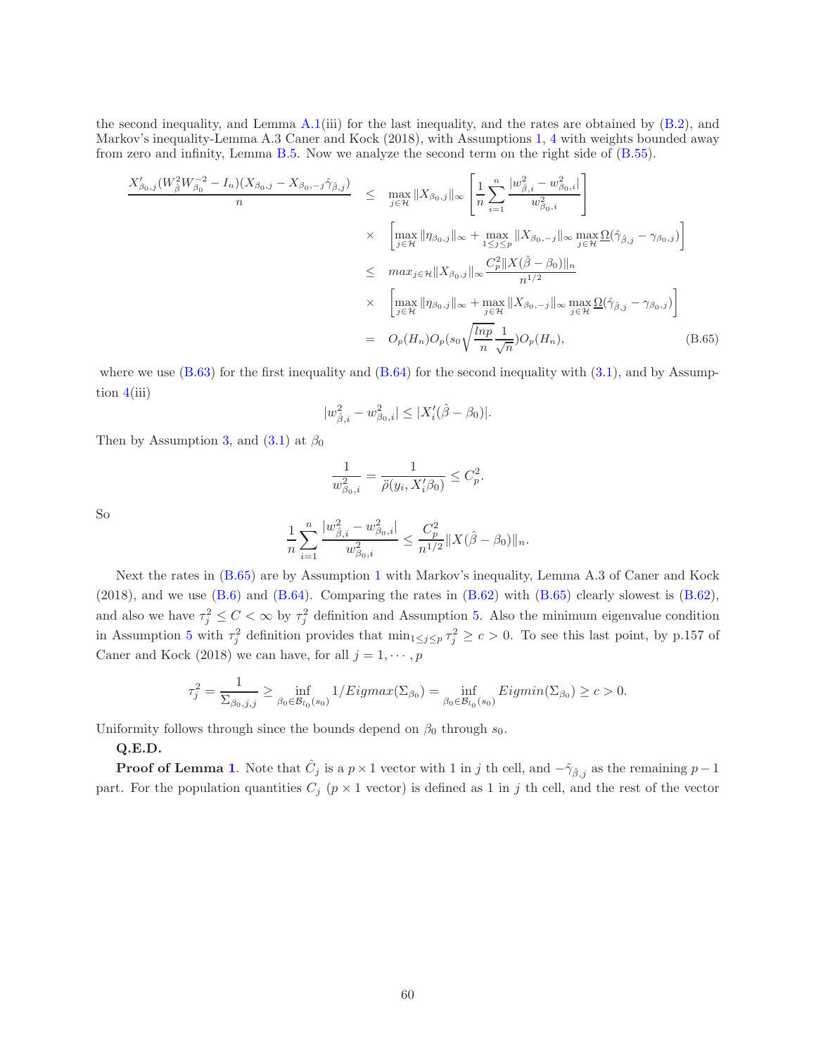the second inequality, and Lemma A.1(iii) for the last inequality, and the rates are obtained by (B.2), and Markov's inequality-Lemma A.3 Caner and Kock (2018), with Assumptions 1, 4 with weights bounded away from zero and infinity, Lemma B.5. Now we analyze the second term on the right side of (B.55).

$$
\begin{aligned}
\frac{X'_{\beta_0,j}(W^2_{\hat\beta} W^{-2}_{\beta_0} - I_n)(X_{\beta_0,j} - X_{\beta_0,-j}\hat\gamma_{\hat\beta,j})}{n} &\leq \max_{j\in\mathcal{H}} \|X_{\beta_0,j}\|_\infty \left[ \frac{1}{n}\sum_{i=1}^n \frac{|w^2_{\hat\beta,i} - w^2_{\beta_0,i}|}{w^2_{\beta_0,i}} \right] \\
&\times \left[ \max_{j\in\mathcal{H}} \|\eta_{\beta_0,j}\|_\infty + \max_{1\leq j\leq p} \|X_{\beta_0,-j}\|_\infty \max_{j\in\mathcal{H}} \underline{\Omega}(\hat\gamma_{\hat\beta,j} - \gamma_{\beta_0,j}) \right] \\
&\leq max_{j\in\mathcal{H}} \|X_{\beta_0,j}\|_\infty \frac{C_p^2 \|X(\hat\beta - \beta_0)\|_n}{n^{1/2}} \\
&\times \left[ \max_{j\in\mathcal{H}} \|\eta_{\beta_0,j}\|_\infty + \max_{j\in\mathcal{H}} \|X_{\beta_0,-j}\|_\infty \max_{j\in\mathcal{H}} \underline{\Omega}(\hat\gamma_{\hat\beta,j} - \gamma_{\beta_0,j}) \right] \\
&= O_p(H_n) O_p(s_0 \sqrt{\frac{lnp}{n}} \frac{1}{\sqrt{n}}) O_p(H_n), \qquad \text{(B.65)}
\end{aligned}
$$

where we use (B.63) for the first inequality and (B.64) for the second inequality with (3.1), and by Assumption 4(iii)

$$|w^2_{\hat\beta,i} - w^2_{\beta_0,i}| \leq |X'_i(\hat\beta - \beta_0)|.$$

Then by Assumption 3, and (3.1) at $\beta_0$

$$\frac{1}{w^2_{\beta_0,i}} = \frac{1}{\ddot\rho(y_i, X'_i\beta_0)} \leq C_p^2.$$

So

$$\frac{1}{n}\sum_{i=1}^n \frac{|w^2_{\hat\beta,i} - w^2_{\beta_0,i}|}{w^2_{\beta_0,i}} \leq \frac{C_p^2}{n^{1/2}} \|X(\hat\beta - \beta_0)\|_n.$$

Next the rates in (B.65) are by Assumption 1 with Markov's inequality, Lemma A.3 of Caner and Kock (2018), and we use (B.6) and (B.64). Comparing the rates in (B.62) with (B.65) clearly slowest is (B.62), and also we have $\tau_j^2 \leq C < \infty$ by $\tau_j^2$ definition and Assumption 5. Also the minimum eigenvalue condition in Assumption 5 with $\tau_j^2$ definition provides that $\min_{1\leq j\leq p} \tau_j^2 \geq c > 0$. To see this last point, by p.157 of Caner and Kock (2018) we can have, for all $j = 1, \cdots, p$

$$\tau_j^2 = \frac{1}{\Sigma_{\beta_0,j,j}} \geq \inf_{\beta_0 \in \mathcal{B}_{l_0}(s_0)} 1/Eigmax(\Sigma_{\beta_0}) = \inf_{\beta_0\in\mathcal{B}_{l_0}(s_0)} Eigmin(\Sigma_{\beta_0}) \geq c > 0.$$

Uniformity follows through since the bounds depend on $\beta_0$ through $s_0$.

**Q.E.D.**

**Proof of Lemma 1**. Note that $\hat C_j$ is a $p\times 1$ vector with 1 in $j$ th cell, and $-\hat\gamma_{\hat\beta,j}$ as the remaining $p-1$ part. For the population quantities $C_j$ ($p\times 1$ vector) is defined as 1 in $j$ th cell, and the rest of the vector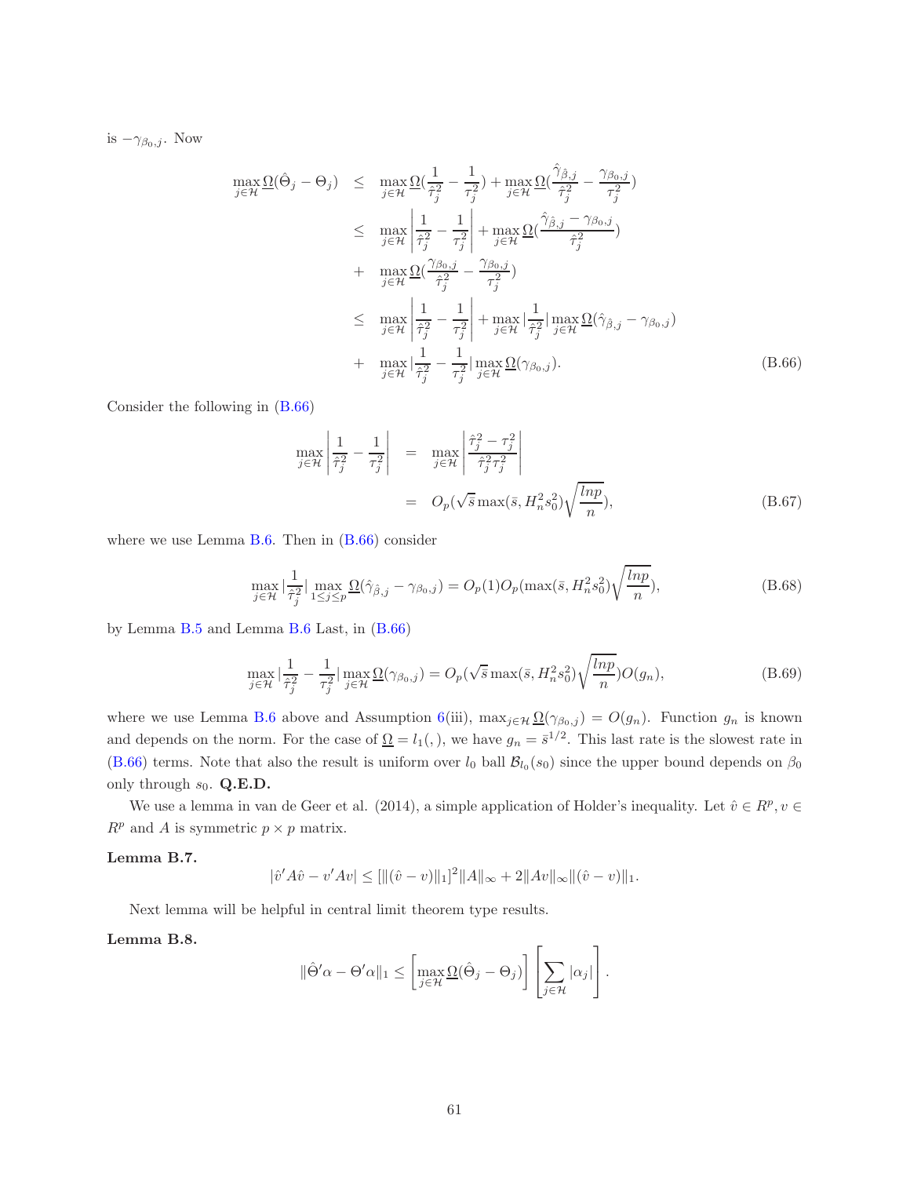is $-\gamma_{\beta_0,j}$. Now

$$
\begin{aligned}
\max_{j \in \mathcal{H}} \underline{\Omega}(\hat{\Theta}_j - \Theta_j) &\leq \max_{j \in \mathcal{H}} \underline{\Omega}(\frac{1}{\hat{\tau}_j^2} - \frac{1}{\tau_j^2}) + \max_{j \in \mathcal{H}} \underline{\Omega}(\frac{\hat{\gamma}_{\hat{\beta},j}}{\hat{\tau}_j^2} - \frac{\gamma_{\beta_0,j}}{\tau_j^2}) \\
&\leq \max_{j \in \mathcal{H}} \left| \frac{1}{\hat{\tau}_j^2} - \frac{1}{\tau_j^2} \right| + \max_{j \in \mathcal{H}} \underline{\Omega}(\frac{\hat{\gamma}_{\hat{\beta},j} - \gamma_{\beta_0,j}}{\hat{\tau}_j^2}) \\
&+ \max_{j \in \mathcal{H}} \underline{\Omega}(\frac{\gamma_{\beta_0,j}}{\hat{\tau}_j^2} - \frac{\gamma_{\beta_0,j}}{\tau_j^2}) \\
&\leq \max_{j \in \mathcal{H}} \left| \frac{1}{\hat{\tau}_j^2} - \frac{1}{\tau_j^2} \right| + \max_{j \in \mathcal{H}} |\frac{1}{\hat{\tau}_j^2}| \max_{j \in \mathcal{H}} \underline{\Omega}(\hat{\gamma}_{\hat{\beta},j} - \gamma_{\beta_0,j}) \\
&+ \max_{j \in \mathcal{H}} |\frac{1}{\hat{\tau}_j^2} - \frac{1}{\tau_j^2}| \max_{j \in \mathcal{H}} \underline{\Omega}(\gamma_{\beta_0,j}).
\end{aligned}
\tag{B.66}
$$

Consider the following in (B.66)

$$
\begin{aligned}
\max_{j \in \mathcal{H}} \left| \frac{1}{\hat{\tau}_j^2} - \frac{1}{\tau_j^2} \right| &= \max_{j \in \mathcal{H}} \left| \frac{\hat{\tau}_j^2 - \tau_j^2}{\hat{\tau}_j^2 \tau_j^2} \right| \\
&= O_p(\sqrt{\bar{s}} \max(\bar{s}, H_n^2 s_0^2) \sqrt{\frac{lnp}{n}}),
\end{aligned}
\tag{B.67}
$$

where we use Lemma B.6. Then in (B.66) consider

$$
\max_{j \in \mathcal{H}} |\frac{1}{\hat{\tau}_j^2}| \max_{1 \leq j \leq p} \underline{\Omega}(\hat{\gamma}_{\hat{\beta},j} - \gamma_{\beta_0,j}) = O_p(1) O_p(\max(\bar{s}, H_n^2 s_0^2) \sqrt{\frac{lnp}{n}}),
\tag{B.68}
$$

by Lemma B.5 and Lemma B.6 Last, in (B.66)

$$
\max_{j \in \mathcal{H}} |\frac{1}{\hat{\tau}_j^2} - \frac{1}{\tau_j^2}| \max_{j \in \mathcal{H}} \underline{\Omega}(\gamma_{\beta_0,j}) = O_p(\sqrt{\bar{s}} \max(\bar{s}, H_n^2 s_0^2) \sqrt{\frac{lnp}{n}}) O(g_n),
\tag{B.69}
$$

where we use Lemma B.6 above and Assumption 6(iii), $\max_{j \in \mathcal{H}} \underline{\Omega}(\gamma_{\beta_0,j}) = O(g_n)$. Function $g_n$ is known and depends on the norm. For the case of $\underline{\Omega} = l_1(,)$, we have $g_n = \bar{s}^{1/2}$. This last rate is the slowest rate in (B.66) terms. Note that also the result is uniform over $l_0$ ball $\mathcal{B}_{l_0}(s_0)$ since the upper bound depends on $\beta_0$ only through $s_0$. **Q.E.D.**

We use a lemma in van de Geer et al. (2014), a simple application of Holder's inequality. Let $\hat{v} \in R^p, v \in R^p$ and $A$ is symmetric $p \times p$ matrix.

**Lemma B.7.**

$$
|\hat{v}' A \hat{v} - v' A v| \leq [\|(\hat{v} - v)\|_1]^2 \|A\|_\infty + 2\|Av\|_\infty \|(\hat{v} - v)\|_1.
$$

Next lemma will be helpful in central limit theorem type results.

**Lemma B.8.**

$$
\|\hat{\Theta}' \alpha - \Theta' \alpha\|_1 \leq \left[ \max_{j \in \mathcal{H}} \underline{\Omega}(\hat{\Theta}_j - \Theta_j) \right] \left[ \sum_{j \in \mathcal{H}} |\alpha_j| \right].
$$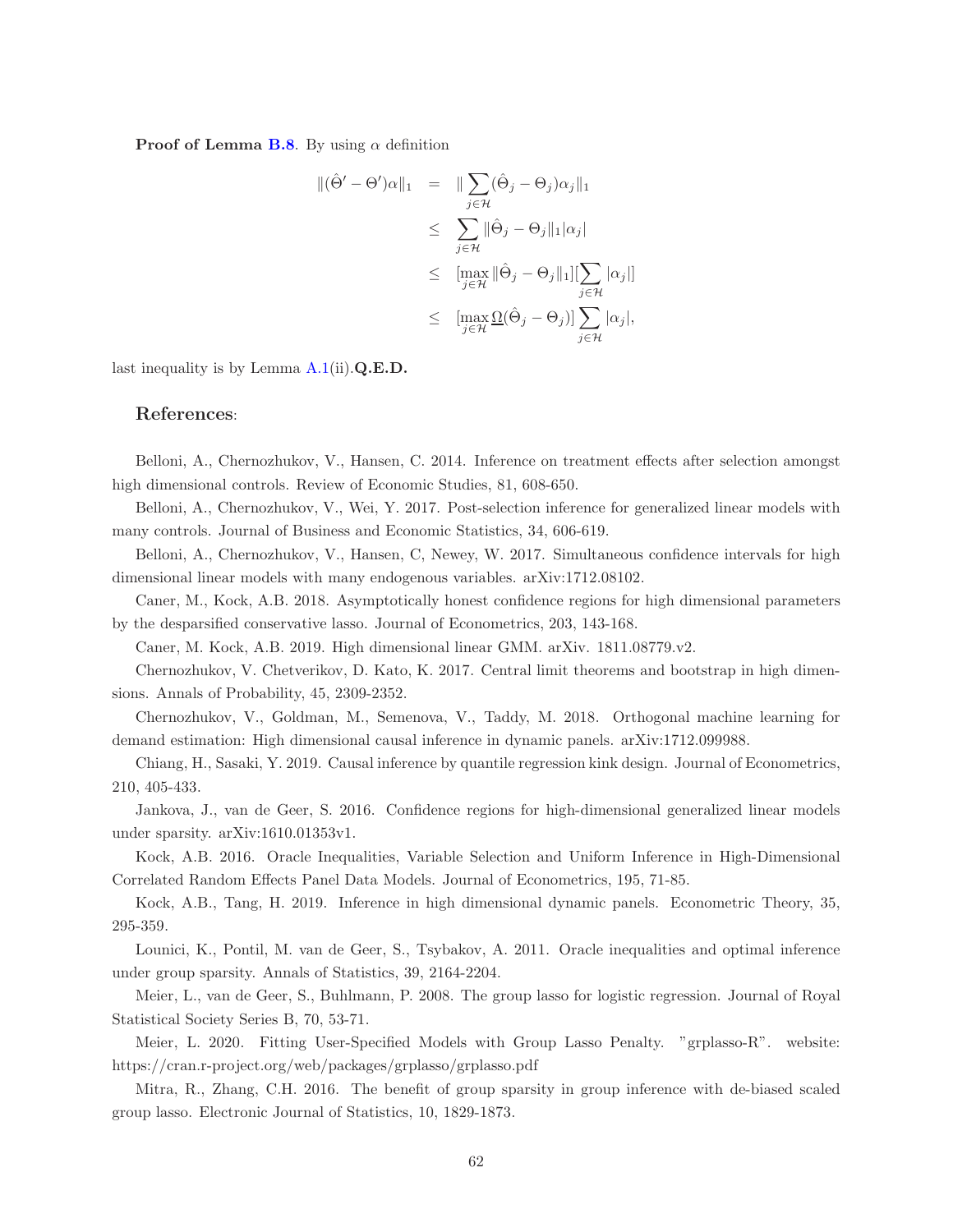**Proof of Lemma B.8**. By using $\alpha$ definition

$$
\begin{aligned}
\|(\hat{\Theta}' - \Theta')\alpha\|_1 &= \|\sum_{j \in \mathcal{H}} (\hat{\Theta}_j - \Theta_j)\alpha_j\|_1 \\
&\leq \sum_{j \in \mathcal{H}} \|\hat{\Theta}_j - \Theta_j\|_1 |\alpha_j| \\
&\leq [\max_{j \in \mathcal{H}} \|\hat{\Theta}_j - \Theta_j\|_1][\sum_{j \in \mathcal{H}} |\alpha_j|] \\
&\leq [\max_{j \in \mathcal{H}} \underline{\Omega}(\hat{\Theta}_j - \Theta_j)] \sum_{j \in \mathcal{H}} |\alpha_j|,
\end{aligned}
$$

last inequality is by Lemma A.1(ii).**Q.E.D.**

## References:

Belloni, A., Chernozhukov, V., Hansen, C. 2014. Inference on treatment effects after selection amongst high dimensional controls. Review of Economic Studies, 81, 608-650.

Belloni, A., Chernozhukov, V., Wei, Y. 2017. Post-selection inference for generalized linear models with many controls. Journal of Business and Economic Statistics, 34, 606-619.

Belloni, A., Chernozhukov, V., Hansen, C, Newey, W. 2017. Simultaneous confidence intervals for high dimensional linear models with many endogenous variables. arXiv:1712.08102.

Caner, M., Kock, A.B. 2018. Asymptotically honest confidence regions for high dimensional parameters by the desparsified conservative lasso. Journal of Econometrics, 203, 143-168.

Caner, M. Kock, A.B. 2019. High dimensional linear GMM. arXiv. 1811.08779.v2.

Chernozhukov, V. Chetverikov, D. Kato, K. 2017. Central limit theorems and bootstrap in high dimensions. Annals of Probability, 45, 2309-2352.

Chernozhukov, V., Goldman, M., Semenova, V., Taddy, M. 2018. Orthogonal machine learning for demand estimation: High dimensional causal inference in dynamic panels. arXiv:1712.099988.

Chiang, H., Sasaki, Y. 2019. Causal inference by quantile regression kink design. Journal of Econometrics, 210, 405-433.

Jankova, J., van de Geer, S. 2016. Confidence regions for high-dimensional generalized linear models under sparsity. arXiv:1610.01353v1.

Kock, A.B. 2016. Oracle Inequalities, Variable Selection and Uniform Inference in High-Dimensional Correlated Random Effects Panel Data Models. Journal of Econometrics, 195, 71-85.

Kock, A.B., Tang, H. 2019. Inference in high dimensional dynamic panels. Econometric Theory, 35, 295-359.

Lounici, K., Pontil, M. van de Geer, S., Tsybakov, A. 2011. Oracle inequalities and optimal inference under group sparsity. Annals of Statistics, 39, 2164-2204.

Meier, L., van de Geer, S., Buhlmann, P. 2008. The group lasso for logistic regression. Journal of Royal Statistical Society Series B, 70, 53-71.

Meier, L. 2020. Fitting User-Specified Models with Group Lasso Penalty. "grplasso-R". website: https://cran.r-project.org/web/packages/grplasso/grplasso.pdf

Mitra, R., Zhang, C.H. 2016. The benefit of group sparsity in group inference with de-biased scaled group lasso. Electronic Journal of Statistics, 10, 1829-1873.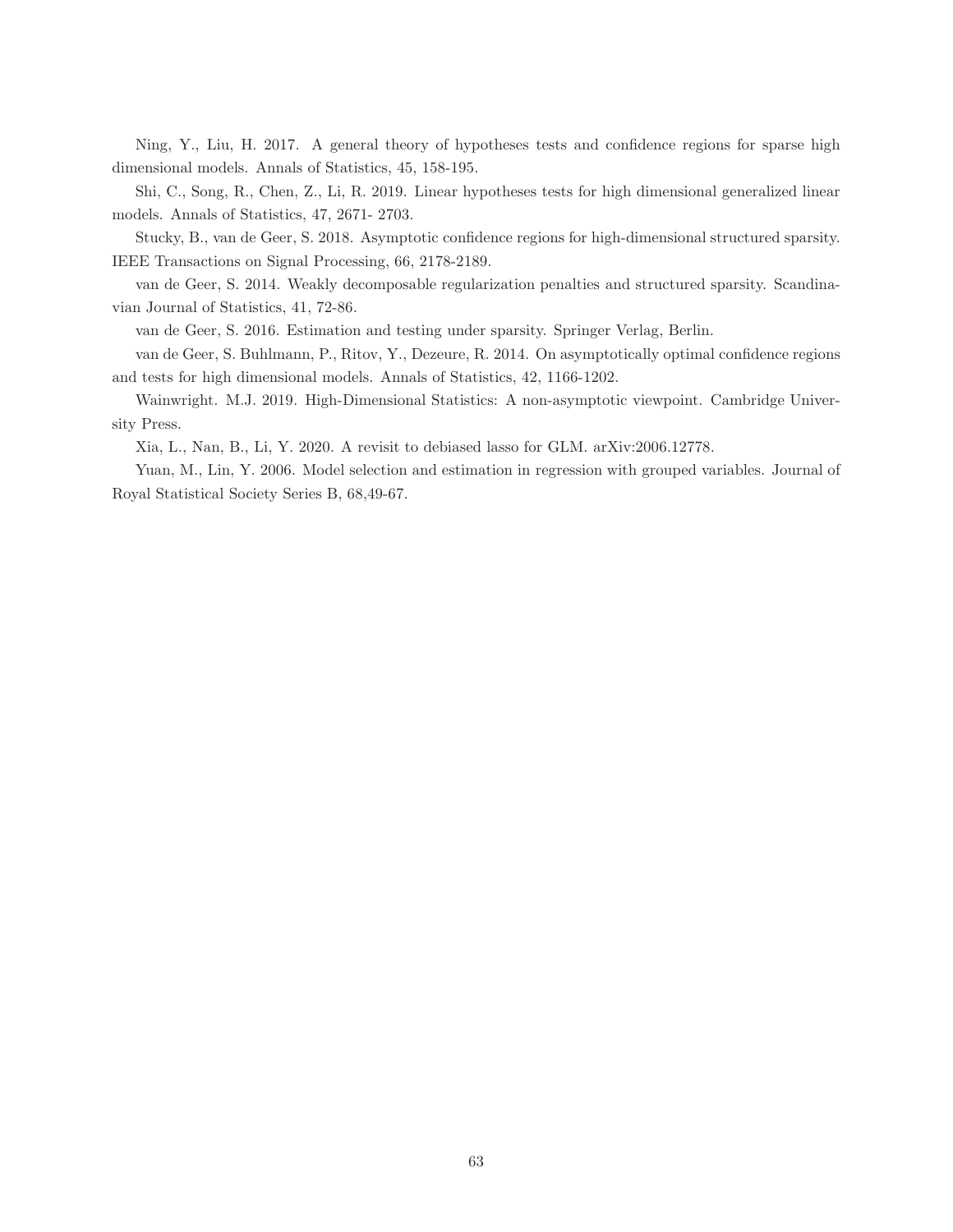Ning, Y., Liu, H. 2017. A general theory of hypotheses tests and confidence regions for sparse high dimensional models. Annals of Statistics, 45, 158-195.

Shi, C., Song, R., Chen, Z., Li, R. 2019. Linear hypotheses tests for high dimensional generalized linear models. Annals of Statistics, 47, 2671- 2703.

Stucky, B., van de Geer, S. 2018. Asymptotic confidence regions for high-dimensional structured sparsity. IEEE Transactions on Signal Processing, 66, 2178-2189.

van de Geer, S. 2014. Weakly decomposable regularization penalties and structured sparsity. Scandinavian Journal of Statistics, 41, 72-86.

van de Geer, S. 2016. Estimation and testing under sparsity. Springer Verlag, Berlin.

van de Geer, S. Buhlmann, P., Ritov, Y., Dezeure, R. 2014. On asymptotically optimal confidence regions and tests for high dimensional models. Annals of Statistics, 42, 1166-1202.

Wainwright. M.J. 2019. High-Dimensional Statistics: A non-asymptotic viewpoint. Cambridge University Press.

Xia, L., Nan, B., Li, Y. 2020. A revisit to debiased lasso for GLM. arXiv:2006.12778.

Yuan, M., Lin, Y. 2006. Model selection and estimation in regression with grouped variables. Journal of Royal Statistical Society Series B, 68,49-67.